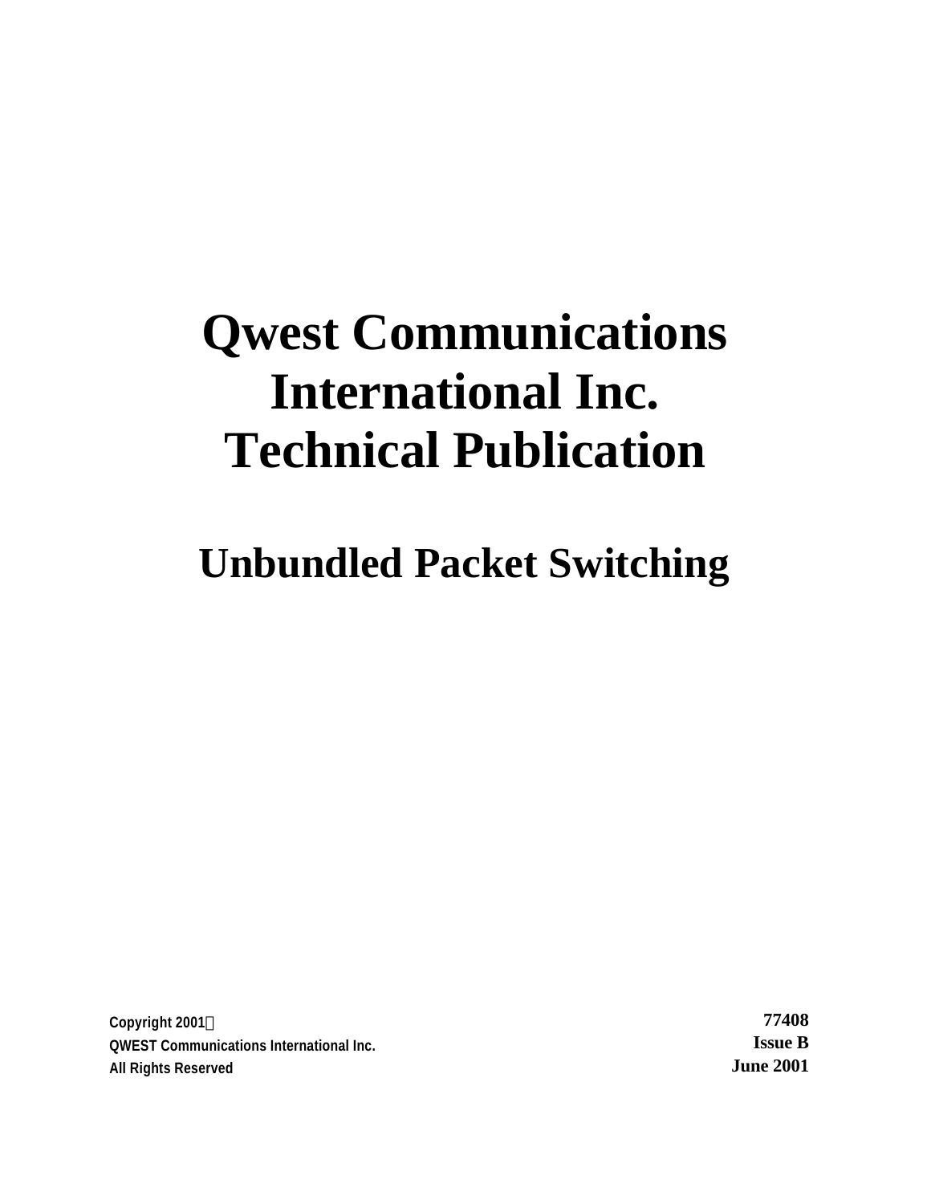# Qwest Communications International Inc. Technical Publication

## Unbundled Packet Switching

Copyright 2001©
QWEST Communications International Inc.
All Rights Reserved

**77408**
**Issue B**
**June 2001**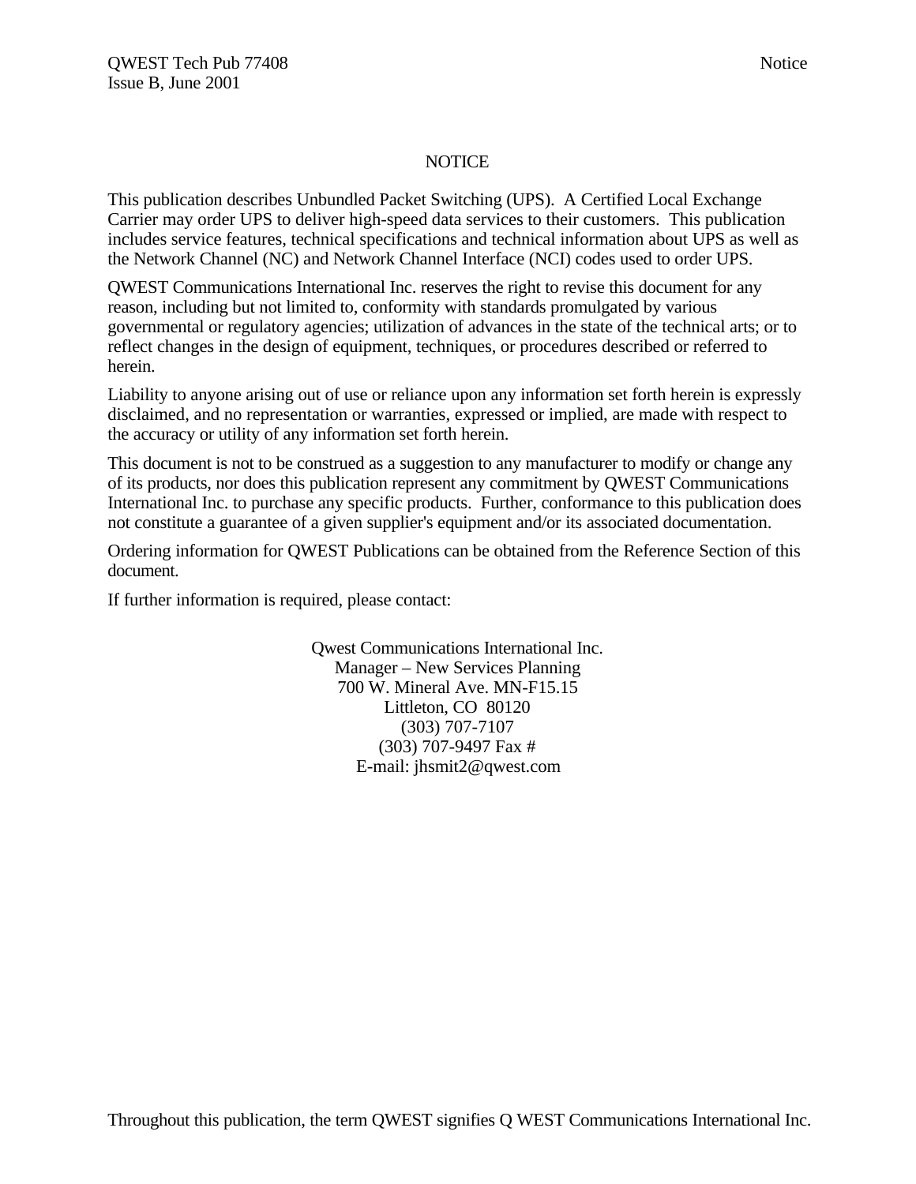# NOTICE

This publication describes Unbundled Packet Switching (UPS). A Certified Local Exchange Carrier may order UPS to deliver high-speed data services to their customers. This publication includes service features, technical specifications and technical information about UPS as well as the Network Channel (NC) and Network Channel Interface (NCI) codes used to order UPS.

QWEST Communications International Inc. reserves the right to revise this document for any reason, including but not limited to, conformity with standards promulgated by various governmental or regulatory agencies; utilization of advances in the state of the technical arts; or to reflect changes in the design of equipment, techniques, or procedures described or referred to herein.

Liability to anyone arising out of use or reliance upon any information set forth herein is expressly disclaimed, and no representation or warranties, expressed or implied, are made with respect to the accuracy or utility of any information set forth herein.

This document is not to be construed as a suggestion to any manufacturer to modify or change any of its products, nor does this publication represent any commitment by QWEST Communications International Inc. to purchase any specific products. Further, conformance to this publication does not constitute a guarantee of a given supplier's equipment and/or its associated documentation.

Ordering information for QWEST Publications can be obtained from the Reference Section of this document.

If further information is required, please contact:

Qwest Communications International Inc.
Manager – New Services Planning
700 W. Mineral Ave. MN-F15.15
Littleton, CO 80120
(303) 707-7107
(303) 707-9497 Fax #
E-mail: jhsmit2@qwest.com

Throughout this publication, the term QWEST signifies Q WEST Communications International Inc.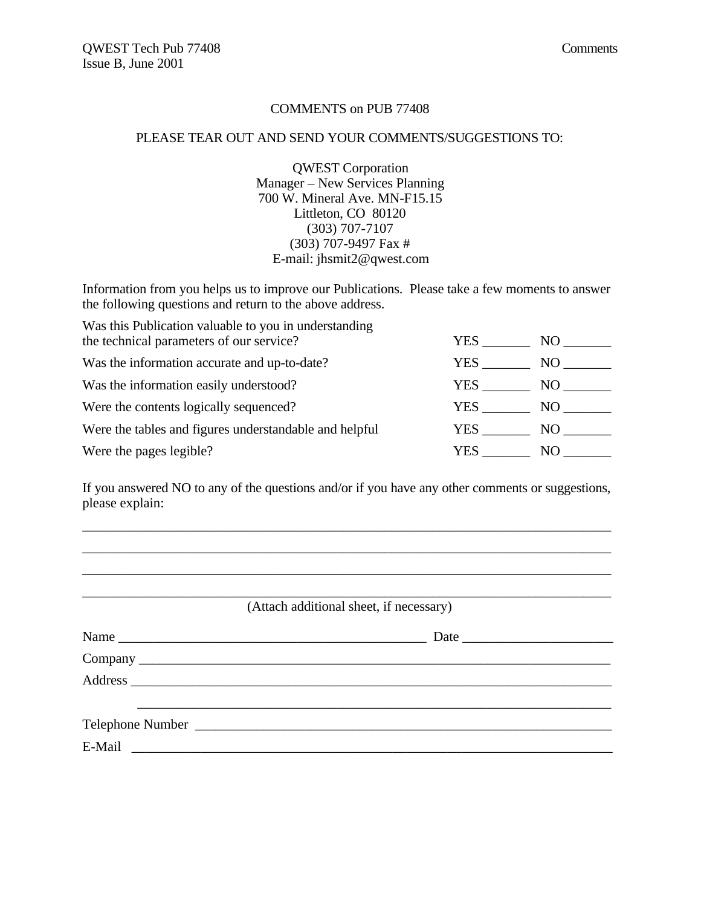## COMMENTS on PUB 77408

PLEASE TEAR OUT AND SEND YOUR COMMENTS/SUGGESTIONS TO:

QWEST Corporation
Manager – New Services Planning
700 W. Mineral Ave. MN-F15.15
Littleton, CO 80120
(303) 707-7107
(303) 707-9497 Fax #
E-mail: jhsmit2@qwest.com

Information from you helps us to improve our Publications. Please take a few moments to answer the following questions and return to the above address.

| | | |
|---|---|---|
| Was this Publication valuable to you in understanding the technical parameters of our service? | YES _______ | NO _______ |
| Was the information accurate and up-to-date? | YES _______ | NO _______ |
| Was the information easily understood? | YES _______ | NO _______ |
| Were the contents logically sequenced? | YES _______ | NO _______ |
| Were the tables and figures understandable and helpful | YES _______ | NO _______ |
| Were the pages legible? | YES _______ | NO _______ |

If you answered NO to any of the questions and/or if you have any other comments or suggestions, please explain:

________________________________________________________________________________

________________________________________________________________________________

________________________________________________________________________________

________________________________________________________________________________

(Attach additional sheet, if necessary)

Name _____________________________________________ Date ______________________

Company _________________________________________________________________

Address __________________________________________________________________

__________________________________________________________________

Telephone Number __________________________________________________________

E-Mail ___________________________________________________________________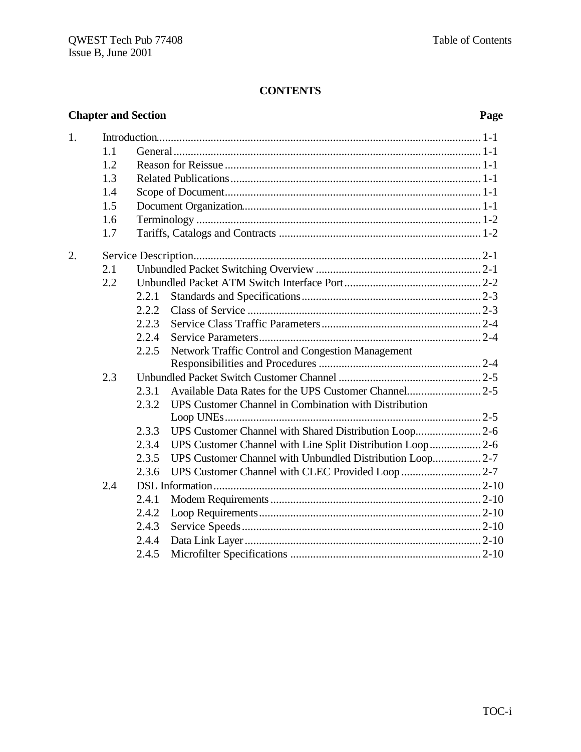# CONTENTS

| Chapter and Section | | | Page |
|---|---|---|---|
| 1. | Introduction | | 1-1 |
| | 1.1 | General | 1-1 |
| | 1.2 | Reason for Reissue | 1-1 |
| | 1.3 | Related Publications | 1-1 |
| | 1.4 | Scope of Document | 1-1 |
| | 1.5 | Document Organization | 1-1 |
| | 1.6 | Terminology | 1-2 |
| | 1.7 | Tariffs, Catalogs and Contracts | 1-2 |
| 2. | Service Description | | 2-1 |
| | 2.1 | Unbundled Packet Switching Overview | 2-1 |
| | 2.2 | Unbundled Packet ATM Switch Interface Port | 2-2 |
| | | 2.2.1 Standards and Specifications | 2-3 |
| | | 2.2.2 Class of Service | 2-3 |
| | | 2.2.3 Service Class Traffic Parameters | 2-4 |
| | | 2.2.4 Service Parameters | 2-4 |
| | | 2.2.5 Network Traffic Control and Congestion Management Responsibilities and Procedures | 2-4 |
| | 2.3 | Unbundled Packet Switch Customer Channel | 2-5 |
| | | 2.3.1 Available Data Rates for the UPS Customer Channel | 2-5 |
| | | 2.3.2 UPS Customer Channel in Combination with Distribution Loop UNEs | 2-5 |
| | | 2.3.3 UPS Customer Channel with Shared Distribution Loop | 2-6 |
| | | 2.3.4 UPS Customer Channel with Line Split Distribution Loop | 2-6 |
| | | 2.3.5 UPS Customer Channel with Unbundled Distribution Loop | 2-7 |
| | | 2.3.6 UPS Customer Channel with CLEC Provided Loop | 2-7 |
| | 2.4 | DSL Information | 2-10 |
| | | 2.4.1 Modem Requirements | 2-10 |
| | | 2.4.2 Loop Requirements | 2-10 |
| | | 2.4.3 Service Speeds | 2-10 |
| | | 2.4.4 Data Link Layer | 2-10 |
| | | 2.4.5 Microfilter Specifications | 2-10 |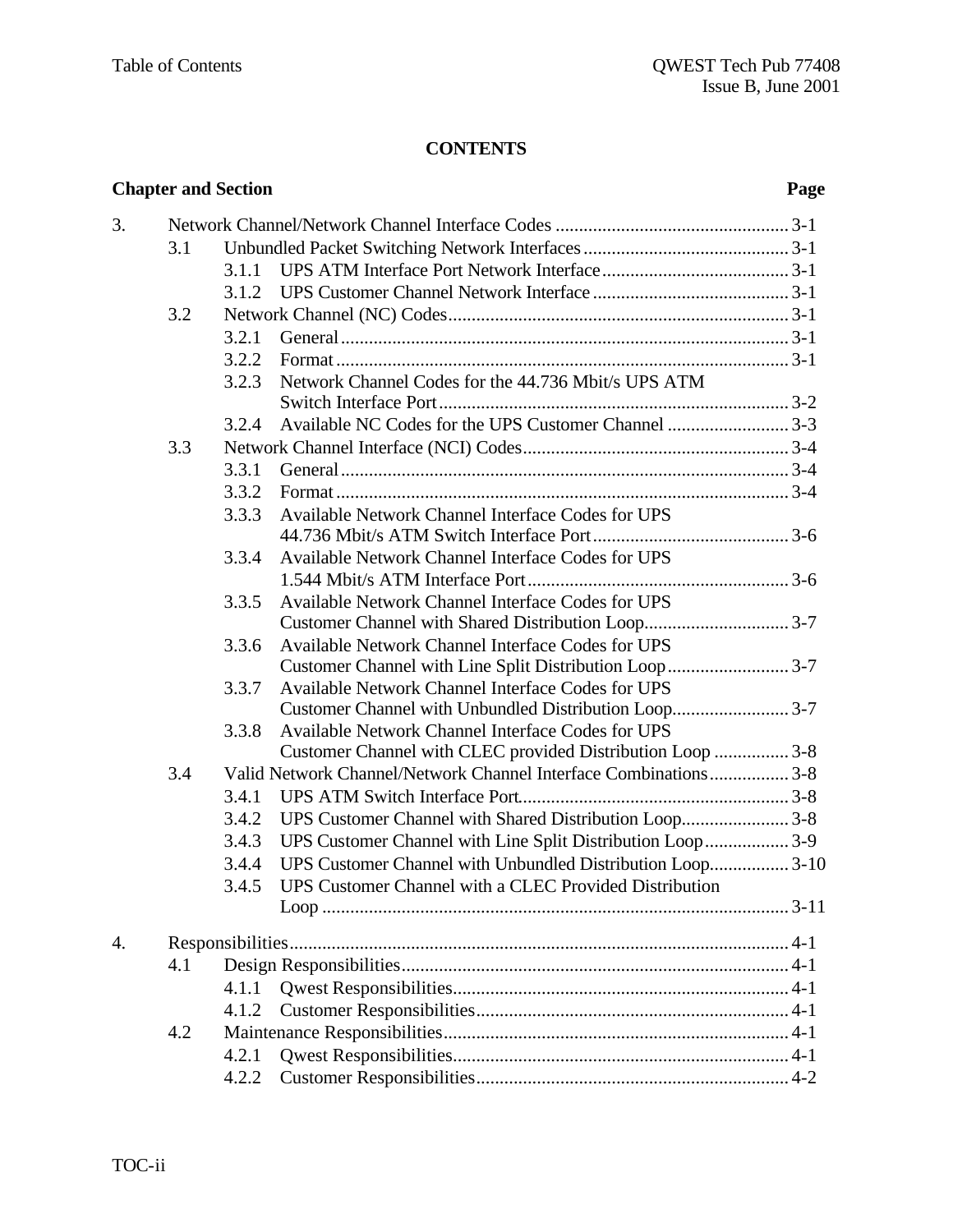**CONTENTS**

**Chapter and Section** **Page**

- 3. Network Channel/Network Channel Interface Codes .......... 3-1
  - 3.1 Unbundled Packet Switching Network Interfaces .......... 3-1
    - 3.1.1 UPS ATM Interface Port Network Interface .......... 3-1
    - 3.1.2 UPS Customer Channel Network Interface .......... 3-1
  - 3.2 Network Channel (NC) Codes .......... 3-1
    - 3.2.1 General .......... 3-1
    - 3.2.2 Format .......... 3-1
    - 3.2.3 Network Channel Codes for the 44.736 Mbit/s UPS ATM Switch Interface Port .......... 3-2
    - 3.2.4 Available NC Codes for the UPS Customer Channel .......... 3-3
  - 3.3 Network Channel Interface (NCI) Codes .......... 3-4
    - 3.3.1 General .......... 3-4
    - 3.3.2 Format .......... 3-4
    - 3.3.3 Available Network Channel Interface Codes for UPS 44.736 Mbit/s ATM Switch Interface Port .......... 3-6
    - 3.3.4 Available Network Channel Interface Codes for UPS 1.544 Mbit/s ATM Interface Port .......... 3-6
    - 3.3.5 Available Network Channel Interface Codes for UPS Customer Channel with Shared Distribution Loop .......... 3-7
    - 3.3.6 Available Network Channel Interface Codes for UPS Customer Channel with Line Split Distribution Loop .......... 3-7
    - 3.3.7 Available Network Channel Interface Codes for UPS Customer Channel with Unbundled Distribution Loop .......... 3-7
    - 3.3.8 Available Network Channel Interface Codes for UPS Customer Channel with CLEC provided Distribution Loop .......... 3-8
  - 3.4 Valid Network Channel/Network Channel Interface Combinations .......... 3-8
    - 3.4.1 UPS ATM Switch Interface Port .......... 3-8
    - 3.4.2 UPS Customer Channel with Shared Distribution Loop .......... 3-8
    - 3.4.3 UPS Customer Channel with Line Split Distribution Loop .......... 3-9
    - 3.4.4 UPS Customer Channel with Unbundled Distribution Loop .......... 3-10
    - 3.4.5 UPS Customer Channel with a CLEC Provided Distribution Loop .......... 3-11
- 4. Responsibilities .......... 4-1
  - 4.1 Design Responsibilities .......... 4-1
    - 4.1.1 Qwest Responsibilities .......... 4-1
    - 4.1.2 Customer Responsibilities .......... 4-1
  - 4.2 Maintenance Responsibilities .......... 4-1
    - 4.2.1 Qwest Responsibilities .......... 4-1
    - 4.2.2 Customer Responsibilities .......... 4-2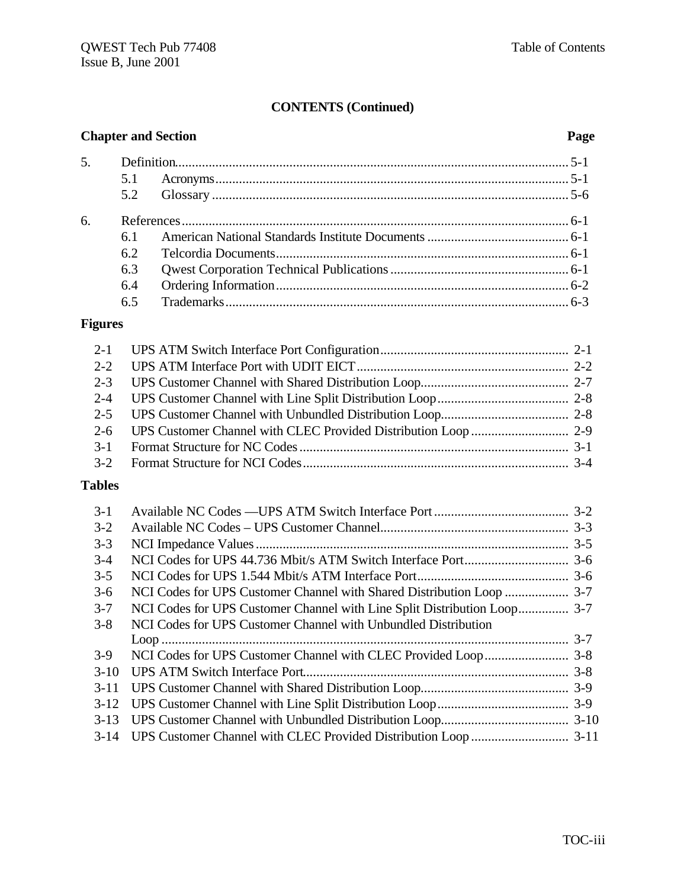**CONTENTS (Continued)**

| Chapter and Section | | | Page |
|---|---|---|---|
| 5. | Definition | | 5-1 |
| | 5.1 | Acronyms | 5-1 |
| | 5.2 | Glossary | 5-6 |
| 6. | References | | 6-1 |
| | 6.1 | American National Standards Institute Documents | 6-1 |
| | 6.2 | Telcordia Documents | 6-1 |
| | 6.3 | Qwest Corporation Technical Publications | 6-1 |
| | 6.4 | Ordering Information | 6-2 |
| | 6.5 | Trademarks | 6-3 |

**Figures**

| | | |
|---|---|---|
| 2-1 | UPS ATM Switch Interface Port Configuration | 2-1 |
| 2-2 | UPS ATM Interface Port with UDIT EICT | 2-2 |
| 2-3 | UPS Customer Channel with Shared Distribution Loop | 2-7 |
| 2-4 | UPS Customer Channel with Line Split Distribution Loop | 2-8 |
| 2-5 | UPS Customer Channel with Unbundled Distribution Loop | 2-8 |
| 2-6 | UPS Customer Channel with CLEC Provided Distribution Loop | 2-9 |
| 3-1 | Format Structure for NC Codes | 3-1 |
| 3-2 | Format Structure for NCI Codes | 3-4 |

**Tables**

| | | |
|---|---|---|
| 3-1 | Available NC Codes —UPS ATM Switch Interface Port | 3-2 |
| 3-2 | Available NC Codes – UPS Customer Channel | 3-3 |
| 3-3 | NCI Impedance Values | 3-5 |
| 3-4 | NCI Codes for UPS 44.736 Mbit/s ATM Switch Interface Port | 3-6 |
| 3-5 | NCI Codes for UPS 1.544 Mbit/s ATM Interface Port | 3-6 |
| 3-6 | NCI Codes for UPS Customer Channel with Shared Distribution Loop | 3-7 |
| 3-7 | NCI Codes for UPS Customer Channel with Line Split Distribution Loop | 3-7 |
| 3-8 | NCI Codes for UPS Customer Channel with Unbundled Distribution Loop | 3-7 |
| 3-9 | NCI Codes for UPS Customer Channel with CLEC Provided Loop | 3-8 |
| 3-10 | UPS ATM Switch Interface Port | 3-8 |
| 3-11 | UPS Customer Channel with Shared Distribution Loop | 3-9 |
| 3-12 | UPS Customer Channel with Line Split Distribution Loop | 3-9 |
| 3-13 | UPS Customer Channel with Unbundled Distribution Loop | 3-10 |
| 3-14 | UPS Customer Channel with CLEC Provided Distribution Loop | 3-11 |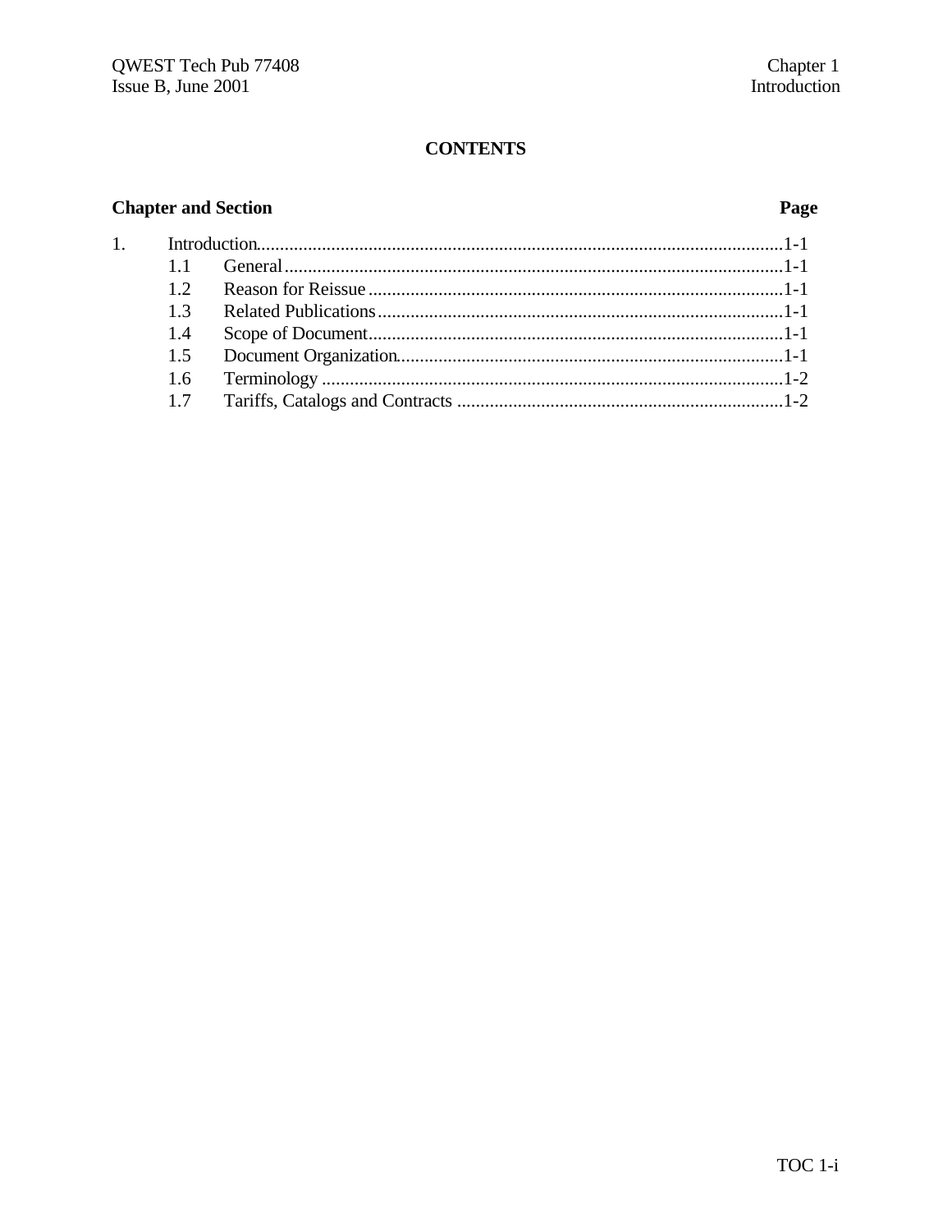# CONTENTS

**Chapter and Section** **Page**

| | | Page |
|---|---|---|
| 1. | Introduction | 1-1 |
| 1.1 | General | 1-1 |
| 1.2 | Reason for Reissue | 1-1 |
| 1.3 | Related Publications | 1-1 |
| 1.4 | Scope of Document | 1-1 |
| 1.5 | Document Organization | 1-1 |
| 1.6 | Terminology | 1-2 |
| 1.7 | Tariffs, Catalogs and Contracts | 1-2 |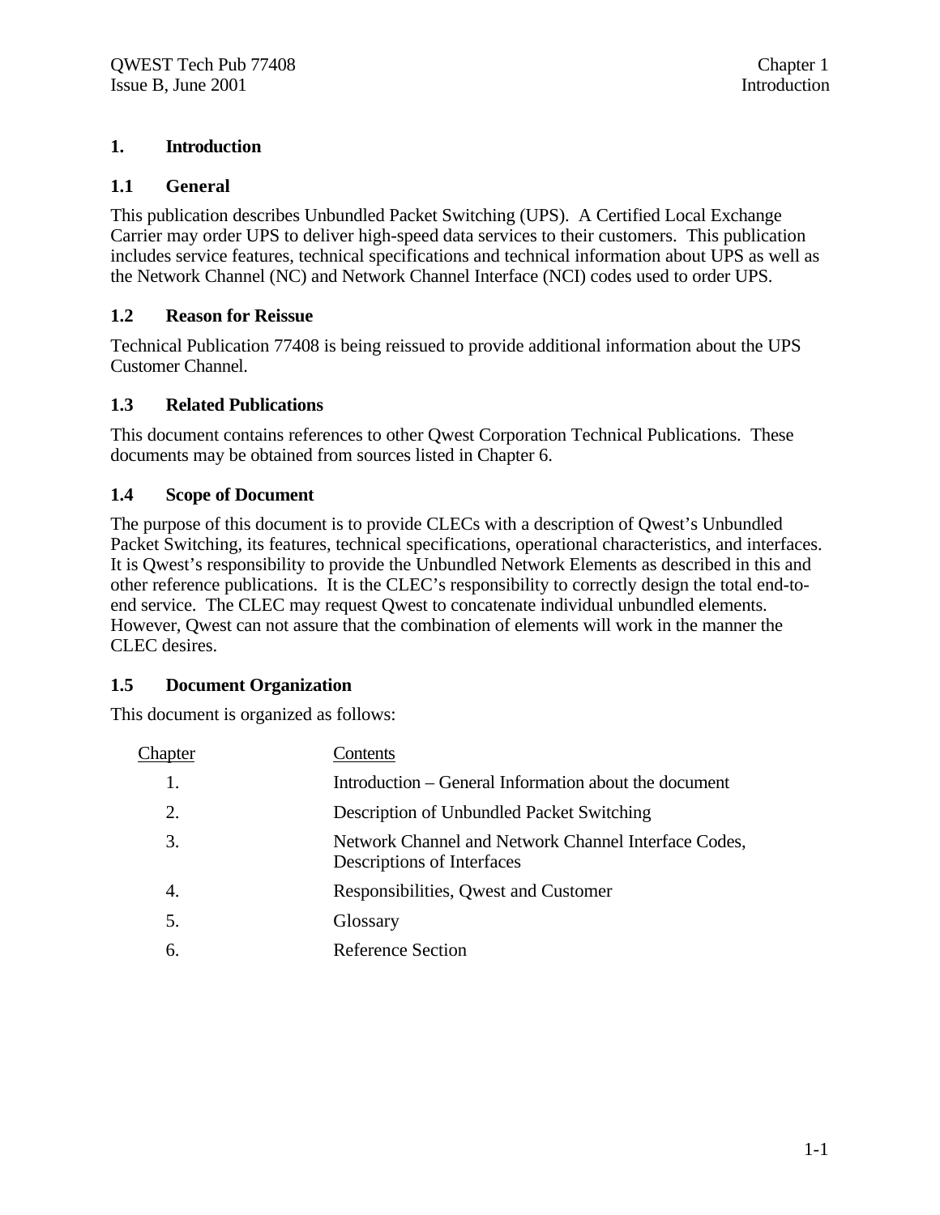# 1. Introduction

## 1.1 General

This publication describes Unbundled Packet Switching (UPS). A Certified Local Exchange Carrier may order UPS to deliver high-speed data services to their customers. This publication includes service features, technical specifications and technical information about UPS as well as the Network Channel (NC) and Network Channel Interface (NCI) codes used to order UPS.

## 1.2 Reason for Reissue

Technical Publication 77408 is being reissued to provide additional information about the UPS Customer Channel.

## 1.3 Related Publications

This document contains references to other Qwest Corporation Technical Publications. These documents may be obtained from sources listed in Chapter 6.

## 1.4 Scope of Document

The purpose of this document is to provide CLECs with a description of Qwest's Unbundled Packet Switching, its features, technical specifications, operational characteristics, and interfaces. It is Qwest's responsibility to provide the Unbundled Network Elements as described in this and other reference publications. It is the CLEC's responsibility to correctly design the total end-to-end service. The CLEC may request Qwest to concatenate individual unbundled elements. However, Qwest can not assure that the combination of elements will work in the manner the CLEC desires.

## 1.5 Document Organization

This document is organized as follows:

| Chapter | Contents |
|---|---|
| 1. | Introduction – General Information about the document |
| 2. | Description of Unbundled Packet Switching |
| 3. | Network Channel and Network Channel Interface Codes, Descriptions of Interfaces |
| 4. | Responsibilities, Qwest and Customer |
| 5. | Glossary |
| 6. | Reference Section |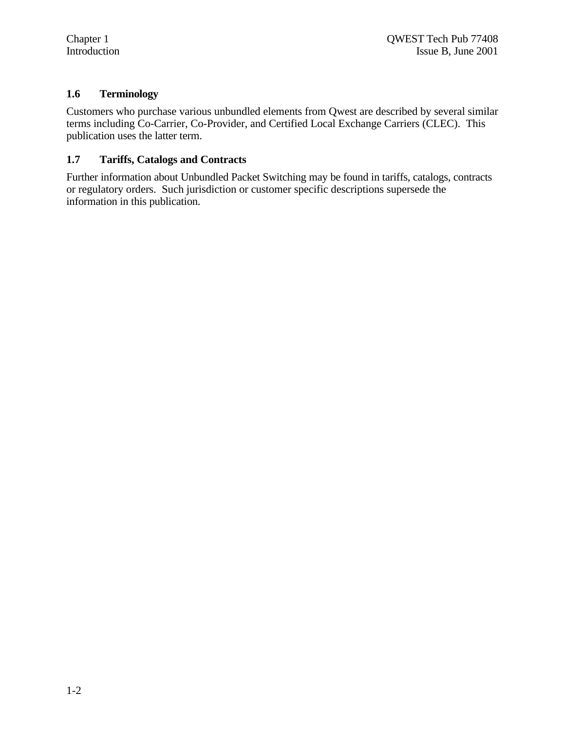## 1.6 Terminology

Customers who purchase various unbundled elements from Qwest are described by several similar terms including Co-Carrier, Co-Provider, and Certified Local Exchange Carriers (CLEC). This publication uses the latter term.

## 1.7 Tariffs, Catalogs and Contracts

Further information about Unbundled Packet Switching may be found in tariffs, catalogs, contracts or regulatory orders. Such jurisdiction or customer specific descriptions supersede the information in this publication.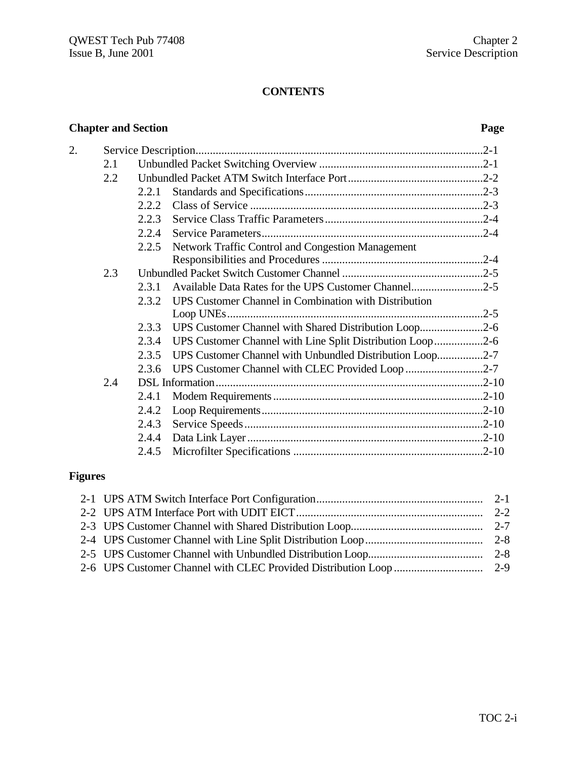# CONTENTS

| Chapter and Section | | | Page |
|---|---|---|---|
| 2. | Service Description | | 2-1 |
| | 2.1 | Unbundled Packet Switching Overview | 2-1 |
| | 2.2 | Unbundled Packet ATM Switch Interface Port | 2-2 |
| | | 2.2.1 Standards and Specifications | 2-3 |
| | | 2.2.2 Class of Service | 2-3 |
| | | 2.2.3 Service Class Traffic Parameters | 2-4 |
| | | 2.2.4 Service Parameters | 2-4 |
| | | 2.2.5 Network Traffic Control and Congestion Management Responsibilities and Procedures | 2-4 |
| | 2.3 | Unbundled Packet Switch Customer Channel | 2-5 |
| | | 2.3.1 Available Data Rates for the UPS Customer Channel | 2-5 |
| | | 2.3.2 UPS Customer Channel in Combination with Distribution Loop UNEs | 2-5 |
| | | 2.3.3 UPS Customer Channel with Shared Distribution Loop | 2-6 |
| | | 2.3.4 UPS Customer Channel with Line Split Distribution Loop | 2-6 |
| | | 2.3.5 UPS Customer Channel with Unbundled Distribution Loop | 2-7 |
| | | 2.3.6 UPS Customer Channel with CLEC Provided Loop | 2-7 |
| | 2.4 | DSL Information | 2-10 |
| | | 2.4.1 Modem Requirements | 2-10 |
| | | 2.4.2 Loop Requirements | 2-10 |
| | | 2.4.3 Service Speeds | 2-10 |
| | | 2.4.4 Data Link Layer | 2-10 |
| | | 2.4.5 Microfilter Specifications | 2-10 |

**Figures**

| | | |
|---|---|---|
| 2-1 | UPS ATM Switch Interface Port Configuration | 2-1 |
| 2-2 | UPS ATM Interface Port with UDIT EICT | 2-2 |
| 2-3 | UPS Customer Channel with Shared Distribution Loop | 2-7 |
| 2-4 | UPS Customer Channel with Line Split Distribution Loop | 2-8 |
| 2-5 | UPS Customer Channel with Unbundled Distribution Loop | 2-8 |
| 2-6 | UPS Customer Channel with CLEC Provided Distribution Loop | 2-9 |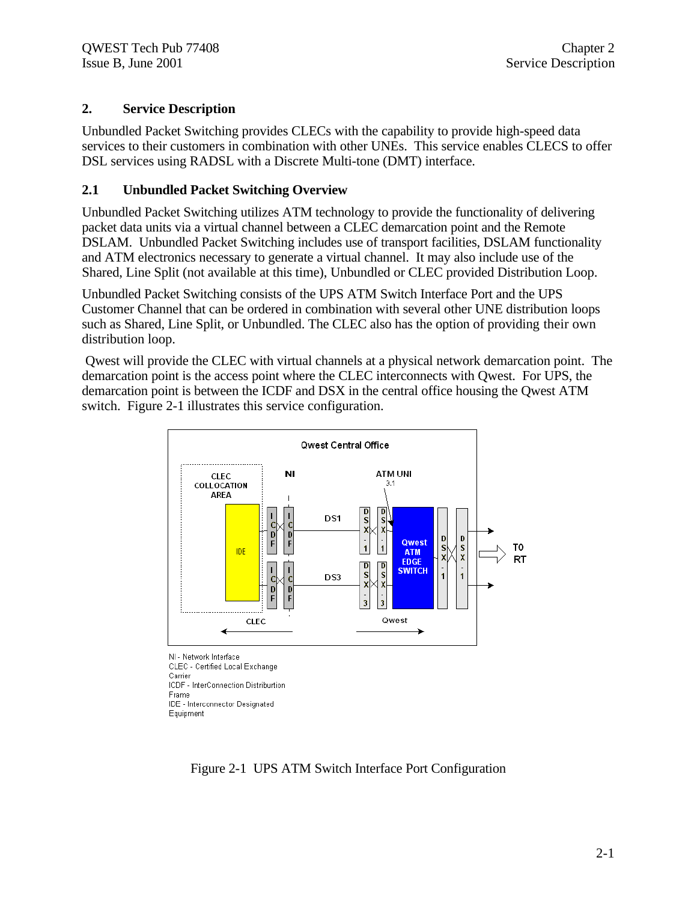## 2. Service Description

Unbundled Packet Switching provides CLECs with the capability to provide high-speed data services to their customers in combination with other UNEs. This service enables CLECS to offer DSL services using RADSL with a Discrete Multi-tone (DMT) interface.

### 2.1 Unbundled Packet Switching Overview

Unbundled Packet Switching utilizes ATM technology to provide the functionality of delivering packet data units via a virtual channel between a CLEC demarcation point and the Remote DSLAM. Unbundled Packet Switching includes use of transport facilities, DSLAM functionality and ATM electronics necessary to generate a virtual channel. It may also include use of the Shared, Line Split (not available at this time), Unbundled or CLEC provided Distribution Loop.

Unbundled Packet Switching consists of the UPS ATM Switch Interface Port and the UPS Customer Channel that can be ordered in combination with several other UNE distribution loops such as Shared, Line Split, or Unbundled. The CLEC also has the option of providing their own distribution loop.

Qwest will provide the CLEC with virtual channels at a physical network demarcation point. The demarcation point is the access point where the CLEC interconnects with Qwest. For UPS, the demarcation point is between the ICDF and DSX in the central office housing the Qwest ATM switch. Figure 2-1 illustrates this service configuration.

Qwest Central Office

CLEC COLLOCATION AREA | NI | ATM UNI 3.1

IDE | ICDF | ICDF | DS1 | DSX-1 | DSX-1 | DS3 | DSX-3 | DSX-3 | Qwest ATM EDGE SWITCH | DSX-1 | DSX-1 | TO RT

CLEC ← | → Qwest

NI - Network Interface
CLEC - Certified Local Exchange Carrier
ICDF - InterConnection Distriburtion Frame
IDE - Interconnector Designated Equipment

Figure 2-1 UPS ATM Switch Interface Port Configuration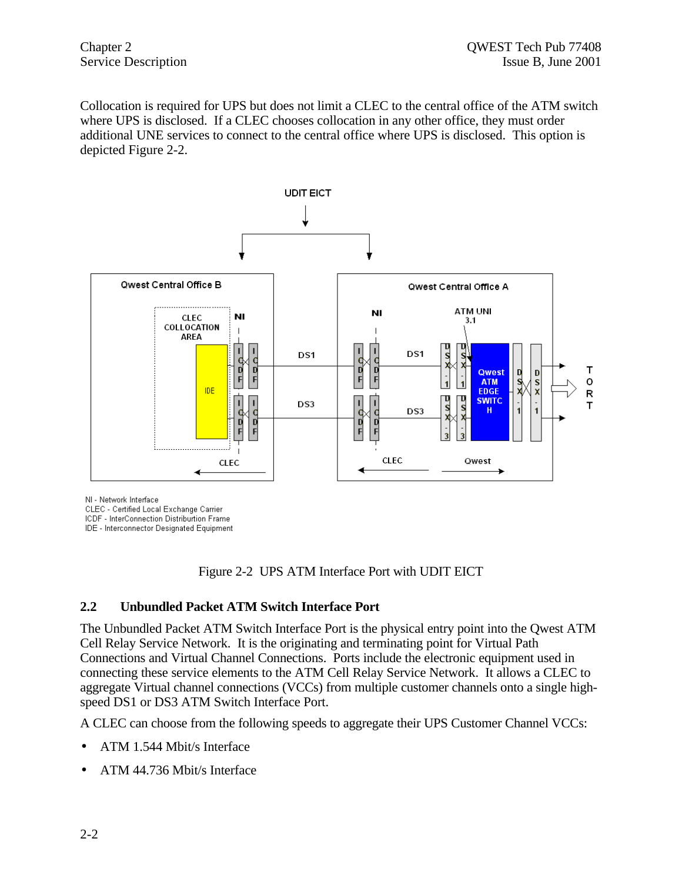Collocation is required for UPS but does not limit a CLEC to the central office of the ATM switch where UPS is disclosed. If a CLEC chooses collocation in any other office, they must order additional UNE services to connect to the central office where UPS is disclosed. This option is depicted Figure 2-2.

NI - Network Interface
CLEC - Certified Local Exchange Carrier
ICDF - InterConnection Distriburtion Frame
IDE - Interconnector Designated Equipment

Figure 2-2 UPS ATM Interface Port with UDIT EICT

## 2.2 Unbundled Packet ATM Switch Interface Port

The Unbundled Packet ATM Switch Interface Port is the physical entry point into the Qwest ATM Cell Relay Service Network. It is the originating and terminating point for Virtual Path Connections and Virtual Channel Connections. Ports include the electronic equipment used in connecting these service elements to the ATM Cell Relay Service Network. It allows a CLEC to aggregate Virtual channel connections (VCCs) from multiple customer channels onto a single high-speed DS1 or DS3 ATM Switch Interface Port.

A CLEC can choose from the following speeds to aggregate their UPS Customer Channel VCCs:

- ATM 1.544 Mbit/s Interface
- ATM 44.736 Mbit/s Interface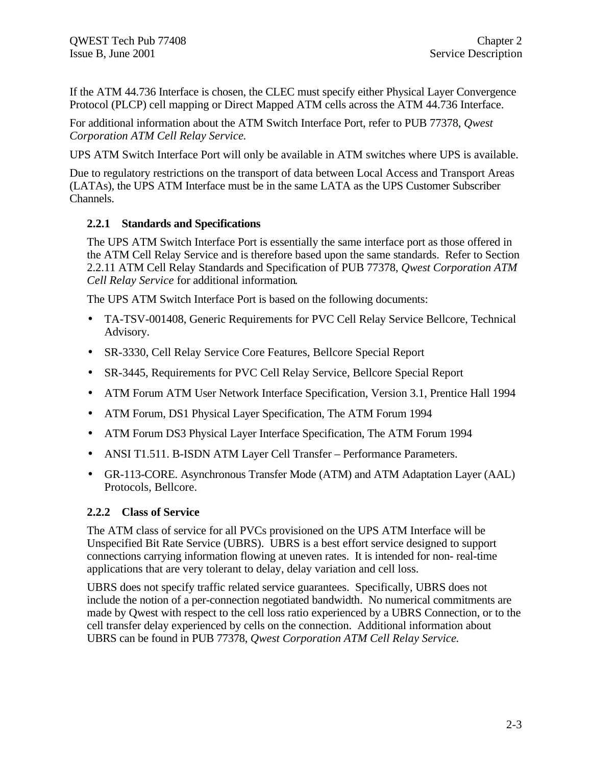If the ATM 44.736 Interface is chosen, the CLEC must specify either Physical Layer Convergence Protocol (PLCP) cell mapping or Direct Mapped ATM cells across the ATM 44.736 Interface.

For additional information about the ATM Switch Interface Port, refer to PUB 77378, *Qwest Corporation ATM Cell Relay Service.*

UPS ATM Switch Interface Port will only be available in ATM switches where UPS is available.

Due to regulatory restrictions on the transport of data between Local Access and Transport Areas (LATAs), the UPS ATM Interface must be in the same LATA as the UPS Customer Subscriber Channels.

### 2.2.1 Standards and Specifications

The UPS ATM Switch Interface Port is essentially the same interface port as those offered in the ATM Cell Relay Service and is therefore based upon the same standards. Refer to Section 2.2.11 ATM Cell Relay Standards and Specification of PUB 77378, *Qwest Corporation ATM Cell Relay Service* for additional information.

The UPS ATM Switch Interface Port is based on the following documents:

- TA-TSV-001408, Generic Requirements for PVC Cell Relay Service Bellcore, Technical Advisory.
- SR-3330, Cell Relay Service Core Features, Bellcore Special Report
- SR-3445, Requirements for PVC Cell Relay Service, Bellcore Special Report
- ATM Forum ATM User Network Interface Specification, Version 3.1, Prentice Hall 1994
- ATM Forum, DS1 Physical Layer Specification, The ATM Forum 1994
- ATM Forum DS3 Physical Layer Interface Specification, The ATM Forum 1994
- ANSI T1.511. B-ISDN ATM Layer Cell Transfer – Performance Parameters.
- GR-113-CORE. Asynchronous Transfer Mode (ATM) and ATM Adaptation Layer (AAL) Protocols, Bellcore.

### 2.2.2 Class of Service

The ATM class of service for all PVCs provisioned on the UPS ATM Interface will be Unspecified Bit Rate Service (UBRS). UBRS is a best effort service designed to support connections carrying information flowing at uneven rates. It is intended for non- real-time applications that are very tolerant to delay, delay variation and cell loss.

UBRS does not specify traffic related service guarantees. Specifically, UBRS does not include the notion of a per-connection negotiated bandwidth. No numerical commitments are made by Qwest with respect to the cell loss ratio experienced by a UBRS Connection, or to the cell transfer delay experienced by cells on the connection. Additional information about UBRS can be found in PUB 77378, *Qwest Corporation ATM Cell Relay Service.*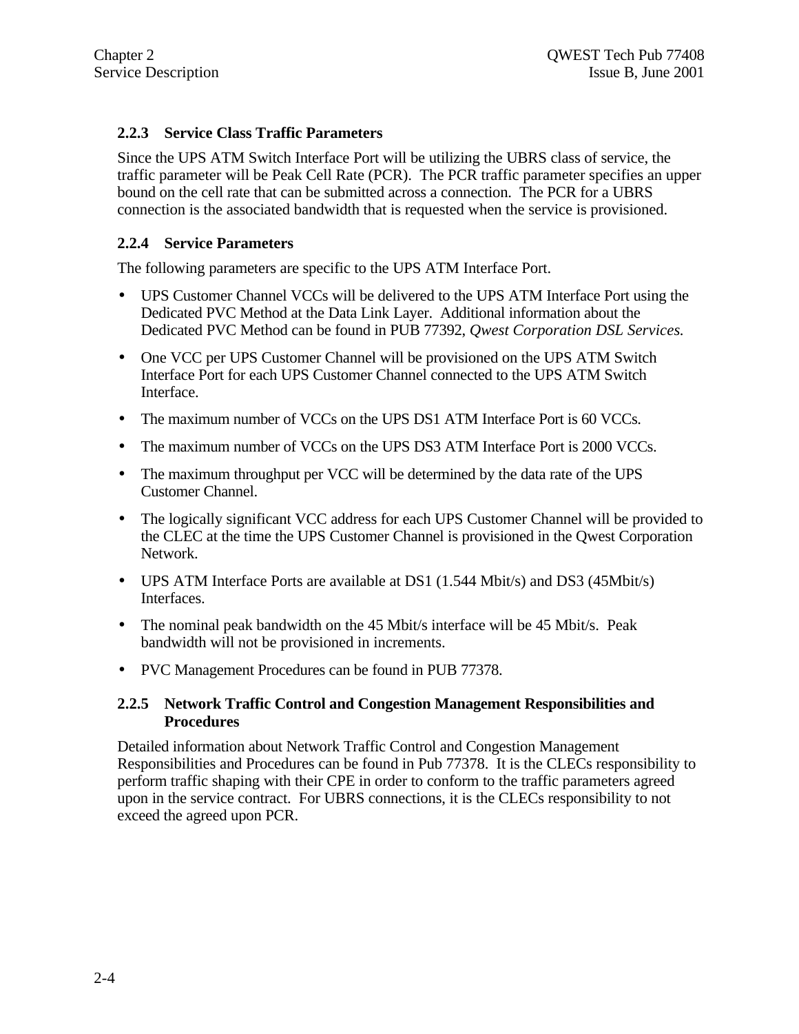### 2.2.3 Service Class Traffic Parameters

Since the UPS ATM Switch Interface Port will be utilizing the UBRS class of service, the traffic parameter will be Peak Cell Rate (PCR). The PCR traffic parameter specifies an upper bound on the cell rate that can be submitted across a connection. The PCR for a UBRS connection is the associated bandwidth that is requested when the service is provisioned.

### 2.2.4 Service Parameters

The following parameters are specific to the UPS ATM Interface Port.

- UPS Customer Channel VCCs will be delivered to the UPS ATM Interface Port using the Dedicated PVC Method at the Data Link Layer. Additional information about the Dedicated PVC Method can be found in PUB 77392, *Qwest Corporation DSL Services.*
- One VCC per UPS Customer Channel will be provisioned on the UPS ATM Switch Interface Port for each UPS Customer Channel connected to the UPS ATM Switch Interface.
- The maximum number of VCCs on the UPS DS1 ATM Interface Port is 60 VCCs.
- The maximum number of VCCs on the UPS DS3 ATM Interface Port is 2000 VCCs.
- The maximum throughput per VCC will be determined by the data rate of the UPS Customer Channel.
- The logically significant VCC address for each UPS Customer Channel will be provided to the CLEC at the time the UPS Customer Channel is provisioned in the Qwest Corporation Network.
- UPS ATM Interface Ports are available at DS1 (1.544 Mbit/s) and DS3 (45Mbit/s) Interfaces.
- The nominal peak bandwidth on the 45 Mbit/s interface will be 45 Mbit/s. Peak bandwidth will not be provisioned in increments.
- PVC Management Procedures can be found in PUB 77378.

### 2.2.5 Network Traffic Control and Congestion Management Responsibilities and Procedures

Detailed information about Network Traffic Control and Congestion Management Responsibilities and Procedures can be found in Pub 77378. It is the CLECs responsibility to perform traffic shaping with their CPE in order to conform to the traffic parameters agreed upon in the service contract. For UBRS connections, it is the CLECs responsibility to not exceed the agreed upon PCR.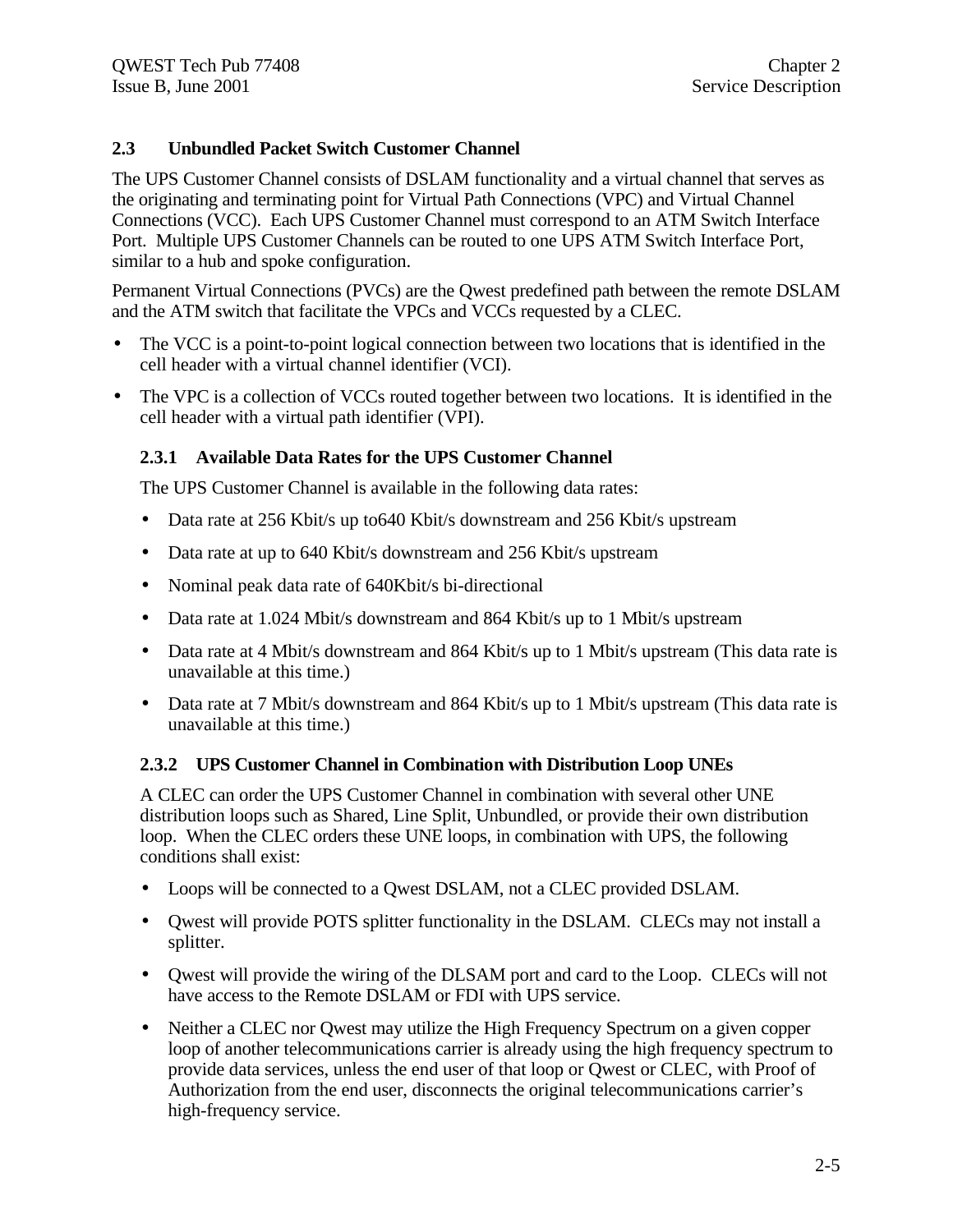## 2.3 Unbundled Packet Switch Customer Channel

The UPS Customer Channel consists of DSLAM functionality and a virtual channel that serves as the originating and terminating point for Virtual Path Connections (VPC) and Virtual Channel Connections (VCC). Each UPS Customer Channel must correspond to an ATM Switch Interface Port. Multiple UPS Customer Channels can be routed to one UPS ATM Switch Interface Port, similar to a hub and spoke configuration.

Permanent Virtual Connections (PVCs) are the Qwest predefined path between the remote DSLAM and the ATM switch that facilitate the VPCs and VCCs requested by a CLEC.

- The VCC is a point-to-point logical connection between two locations that is identified in the cell header with a virtual channel identifier (VCI).
- The VPC is a collection of VCCs routed together between two locations. It is identified in the cell header with a virtual path identifier (VPI).

### 2.3.1 Available Data Rates for the UPS Customer Channel

The UPS Customer Channel is available in the following data rates:

- Data rate at 256 Kbit/s up to640 Kbit/s downstream and 256 Kbit/s upstream
- Data rate at up to 640 Kbit/s downstream and 256 Kbit/s upstream
- Nominal peak data rate of 640Kbit/s bi-directional
- Data rate at 1.024 Mbit/s downstream and 864 Kbit/s up to 1 Mbit/s upstream
- Data rate at 4 Mbit/s downstream and 864 Kbit/s up to 1 Mbit/s upstream (This data rate is unavailable at this time.)
- Data rate at 7 Mbit/s downstream and 864 Kbit/s up to 1 Mbit/s upstream (This data rate is unavailable at this time.)

### 2.3.2 UPS Customer Channel in Combination with Distribution Loop UNEs

A CLEC can order the UPS Customer Channel in combination with several other UNE distribution loops such as Shared, Line Split, Unbundled, or provide their own distribution loop. When the CLEC orders these UNE loops, in combination with UPS, the following conditions shall exist:

- Loops will be connected to a Qwest DSLAM, not a CLEC provided DSLAM.
- Qwest will provide POTS splitter functionality in the DSLAM. CLECs may not install a splitter.
- Qwest will provide the wiring of the DLSAM port and card to the Loop. CLECs will not have access to the Remote DSLAM or FDI with UPS service.
- Neither a CLEC nor Qwest may utilize the High Frequency Spectrum on a given copper loop of another telecommunications carrier is already using the high frequency spectrum to provide data services, unless the end user of that loop or Qwest or CLEC, with Proof of Authorization from the end user, disconnects the original telecommunications carrier's high-frequency service.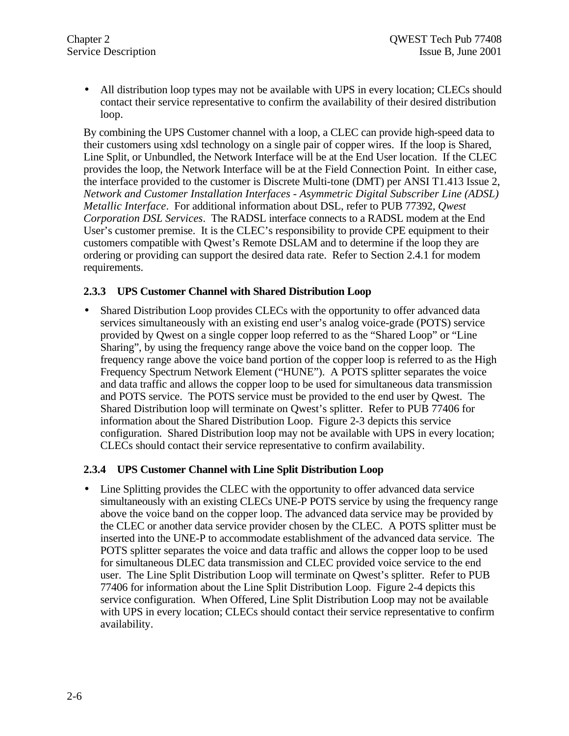- All distribution loop types may not be available with UPS in every location; CLECs should contact their service representative to confirm the availability of their desired distribution loop.

By combining the UPS Customer channel with a loop, a CLEC can provide high-speed data to their customers using xdsl technology on a single pair of copper wires. If the loop is Shared, Line Split, or Unbundled, the Network Interface will be at the End User location. If the CLEC provides the loop, the Network Interface will be at the Field Connection Point. In either case, the interface provided to the customer is Discrete Multi-tone (DMT) per ANSI T1.413 Issue 2, *Network and Customer Installation Interfaces - Asymmetric Digital Subscriber Line (ADSL) Metallic Interface*. For additional information about DSL, refer to PUB 77392, *Qwest Corporation DSL Services*. The RADSL interface connects to a RADSL modem at the End User's customer premise. It is the CLEC's responsibility to provide CPE equipment to their customers compatible with Qwest's Remote DSLAM and to determine if the loop they are ordering or providing can support the desired data rate. Refer to Section 2.4.1 for modem requirements.

### 2.3.3 UPS Customer Channel with Shared Distribution Loop

- Shared Distribution Loop provides CLECs with the opportunity to offer advanced data services simultaneously with an existing end user's analog voice-grade (POTS) service provided by Qwest on a single copper loop referred to as the "Shared Loop" or "Line Sharing", by using the frequency range above the voice band on the copper loop. The frequency range above the voice band portion of the copper loop is referred to as the High Frequency Spectrum Network Element ("HUNE"). A POTS splitter separates the voice and data traffic and allows the copper loop to be used for simultaneous data transmission and POTS service. The POTS service must be provided to the end user by Qwest. The Shared Distribution loop will terminate on Qwest's splitter. Refer to PUB 77406 for information about the Shared Distribution Loop. Figure 2-3 depicts this service configuration. Shared Distribution loop may not be available with UPS in every location; CLECs should contact their service representative to confirm availability.

### 2.3.4 UPS Customer Channel with Line Split Distribution Loop

- Line Splitting provides the CLEC with the opportunity to offer advanced data service simultaneously with an existing CLECs UNE-P POTS service by using the frequency range above the voice band on the copper loop. The advanced data service may be provided by the CLEC or another data service provider chosen by the CLEC. A POTS splitter must be inserted into the UNE-P to accommodate establishment of the advanced data service. The POTS splitter separates the voice and data traffic and allows the copper loop to be used for simultaneous DLEC data transmission and CLEC provided voice service to the end user. The Line Split Distribution Loop will terminate on Qwest's splitter. Refer to PUB 77406 for information about the Line Split Distribution Loop. Figure 2-4 depicts this service configuration. When Offered, Line Split Distribution Loop may not be available with UPS in every location; CLECs should contact their service representative to confirm availability.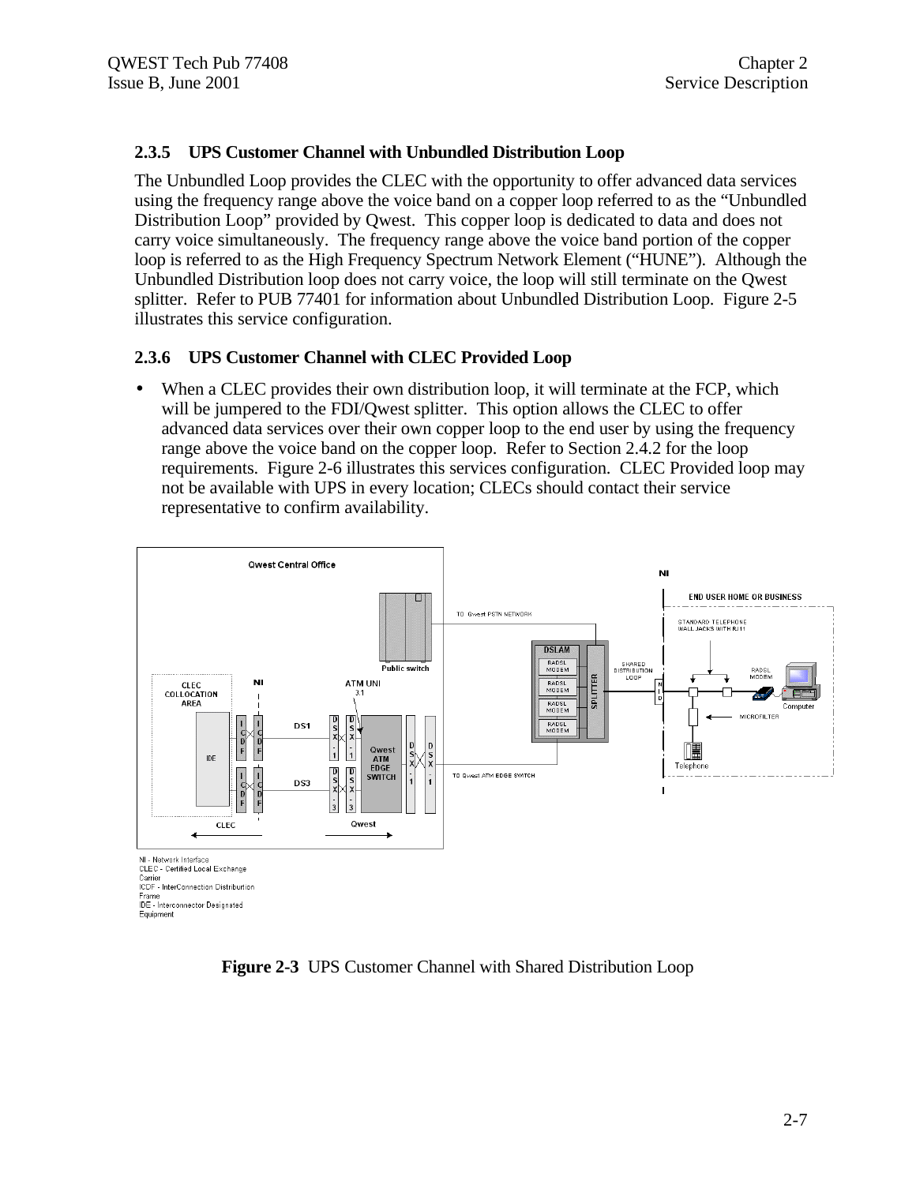### 2.3.5 UPS Customer Channel with Unbundled Distribution Loop

The Unbundled Loop provides the CLEC with the opportunity to offer advanced data services using the frequency range above the voice band on a copper loop referred to as the "Unbundled Distribution Loop" provided by Qwest. This copper loop is dedicated to data and does not carry voice simultaneously. The frequency range above the voice band portion of the copper loop is referred to as the High Frequency Spectrum Network Element ("HUNE"). Although the Unbundled Distribution loop does not carry voice, the loop will still terminate on the Qwest splitter. Refer to PUB 77401 for information about Unbundled Distribution Loop. Figure 2-5 illustrates this service configuration.

### 2.3.6 UPS Customer Channel with CLEC Provided Loop

- When a CLEC provides their own distribution loop, it will terminate at the FCP, which will be jumpered to the FDI/Qwest splitter. This option allows the CLEC to offer advanced data services over their own copper loop to the end user by using the frequency range above the voice band on the copper loop. Refer to Section 2.4.2 for the loop requirements. Figure 2-6 illustrates this services configuration. CLEC Provided loop may not be available with UPS in every location; CLECs should contact their service representative to confirm availability.

NI - Network Interface
CLEC - Certified Local Exchange Carrier
ICDF - InterConnection Distribution Frame
IDE - Interconnector Designated Equipment

**Figure 2-3** UPS Customer Channel with Shared Distribution Loop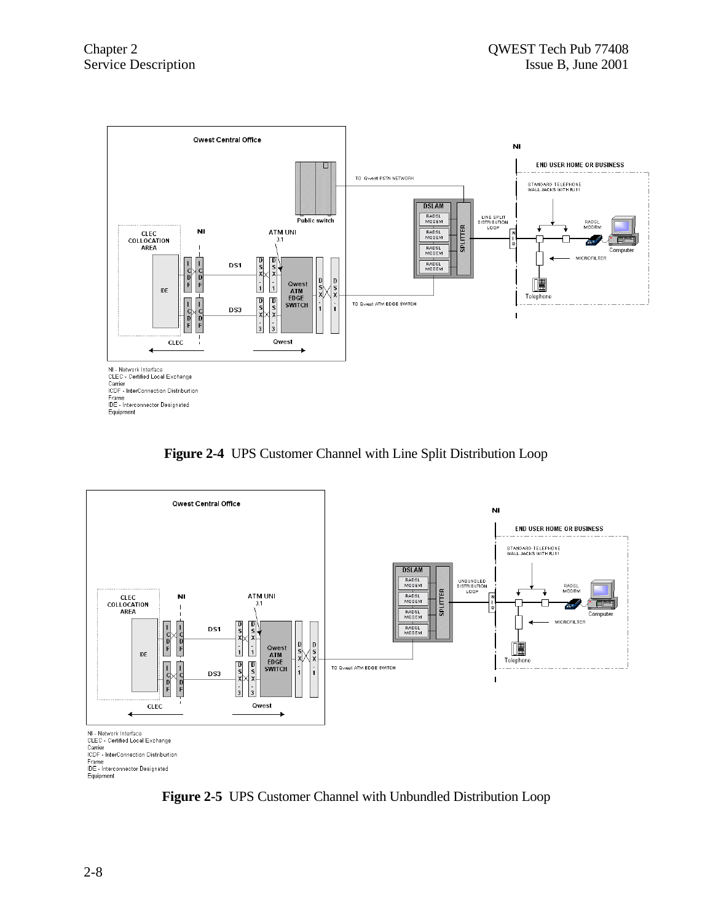NI - Network Interface
CLEC - Certified Local Exchange Carrier
ICDF - InterConnection Distribution Frame
IDE - Interconnector Designated Equipment

**Figure 2-4** UPS Customer Channel with Line Split Distribution Loop

NI - Network Interface
CLEC - Certified Local Exchange Carrier
ICDF - InterConnection Distribution Frame
IDE - Interconnector Designated Equipment

**Figure 2-5** UPS Customer Channel with Unbundled Distribution Loop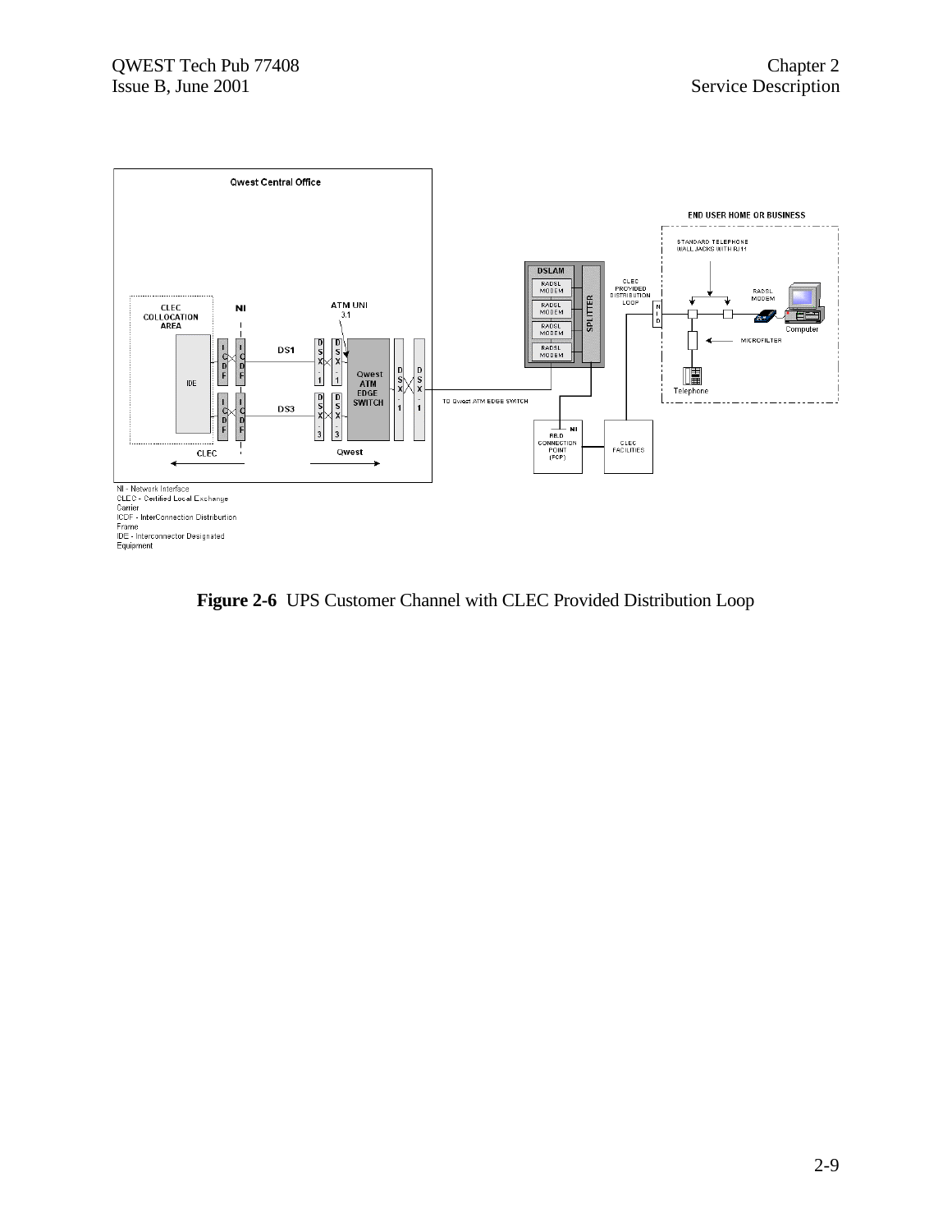NI - Network Interface
CLEC - Certified Local Exchange Carrier
ICDF - InterConnection Distribution Frame
IDE - Interconnector Designated Equipment

**Figure 2-6** UPS Customer Channel with CLEC Provided Distribution Loop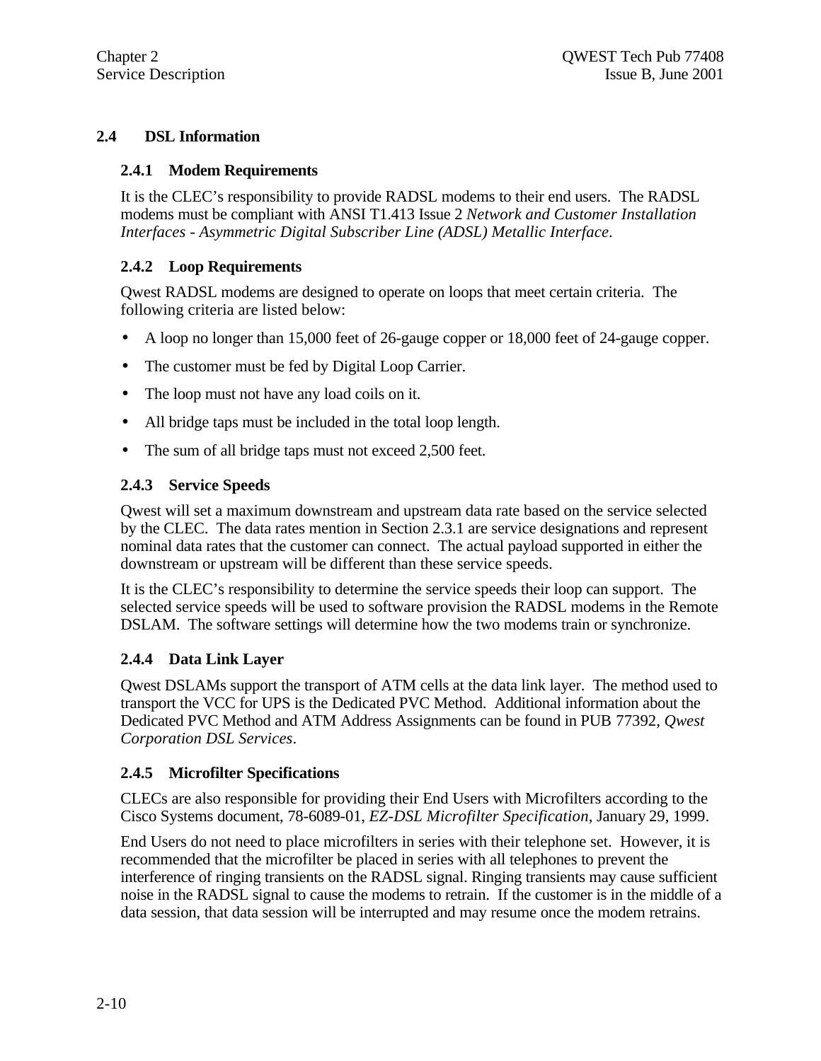## 2.4 DSL Information

### 2.4.1 Modem Requirements

It is the CLEC's responsibility to provide RADSL modems to their end users. The RADSL modems must be compliant with ANSI T1.413 Issue 2 *Network and Customer Installation Interfaces - Asymmetric Digital Subscriber Line (ADSL) Metallic Interface*.

### 2.4.2 Loop Requirements

Qwest RADSL modems are designed to operate on loops that meet certain criteria. The following criteria are listed below:

- A loop no longer than 15,000 feet of 26-gauge copper or 18,000 feet of 24-gauge copper.
- The customer must be fed by Digital Loop Carrier.
- The loop must not have any load coils on it.
- All bridge taps must be included in the total loop length.
- The sum of all bridge taps must not exceed 2,500 feet.

### 2.4.3 Service Speeds

Qwest will set a maximum downstream and upstream data rate based on the service selected by the CLEC. The data rates mention in Section 2.3.1 are service designations and represent nominal data rates that the customer can connect. The actual payload supported in either the downstream or upstream will be different than these service speeds.

It is the CLEC's responsibility to determine the service speeds their loop can support. The selected service speeds will be used to software provision the RADSL modems in the Remote DSLAM. The software settings will determine how the two modems train or synchronize.

### 2.4.4 Data Link Layer

Qwest DSLAMs support the transport of ATM cells at the data link layer. The method used to transport the VCC for UPS is the Dedicated PVC Method. Additional information about the Dedicated PVC Method and ATM Address Assignments can be found in PUB 77392, *Qwest Corporation DSL Services*.

### 2.4.5 Microfilter Specifications

CLECs are also responsible for providing their End Users with Microfilters according to the Cisco Systems document, 78-6089-01, *EZ-DSL Microfilter Specification*, January 29, 1999.

End Users do not need to place microfilters in series with their telephone set. However, it is recommended that the microfilter be placed in series with all telephones to prevent the interference of ringing transients on the RADSL signal. Ringing transients may cause sufficient noise in the RADSL signal to cause the modems to retrain. If the customer is in the middle of a data session, that data session will be interrupted and may resume once the modem retrains.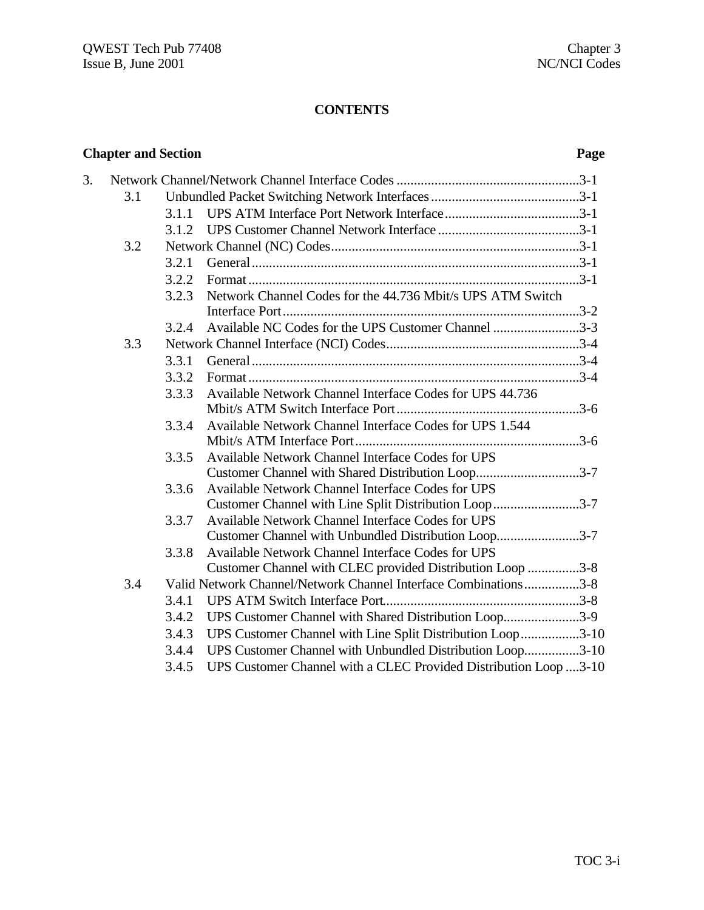# CONTENTS

| Chapter and Section | | | Page |
|---|---|---|---|
| 3. | Network Channel/Network Channel Interface Codes | | 3-1 |
| | 3.1 | Unbundled Packet Switching Network Interfaces | 3-1 |
| | | 3.1.1 UPS ATM Interface Port Network Interface | 3-1 |
| | | 3.1.2 UPS Customer Channel Network Interface | 3-1 |
| | 3.2 | Network Channel (NC) Codes | 3-1 |
| | | 3.2.1 General | 3-1 |
| | | 3.2.2 Format | 3-1 |
| | | 3.2.3 Network Channel Codes for the 44.736 Mbit/s UPS ATM Switch Interface Port | 3-2 |
| | | 3.2.4 Available NC Codes for the UPS Customer Channel | 3-3 |
| | 3.3 | Network Channel Interface (NCI) Codes | 3-4 |
| | | 3.3.1 General | 3-4 |
| | | 3.3.2 Format | 3-4 |
| | | 3.3.3 Available Network Channel Interface Codes for UPS 44.736 Mbit/s ATM Switch Interface Port | 3-6 |
| | | 3.3.4 Available Network Channel Interface Codes for UPS 1.544 Mbit/s ATM Interface Port | 3-6 |
| | | 3.3.5 Available Network Channel Interface Codes for UPS Customer Channel with Shared Distribution Loop | 3-7 |
| | | 3.3.6 Available Network Channel Interface Codes for UPS Customer Channel with Line Split Distribution Loop | 3-7 |
| | | 3.3.7 Available Network Channel Interface Codes for UPS Customer Channel with Unbundled Distribution Loop | 3-7 |
| | | 3.3.8 Available Network Channel Interface Codes for UPS Customer Channel with CLEC provided Distribution Loop | 3-8 |
| | 3.4 | Valid Network Channel/Network Channel Interface Combinations | 3-8 |
| | | 3.4.1 UPS ATM Switch Interface Port | 3-8 |
| | | 3.4.2 UPS Customer Channel with Shared Distribution Loop | 3-9 |
| | | 3.4.3 UPS Customer Channel with Line Split Distribution Loop | 3-10 |
| | | 3.4.4 UPS Customer Channel with Unbundled Distribution Loop | 3-10 |
| | | 3.4.5 UPS Customer Channel with a CLEC Provided Distribution Loop | 3-10 |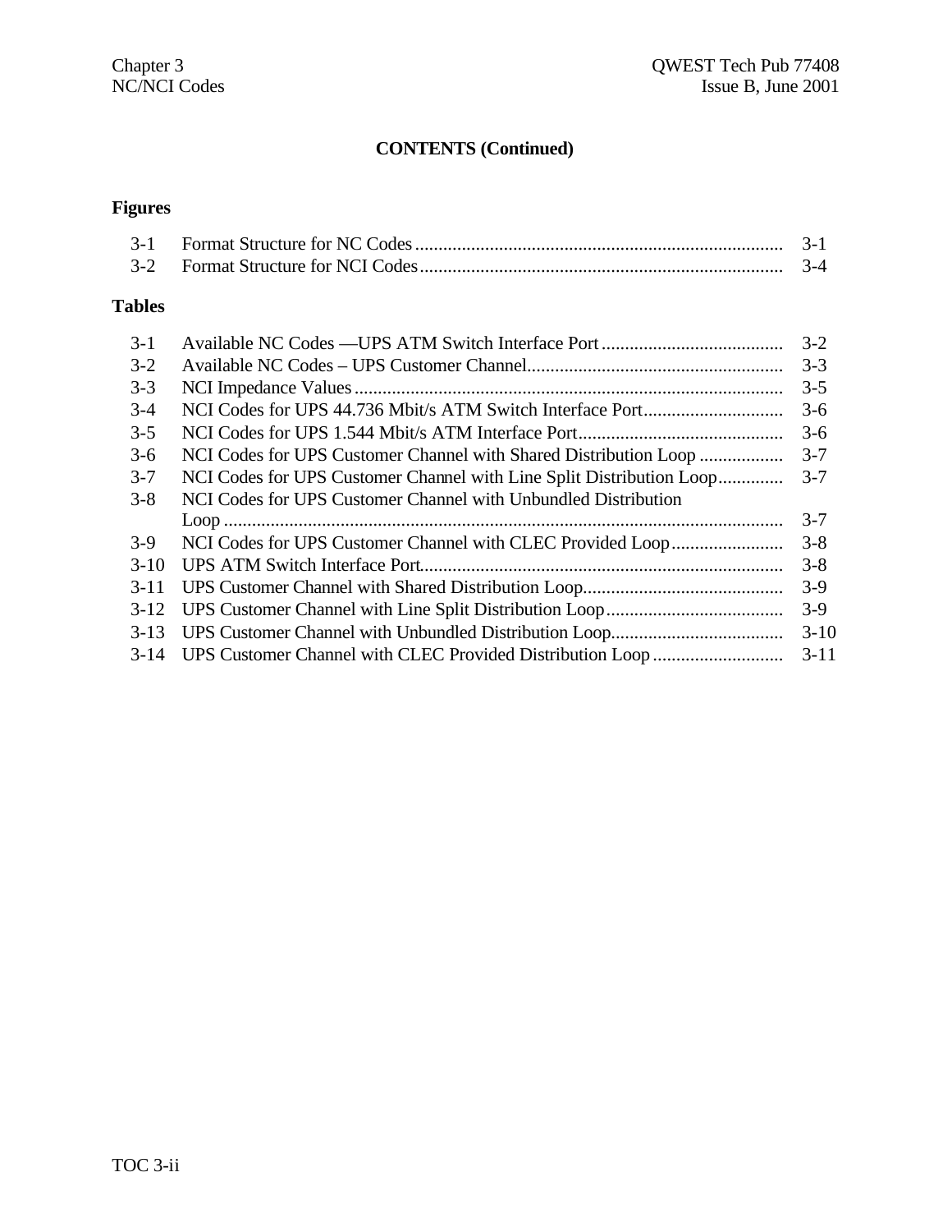## CONTENTS (Continued)

### Figures

| | | |
|---|---|---|
| 3-1 | Format Structure for NC Codes | 3-1 |
| 3-2 | Format Structure for NCI Codes | 3-4 |

### Tables

| | | |
|---|---|---|
| 3-1 | Available NC Codes —UPS ATM Switch Interface Port | 3-2 |
| 3-2 | Available NC Codes – UPS Customer Channel | 3-3 |
| 3-3 | NCI Impedance Values | 3-5 |
| 3-4 | NCI Codes for UPS 44.736 Mbit/s ATM Switch Interface Port | 3-6 |
| 3-5 | NCI Codes for UPS 1.544 Mbit/s ATM Interface Port | 3-6 |
| 3-6 | NCI Codes for UPS Customer Channel with Shared Distribution Loop | 3-7 |
| 3-7 | NCI Codes for UPS Customer Channel with Line Split Distribution Loop | 3-7 |
| 3-8 | NCI Codes for UPS Customer Channel with Unbundled Distribution Loop | 3-7 |
| 3-9 | NCI Codes for UPS Customer Channel with CLEC Provided Loop | 3-8 |
| 3-10 | UPS ATM Switch Interface Port | 3-8 |
| 3-11 | UPS Customer Channel with Shared Distribution Loop | 3-9 |
| 3-12 | UPS Customer Channel with Line Split Distribution Loop | 3-9 |
| 3-13 | UPS Customer Channel with Unbundled Distribution Loop | 3-10 |
| 3-14 | UPS Customer Channel with CLEC Provided Distribution Loop | 3-11 |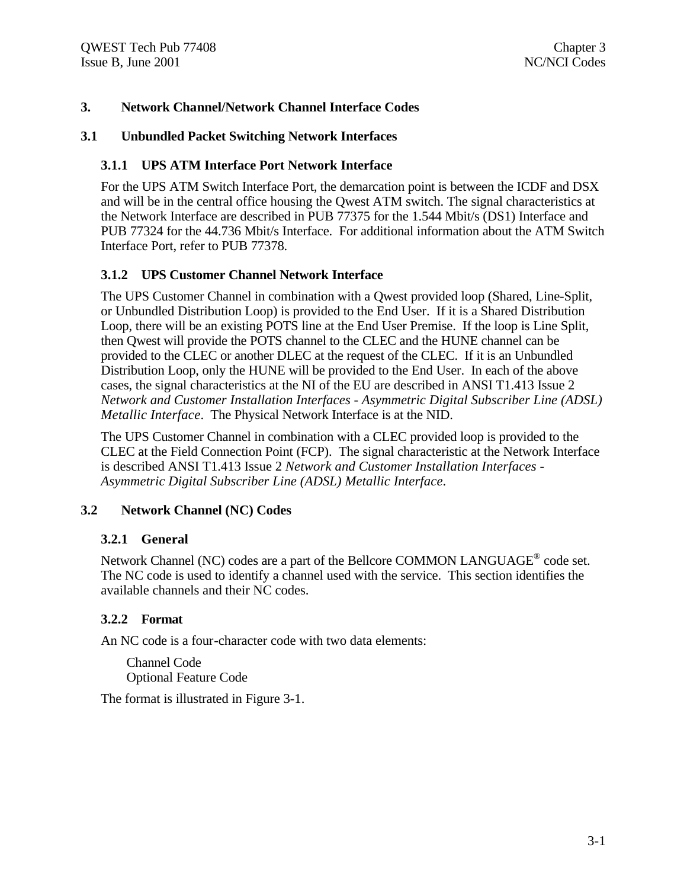# 3. Network Channel/Network Channel Interface Codes

## 3.1 Unbundled Packet Switching Network Interfaces

### 3.1.1 UPS ATM Interface Port Network Interface

For the UPS ATM Switch Interface Port, the demarcation point is between the ICDF and DSX and will be in the central office housing the Qwest ATM switch. The signal characteristics at the Network Interface are described in PUB 77375 for the 1.544 Mbit/s (DS1) Interface and PUB 77324 for the 44.736 Mbit/s Interface. For additional information about the ATM Switch Interface Port, refer to PUB 77378.

### 3.1.2 UPS Customer Channel Network Interface

The UPS Customer Channel in combination with a Qwest provided loop (Shared, Line-Split, or Unbundled Distribution Loop) is provided to the End User. If it is a Shared Distribution Loop, there will be an existing POTS line at the End User Premise. If the loop is Line Split, then Qwest will provide the POTS channel to the CLEC and the HUNE channel can be provided to the CLEC or another DLEC at the request of the CLEC. If it is an Unbundled Distribution Loop, only the HUNE will be provided to the End User. In each of the above cases, the signal characteristics at the NI of the EU are described in ANSI T1.413 Issue 2 *Network and Customer Installation Interfaces - Asymmetric Digital Subscriber Line (ADSL) Metallic Interface*. The Physical Network Interface is at the NID.

The UPS Customer Channel in combination with a CLEC provided loop is provided to the CLEC at the Field Connection Point (FCP). The signal characteristic at the Network Interface is described ANSI T1.413 Issue 2 *Network and Customer Installation Interfaces - Asymmetric Digital Subscriber Line (ADSL) Metallic Interface*.

## 3.2 Network Channel (NC) Codes

### 3.2.1 General

Network Channel (NC) codes are a part of the Bellcore COMMON LANGUAGE® code set. The NC code is used to identify a channel used with the service. This section identifies the available channels and their NC codes.

### 3.2.2 Format

An NC code is a four-character code with two data elements:

Channel Code  
Optional Feature Code

The format is illustrated in Figure 3-1.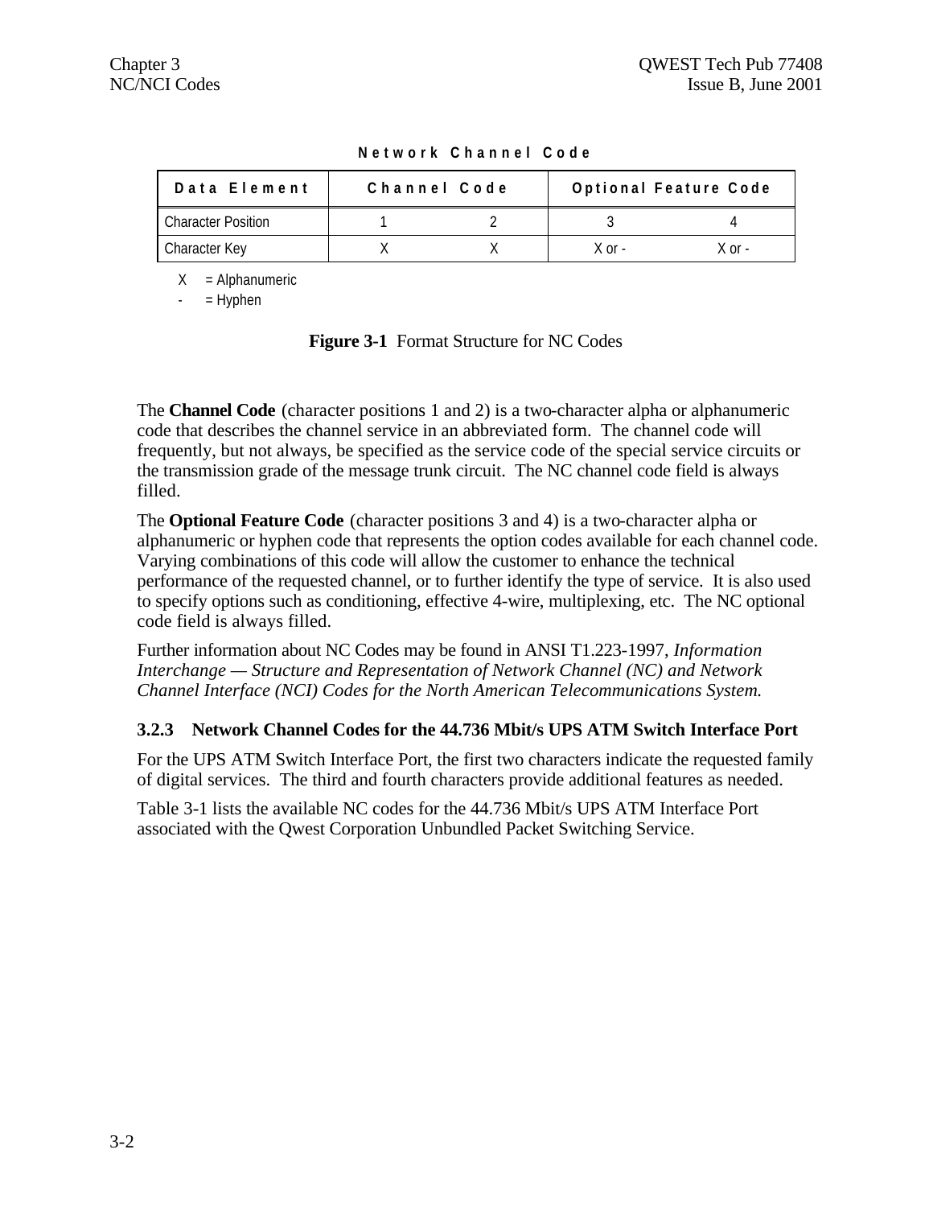**Network Channel Code**

| Data Element | Channel Code | | Optional Feature Code | |
|---|---|---|---|---|
| Character Position | 1 | 2 | 3 | 4 |
| Character Key | X | X | X or - | X or - |

X = Alphanumeric

- = Hyphen

**Figure 3-1** Format Structure for NC Codes

The **Channel Code** (character positions 1 and 2) is a two-character alpha or alphanumeric code that describes the channel service in an abbreviated form. The channel code will frequently, but not always, be specified as the service code of the special service circuits or the transmission grade of the message trunk circuit. The NC channel code field is always filled.

The **Optional Feature Code** (character positions 3 and 4) is a two-character alpha or alphanumeric or hyphen code that represents the option codes available for each channel code. Varying combinations of this code will allow the customer to enhance the technical performance of the requested channel, or to further identify the type of service. It is also used to specify options such as conditioning, effective 4-wire, multiplexing, etc. The NC optional code field is always filled.

Further information about NC Codes may be found in ANSI T1.223-1997, *Information Interchange — Structure and Representation of Network Channel (NC) and Network Channel Interface (NCI) Codes for the North American Telecommunications System.*

### 3.2.3 Network Channel Codes for the 44.736 Mbit/s UPS ATM Switch Interface Port

For the UPS ATM Switch Interface Port, the first two characters indicate the requested family of digital services. The third and fourth characters provide additional features as needed.

Table 3-1 lists the available NC codes for the 44.736 Mbit/s UPS ATM Interface Port associated with the Qwest Corporation Unbundled Packet Switching Service.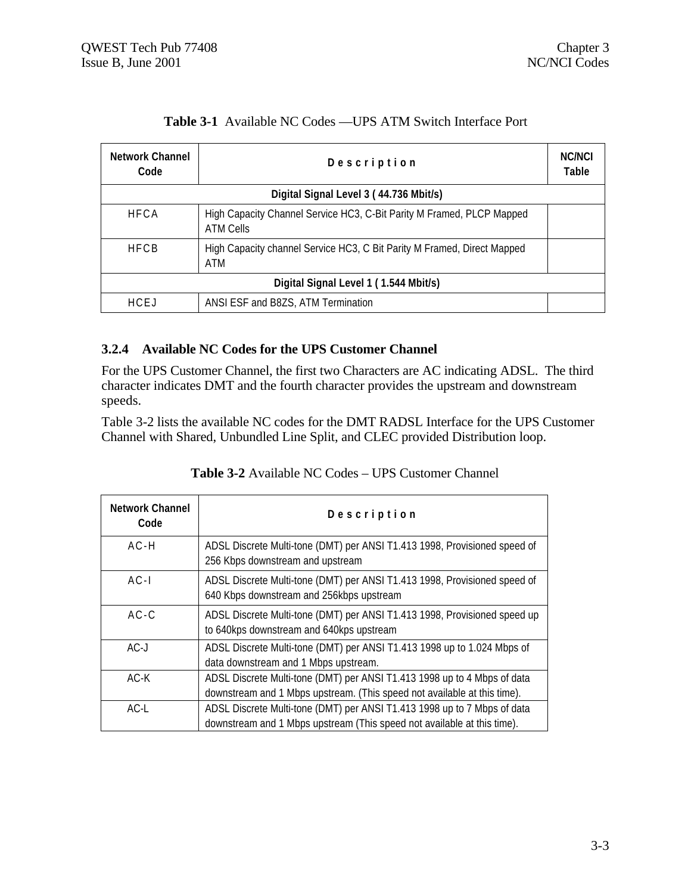**Table 3-1** Available NC Codes —UPS ATM Switch Interface Port

| Network Channel Code | Description | NC/NCI Table |
|---|---|---|
| **Digital Signal Level 3 ( 44.736 Mbit/s)** | | |
| HFCA | High Capacity Channel Service HC3, C-Bit Parity M Framed, PLCP Mapped ATM Cells | |
| HFCB | High Capacity channel Service HC3, C Bit Parity M Framed, Direct Mapped ATM | |
| **Digital Signal Level 1 ( 1.544 Mbit/s)** | | |
| HCEJ | ANSI ESF and B8ZS, ATM Termination | |

### 3.2.4 Available NC Codes for the UPS Customer Channel

For the UPS Customer Channel, the first two Characters are AC indicating ADSL. The third character indicates DMT and the fourth character provides the upstream and downstream speeds.

Table 3-2 lists the available NC codes for the DMT RADSL Interface for the UPS Customer Channel with Shared, Unbundled Line Split, and CLEC provided Distribution loop.

**Table 3-2** Available NC Codes – UPS Customer Channel

| Network Channel Code | Description |
|---|---|
| AC-H | ADSL Discrete Multi-tone (DMT) per ANSI T1.413 1998, Provisioned speed of 256 Kbps downstream and upstream |
| AC-I | ADSL Discrete Multi-tone (DMT) per ANSI T1.413 1998, Provisioned speed of 640 Kbps downstream and 256kbps upstream |
| AC-C | ADSL Discrete Multi-tone (DMT) per ANSI T1.413 1998, Provisioned speed up to 640kps downstream and 640kps upstream |
| AC-J | ADSL Discrete Multi-tone (DMT) per ANSI T1.413 1998 up to 1.024 Mbps of data downstream and 1 Mbps upstream. |
| AC-K | ADSL Discrete Multi-tone (DMT) per ANSI T1.413 1998 up to 4 Mbps of data downstream and 1 Mbps upstream. (This speed not available at this time). |
| AC-L | ADSL Discrete Multi-tone (DMT) per ANSI T1.413 1998 up to 7 Mbps of data downstream and 1 Mbps upstream (This speed not available at this time). |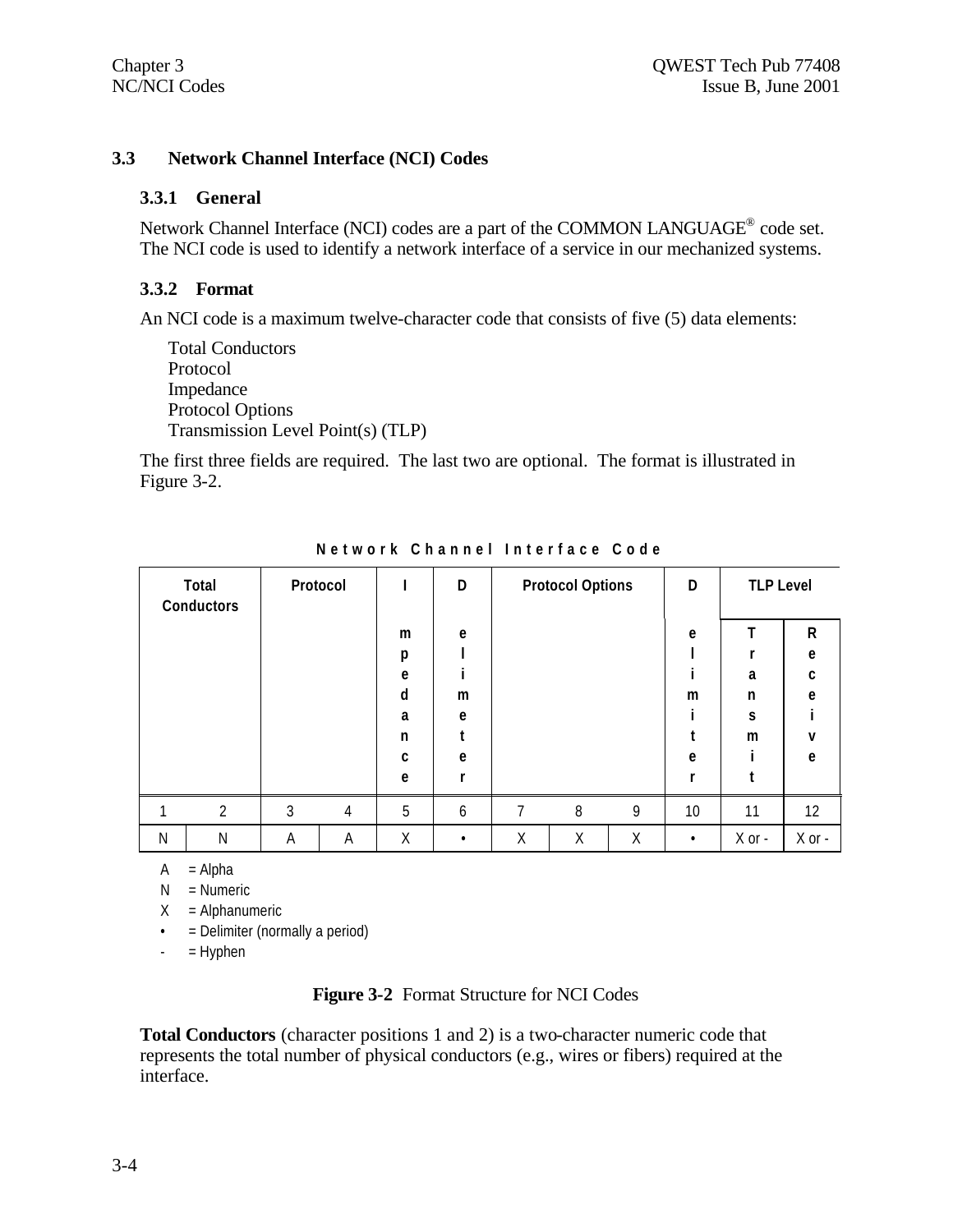### 3.3 Network Channel Interface (NCI) Codes

#### 3.3.1 General

Network Channel Interface (NCI) codes are a part of the COMMON LANGUAGE® code set. The NCI code is used to identify a network interface of a service in our mechanized systems.

#### 3.3.2 Format

An NCI code is a maximum twelve-character code that consists of five (5) data elements:

- Total Conductors
- Protocol
- Impedance
- Protocol Options
- Transmission Level Point(s) (TLP)

The first three fields are required. The last two are optional. The format is illustrated in Figure 3-2.

**Network Channel Interface Code**

| Total Conductors | | Protocol | | Impedance | Delimeter | Protocol Options | | | Delimiter | TLP Level | |
|---|---|---|---|---|---|---|---|---|---|---|---|
| | | | | | | | | | | Transmit | Receive |
| 1 | 2 | 3 | 4 | 5 | 6 | 7 | 8 | 9 | 10 | 11 | 12 |
| N | N | A | A | X | • | X | X | X | • | X or - | X or - |

A = Alpha
N = Numeric
X = Alphanumeric
• = Delimiter (normally a period)
- = Hyphen

**Figure 3-2** Format Structure for NCI Codes

**Total Conductors** (character positions 1 and 2) is a two-character numeric code that represents the total number of physical conductors (e.g., wires or fibers) required at the interface.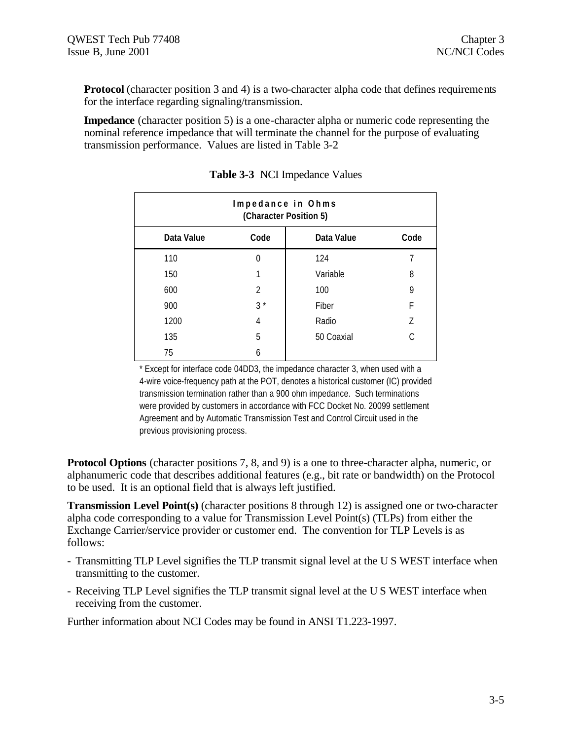**Protocol** (character position 3 and 4) is a two-character alpha code that defines requirements for the interface regarding signaling/transmission.

**Impedance** (character position 5) is a one-character alpha or numeric code representing the nominal reference impedance that will terminate the channel for the purpose of evaluating transmission performance. Values are listed in Table 3-2

**Table 3-3** NCI Impedance Values

| Impedance in Ohms (Character Position 5) | | | |
|---|---|---|---|
| **Data Value** | **Code** | **Data Value** | **Code** |
| 110 | 0 | 124 | 7 |
| 150 | 1 | Variable | 8 |
| 600 | 2 | 100 | 9 |
| 900 | 3 * | Fiber | F |
| 1200 | 4 | Radio | Z |
| 135 | 5 | 50 Coaxial | C |
| 75 | 6 | | |

* Except for interface code 04DD3, the impedance character 3, when used with a 4-wire voice-frequency path at the POT, denotes a historical customer (IC) provided transmission termination rather than a 900 ohm impedance. Such terminations were provided by customers in accordance with FCC Docket No. 20099 settlement Agreement and by Automatic Transmission Test and Control Circuit used in the previous provisioning process.

**Protocol Options** (character positions 7, 8, and 9) is a one to three-character alpha, numeric, or alphanumeric code that describes additional features (e.g., bit rate or bandwidth) on the Protocol to be used. It is an optional field that is always left justified.

**Transmission Level Point(s)** (character positions 8 through 12) is assigned one or two-character alpha code corresponding to a value for Transmission Level Point(s) (TLPs) from either the Exchange Carrier/service provider or customer end. The convention for TLP Levels is as follows:

- Transmitting TLP Level signifies the TLP transmit signal level at the U S WEST interface when transmitting to the customer.
- Receiving TLP Level signifies the TLP transmit signal level at the U S WEST interface when receiving from the customer.

Further information about NCI Codes may be found in ANSI T1.223-1997.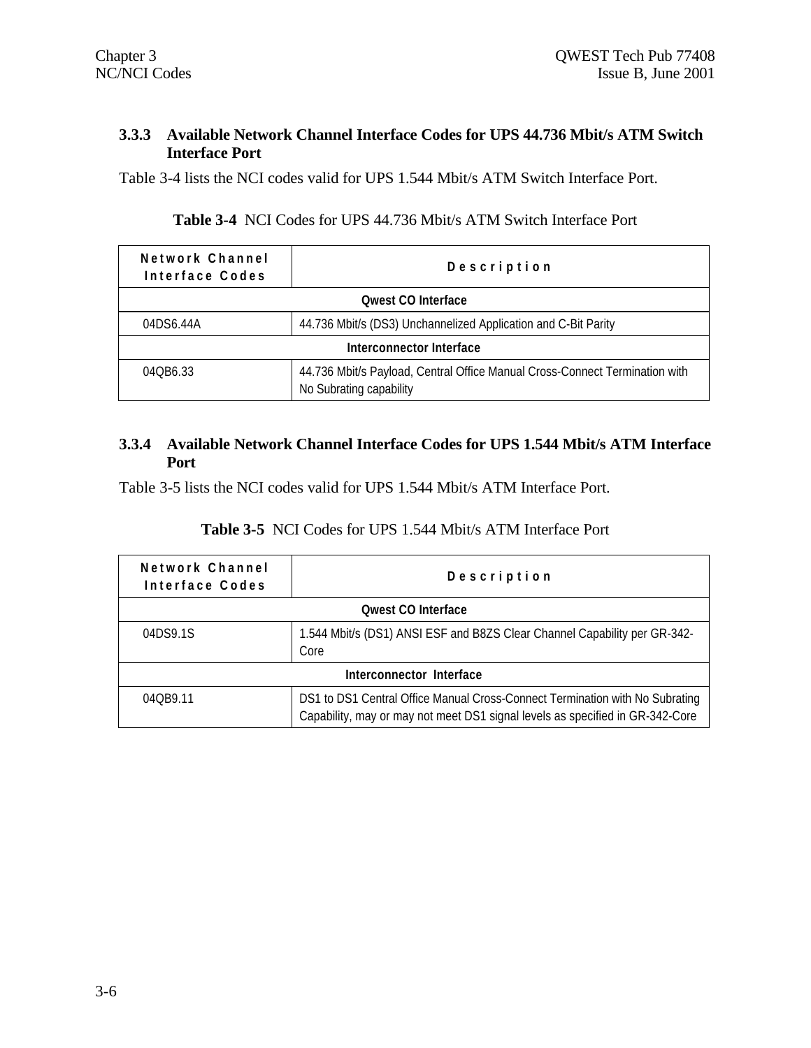### 3.3.3 Available Network Channel Interface Codes for UPS 44.736 Mbit/s ATM Switch Interface Port

Table 3-4 lists the NCI codes valid for UPS 1.544 Mbit/s ATM Switch Interface Port.

**Table 3-4** NCI Codes for UPS 44.736 Mbit/s ATM Switch Interface Port

| Network Channel Interface Codes | Description |
|---|---|
| **Qwest CO Interface** | |
| 04DS6.44A | 44.736 Mbit/s (DS3) Unchannelized Application and C-Bit Parity |
| **Interconnector Interface** | |
| 04QB6.33 | 44.736 Mbit/s Payload, Central Office Manual Cross-Connect Termination with No Subrating capability |

### 3.3.4 Available Network Channel Interface Codes for UPS 1.544 Mbit/s ATM Interface Port

Table 3-5 lists the NCI codes valid for UPS 1.544 Mbit/s ATM Interface Port.

**Table 3-5** NCI Codes for UPS 1.544 Mbit/s ATM Interface Port

| Network Channel Interface Codes | Description |
|---|---|
| **Qwest CO Interface** | |
| 04DS9.1S | 1.544 Mbit/s (DS1) ANSI ESF and B8ZS Clear Channel Capability per GR-342-Core |
| **Interconnector Interface** | |
| 04QB9.11 | DS1 to DS1 Central Office Manual Cross-Connect Termination with No Subrating Capability, may or may not meet DS1 signal levels as specified in GR-342-Core |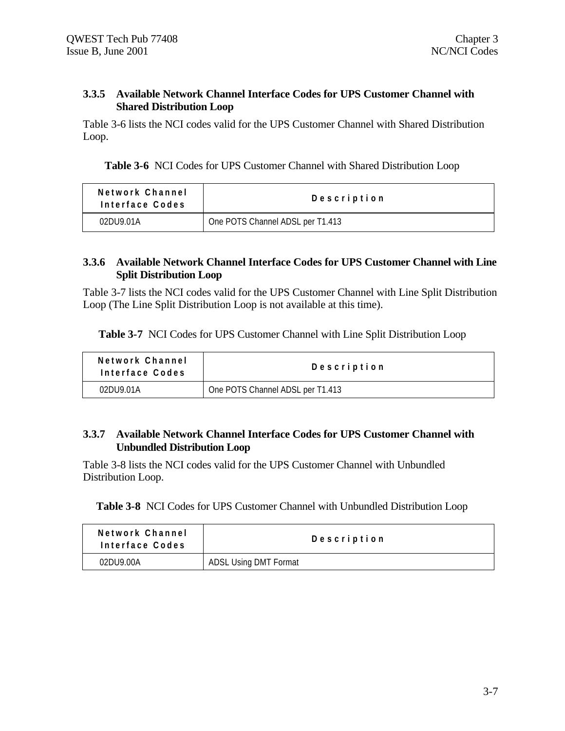### 3.3.5 Available Network Channel Interface Codes for UPS Customer Channel with Shared Distribution Loop

Table 3-6 lists the NCI codes valid for the UPS Customer Channel with Shared Distribution Loop.

**Table 3-6** NCI Codes for UPS Customer Channel with Shared Distribution Loop

| Network Channel Interface Codes | Description |
|---|---|
| 02DU9.01A | One POTS Channel ADSL per T1.413 |

### 3.3.6 Available Network Channel Interface Codes for UPS Customer Channel with Line Split Distribution Loop

Table 3-7 lists the NCI codes valid for the UPS Customer Channel with Line Split Distribution Loop (The Line Split Distribution Loop is not available at this time).

**Table 3-7** NCI Codes for UPS Customer Channel with Line Split Distribution Loop

| Network Channel Interface Codes | Description |
|---|---|
| 02DU9.01A | One POTS Channel ADSL per T1.413 |

### 3.3.7 Available Network Channel Interface Codes for UPS Customer Channel with Unbundled Distribution Loop

Table 3-8 lists the NCI codes valid for the UPS Customer Channel with Unbundled Distribution Loop.

**Table 3-8** NCI Codes for UPS Customer Channel with Unbundled Distribution Loop

| Network Channel Interface Codes | Description |
|---|---|
| 02DU9.00A | ADSL Using DMT Format |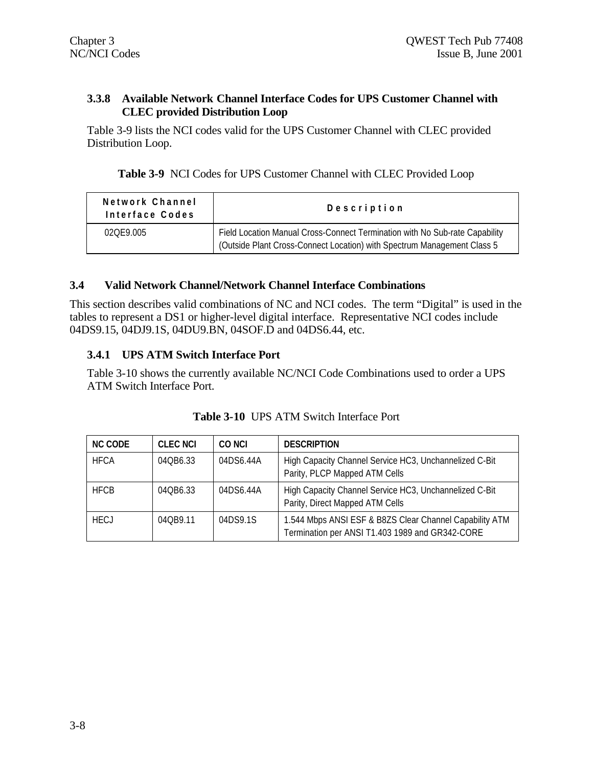### 3.3.8 Available Network Channel Interface Codes for UPS Customer Channel with CLEC provided Distribution Loop

Table 3-9 lists the NCI codes valid for the UPS Customer Channel with CLEC provided Distribution Loop.

**Table 3-9** NCI Codes for UPS Customer Channel with CLEC Provided Loop

| Network Channel Interface Codes | Description |
|---|---|
| 02QE9.005 | Field Location Manual Cross-Connect Termination with No Sub-rate Capability (Outside Plant Cross-Connect Location) with Spectrum Management Class 5 |

## 3.4 Valid Network Channel/Network Channel Interface Combinations

This section describes valid combinations of NC and NCI codes. The term "Digital" is used in the tables to represent a DS1 or higher-level digital interface. Representative NCI codes include 04DS9.15, 04DJ9.1S, 04DU9.BN, 04SOF.D and 04DS6.44, etc.

### 3.4.1 UPS ATM Switch Interface Port

Table 3-10 shows the currently available NC/NCI Code Combinations used to order a UPS ATM Switch Interface Port.

**Table 3-10** UPS ATM Switch Interface Port

| NC CODE | CLEC NCI | CO NCI | DESCRIPTION |
|---|---|---|---|
| HFCA | 04QB6.33 | 04DS6.44A | High Capacity Channel Service HC3, Unchannelized C-Bit Parity, PLCP Mapped ATM Cells |
| HFCB | 04QB6.33 | 04DS6.44A | High Capacity Channel Service HC3, Unchannelized C-Bit Parity, Direct Mapped ATM Cells |
| HECJ | 04QB9.11 | 04DS9.1S | 1.544 Mbps ANSI ESF & B8ZS Clear Channel Capability ATM Termination per ANSI T1.403 1989 and GR342-CORE |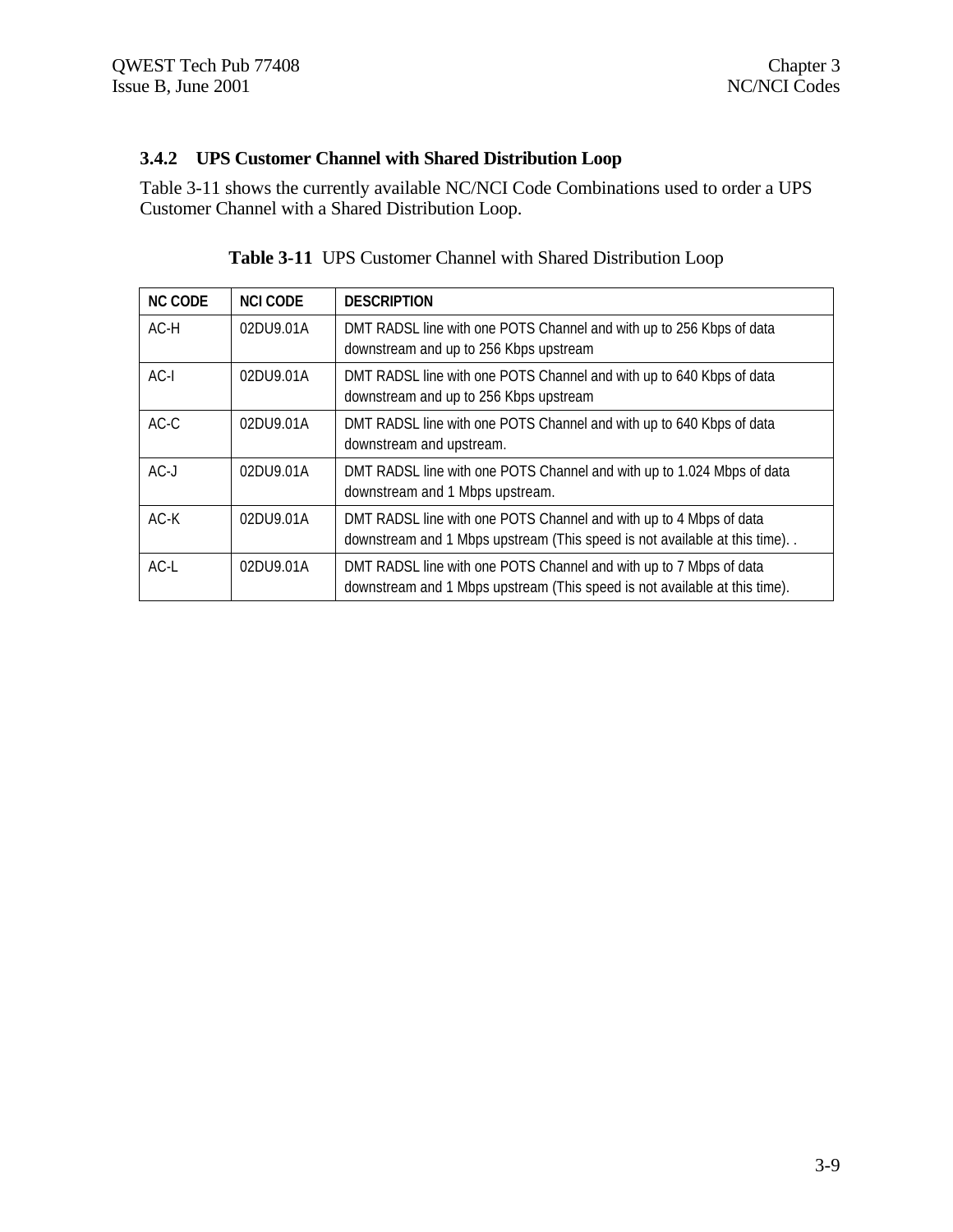### 3.4.2 UPS Customer Channel with Shared Distribution Loop

Table 3-11 shows the currently available NC/NCI Code Combinations used to order a UPS Customer Channel with a Shared Distribution Loop.

**Table 3-11** UPS Customer Channel with Shared Distribution Loop

| NC CODE | NCI CODE | DESCRIPTION |
|---|---|---|
| AC-H | 02DU9.01A | DMT RADSL line with one POTS Channel and with up to 256 Kbps of data downstream and up to 256 Kbps upstream |
| AC-I | 02DU9.01A | DMT RADSL line with one POTS Channel and with up to 640 Kbps of data downstream and up to 256 Kbps upstream |
| AC-C | 02DU9.01A | DMT RADSL line with one POTS Channel and with up to 640 Kbps of data downstream and upstream. |
| AC-J | 02DU9.01A | DMT RADSL line with one POTS Channel and with up to 1.024 Mbps of data downstream and 1 Mbps upstream. |
| AC-K | 02DU9.01A | DMT RADSL line with one POTS Channel and with up to 4 Mbps of data downstream and 1 Mbps upstream (This speed is not available at this time). . |
| AC-L | 02DU9.01A | DMT RADSL line with one POTS Channel and with up to 7 Mbps of data downstream and 1 Mbps upstream (This speed is not available at this time). |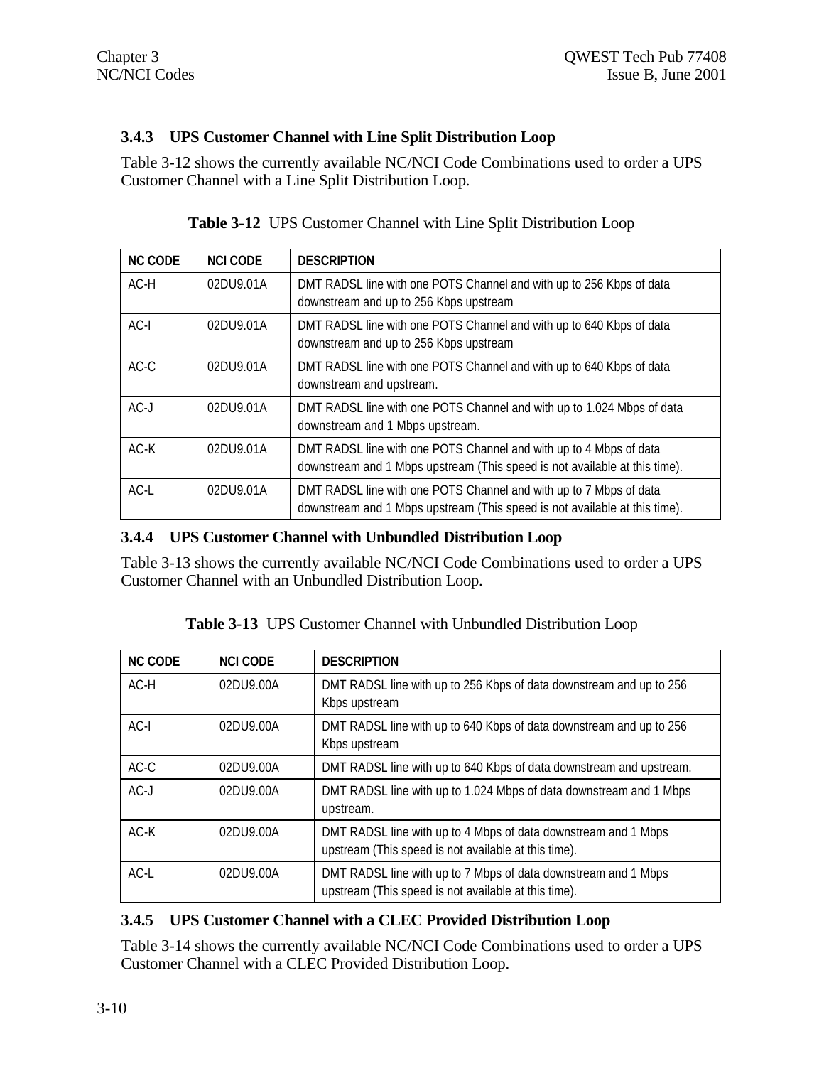### 3.4.3 UPS Customer Channel with Line Split Distribution Loop

Table 3-12 shows the currently available NC/NCI Code Combinations used to order a UPS Customer Channel with a Line Split Distribution Loop.

**Table 3-12** UPS Customer Channel with Line Split Distribution Loop

| NC CODE | NCI CODE | DESCRIPTION |
|---|---|---|
| AC-H | 02DU9.01A | DMT RADSL line with one POTS Channel and with up to 256 Kbps of data downstream and up to 256 Kbps upstream |
| AC-I | 02DU9.01A | DMT RADSL line with one POTS Channel and with up to 640 Kbps of data downstream and up to 256 Kbps upstream |
| AC-C | 02DU9.01A | DMT RADSL line with one POTS Channel and with up to 640 Kbps of data downstream and upstream. |
| AC-J | 02DU9.01A | DMT RADSL line with one POTS Channel and with up to 1.024 Mbps of data downstream and 1 Mbps upstream. |
| AC-K | 02DU9.01A | DMT RADSL line with one POTS Channel and with up to 4 Mbps of data downstream and 1 Mbps upstream (This speed is not available at this time). |
| AC-L | 02DU9.01A | DMT RADSL line with one POTS Channel and with up to 7 Mbps of data downstream and 1 Mbps upstream (This speed is not available at this time). |

### 3.4.4 UPS Customer Channel with Unbundled Distribution Loop

Table 3-13 shows the currently available NC/NCI Code Combinations used to order a UPS Customer Channel with an Unbundled Distribution Loop.

**Table 3-13** UPS Customer Channel with Unbundled Distribution Loop

| NC CODE | NCI CODE | DESCRIPTION |
|---|---|---|
| AC-H | 02DU9.00A | DMT RADSL line with up to 256 Kbps of data downstream and up to 256 Kbps upstream |
| AC-I | 02DU9.00A | DMT RADSL line with up to 640 Kbps of data downstream and up to 256 Kbps upstream |
| AC-C | 02DU9.00A | DMT RADSL line with up to 640 Kbps of data downstream and upstream. |
| AC-J | 02DU9.00A | DMT RADSL line with up to 1.024 Mbps of data downstream and 1 Mbps upstream. |
| AC-K | 02DU9.00A | DMT RADSL line with up to 4 Mbps of data downstream and 1 Mbps upstream (This speed is not available at this time). |
| AC-L | 02DU9.00A | DMT RADSL line with up to 7 Mbps of data downstream and 1 Mbps upstream (This speed is not available at this time). |

### 3.4.5 UPS Customer Channel with a CLEC Provided Distribution Loop

Table 3-14 shows the currently available NC/NCI Code Combinations used to order a UPS Customer Channel with a CLEC Provided Distribution Loop.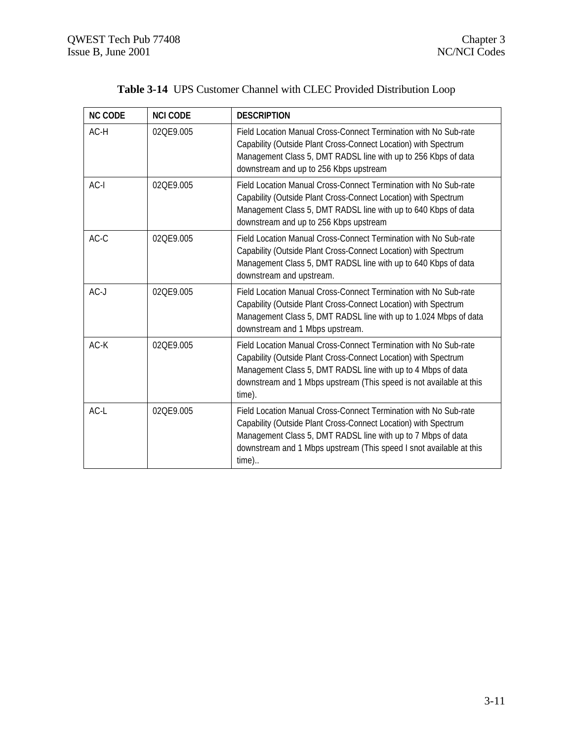**Table 3-14** UPS Customer Channel with CLEC Provided Distribution Loop

| NC CODE | NCI CODE | DESCRIPTION |
| --- | --- | --- |
| AC-H | 02QE9.005 | Field Location Manual Cross-Connect Termination with No Sub-rate Capability (Outside Plant Cross-Connect Location) with Spectrum Management Class 5, DMT RADSL line with up to 256 Kbps of data downstream and up to 256 Kbps upstream |
| AC-I | 02QE9.005 | Field Location Manual Cross-Connect Termination with No Sub-rate Capability (Outside Plant Cross-Connect Location) with Spectrum Management Class 5, DMT RADSL line with up to 640 Kbps of data downstream and up to 256 Kbps upstream |
| AC-C | 02QE9.005 | Field Location Manual Cross-Connect Termination with No Sub-rate Capability (Outside Plant Cross-Connect Location) with Spectrum Management Class 5, DMT RADSL line with up to 640 Kbps of data downstream and upstream. |
| AC-J | 02QE9.005 | Field Location Manual Cross-Connect Termination with No Sub-rate Capability (Outside Plant Cross-Connect Location) with Spectrum Management Class 5, DMT RADSL line with up to 1.024 Mbps of data downstream and 1 Mbps upstream. |
| AC-K | 02QE9.005 | Field Location Manual Cross-Connect Termination with No Sub-rate Capability (Outside Plant Cross-Connect Location) with Spectrum Management Class 5, DMT RADSL line with up to 4 Mbps of data downstream and 1 Mbps upstream (This speed is not available at this time). |
| AC-L | 02QE9.005 | Field Location Manual Cross-Connect Termination with No Sub-rate Capability (Outside Plant Cross-Connect Location) with Spectrum Management Class 5, DMT RADSL line with up to 7 Mbps of data downstream and 1 Mbps upstream (This speed I snot available at this time).. |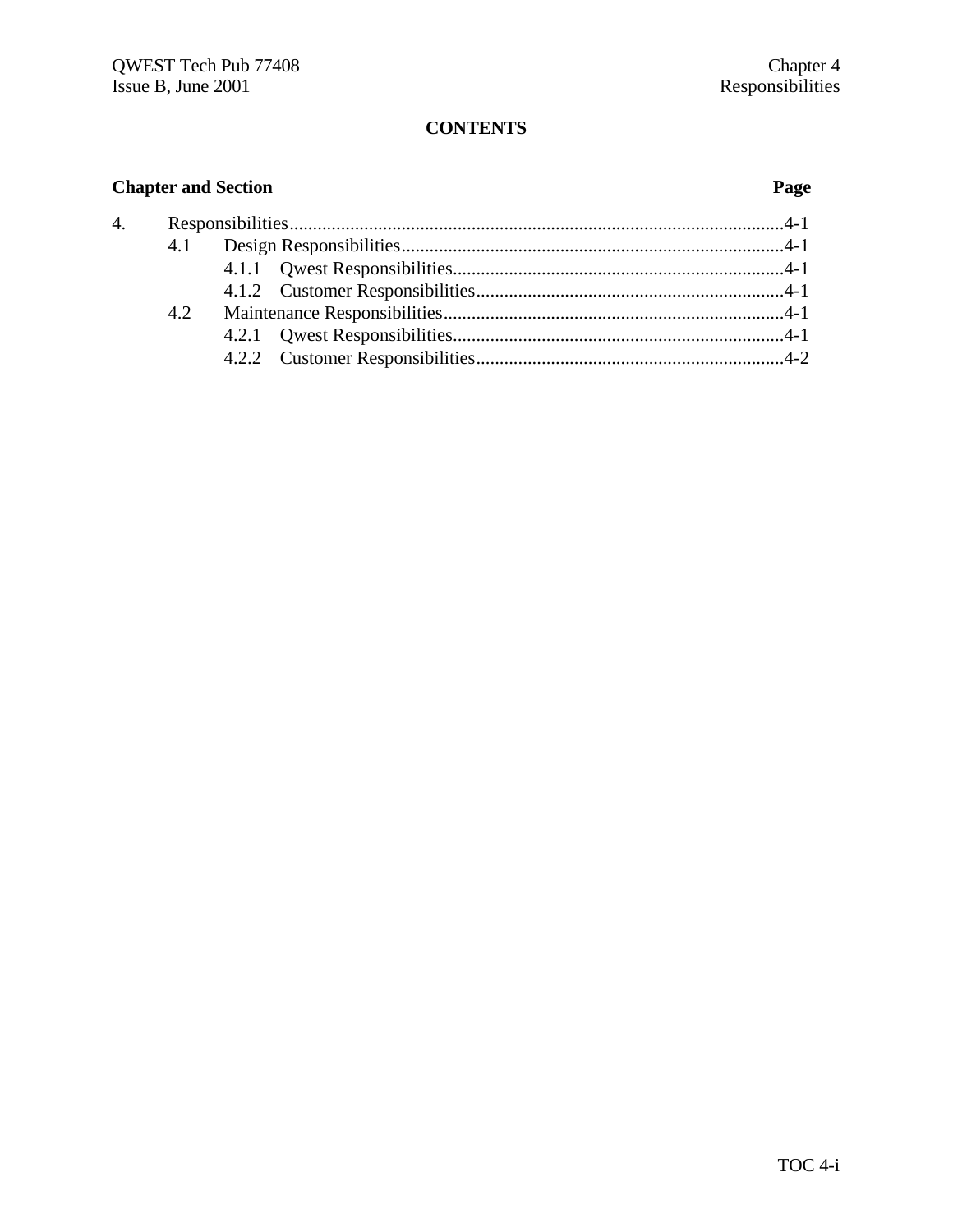## CONTENTS

| Chapter and Section | | | Page |
|---|---|---|---|
| 4. | Responsibilities | | 4-1 |
| | 4.1 | Design Responsibilities | 4-1 |
| | | 4.1.1 Qwest Responsibilities | 4-1 |
| | | 4.1.2 Customer Responsibilities | 4-1 |
| | 4.2 | Maintenance Responsibilities | 4-1 |
| | | 4.2.1 Qwest Responsibilities | 4-1 |
| | | 4.2.2 Customer Responsibilities | 4-2 |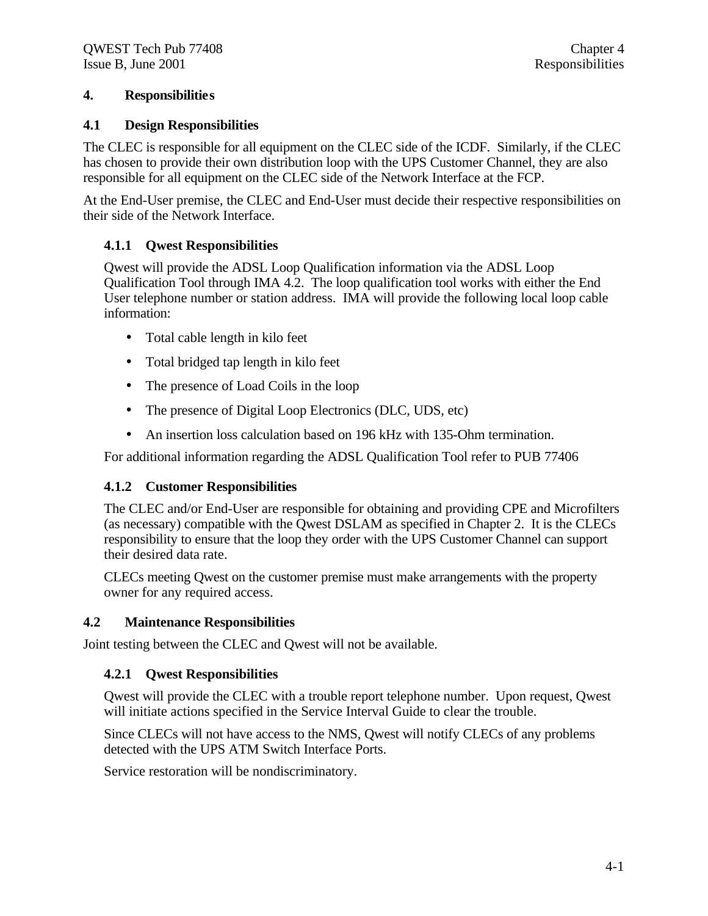# 4. Responsibilities

## 4.1 Design Responsibilities

The CLEC is responsible for all equipment on the CLEC side of the ICDF. Similarly, if the CLEC has chosen to provide their own distribution loop with the UPS Customer Channel, they are also responsible for all equipment on the CLEC side of the Network Interface at the FCP.

At the End-User premise, the CLEC and End-User must decide their respective responsibilities on their side of the Network Interface.

### 4.1.1 Qwest Responsibilities

Qwest will provide the ADSL Loop Qualification information via the ADSL Loop Qualification Tool through IMA 4.2. The loop qualification tool works with either the End User telephone number or station address. IMA will provide the following local loop cable information:

- Total cable length in kilo feet
- Total bridged tap length in kilo feet
- The presence of Load Coils in the loop
- The presence of Digital Loop Electronics (DLC, UDS, etc)
- An insertion loss calculation based on 196 kHz with 135-Ohm termination.

For additional information regarding the ADSL Qualification Tool refer to PUB 77406

### 4.1.2 Customer Responsibilities

The CLEC and/or End-User are responsible for obtaining and providing CPE and Microfilters (as necessary) compatible with the Qwest DSLAM as specified in Chapter 2. It is the CLECs responsibility to ensure that the loop they order with the UPS Customer Channel can support their desired data rate.

CLECs meeting Qwest on the customer premise must make arrangements with the property owner for any required access.

## 4.2 Maintenance Responsibilities

Joint testing between the CLEC and Qwest will not be available.

### 4.2.1 Qwest Responsibilities

Qwest will provide the CLEC with a trouble report telephone number. Upon request, Qwest will initiate actions specified in the Service Interval Guide to clear the trouble.

Since CLECs will not have access to the NMS, Qwest will notify CLECs of any problems detected with the UPS ATM Switch Interface Ports.

Service restoration will be nondiscriminatory.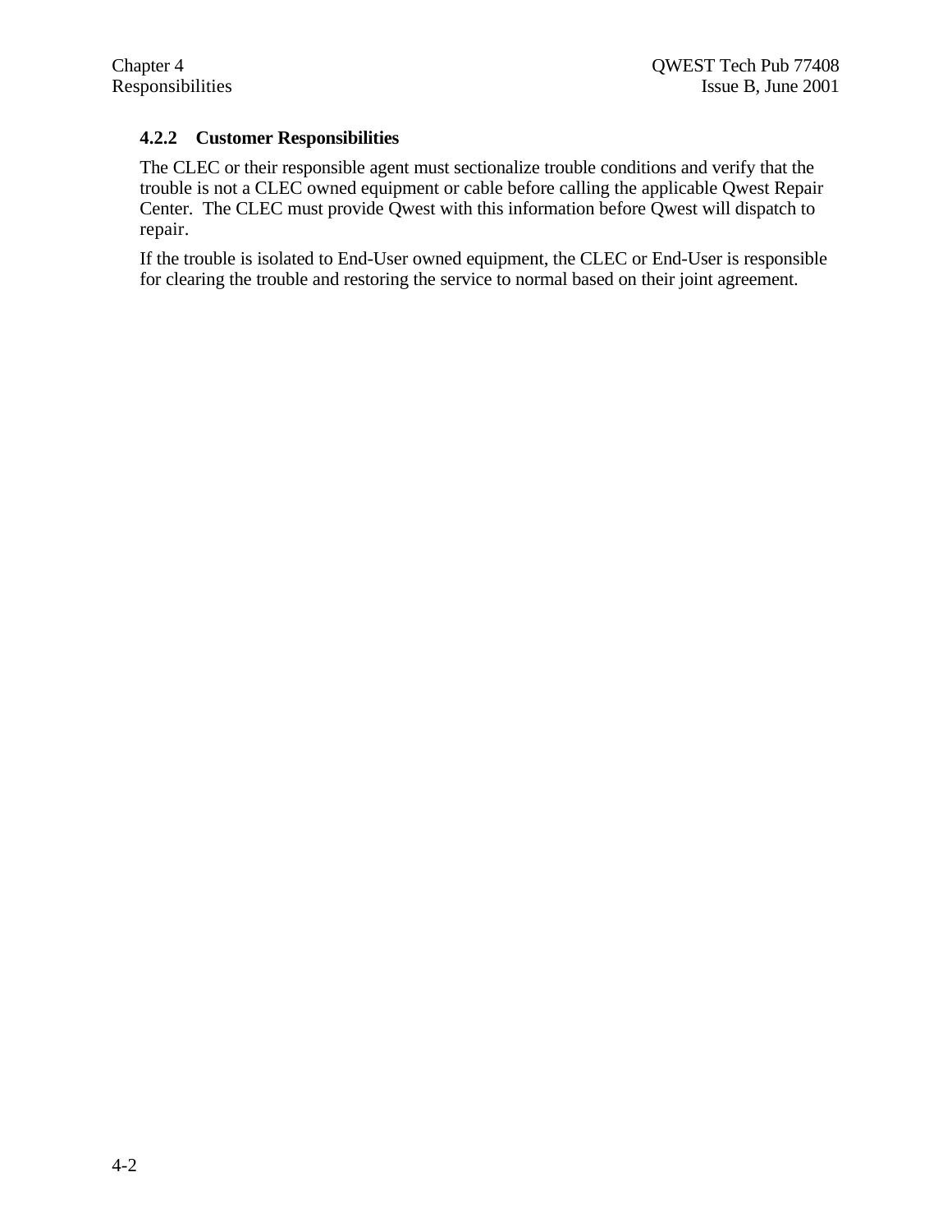### 4.2.2 Customer Responsibilities

The CLEC or their responsible agent must sectionalize trouble conditions and verify that the trouble is not a CLEC owned equipment or cable before calling the applicable Qwest Repair Center. The CLEC must provide Qwest with this information before Qwest will dispatch to repair.

If the trouble is isolated to End-User owned equipment, the CLEC or End-User is responsible for clearing the trouble and restoring the service to normal based on their joint agreement.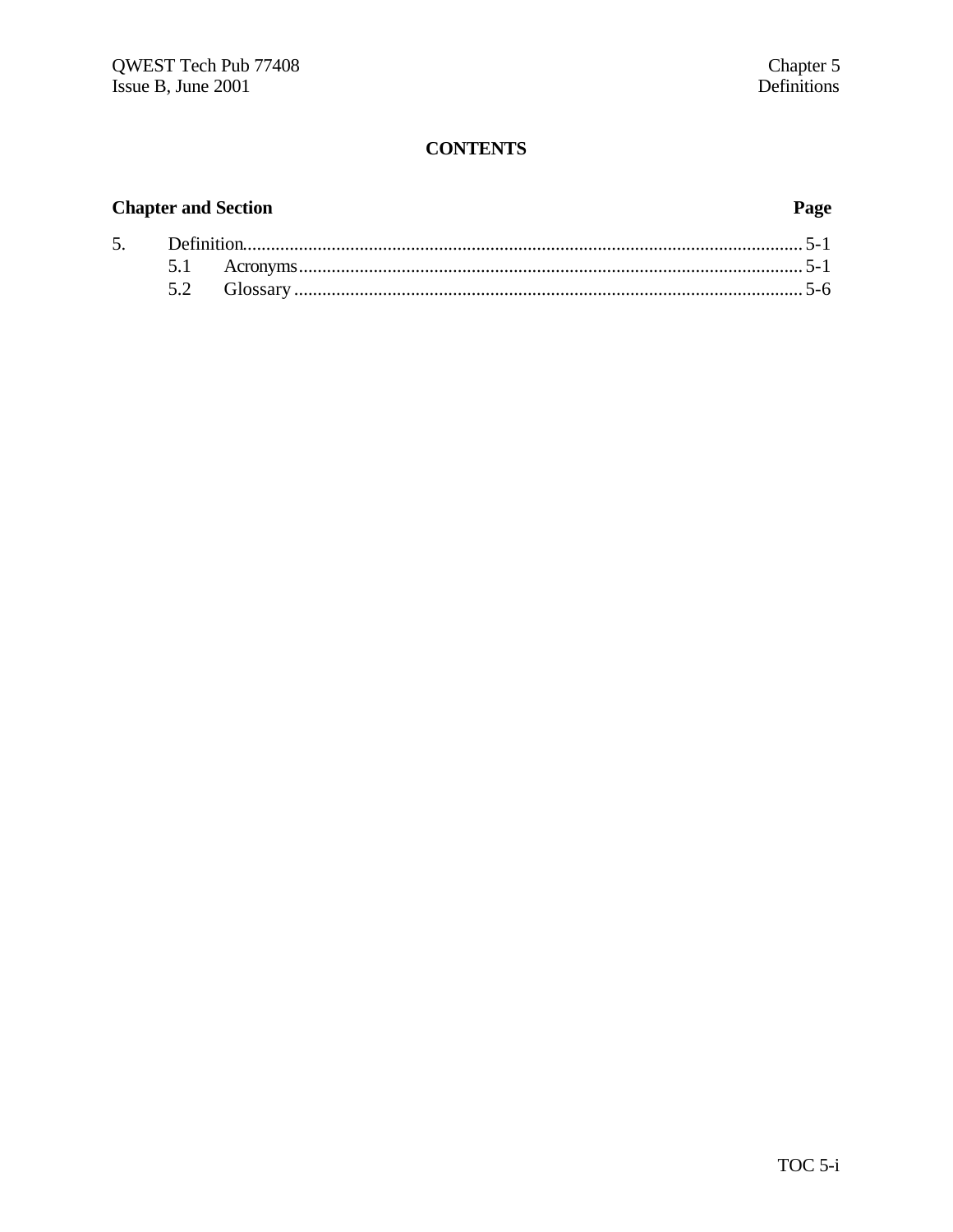# CONTENTS

| Chapter and Section | | Page |
|---|---|---|
| 5. | Definition | 5-1 |
| 5.1 | Acronyms | 5-1 |
| 5.2 | Glossary | 5-6 |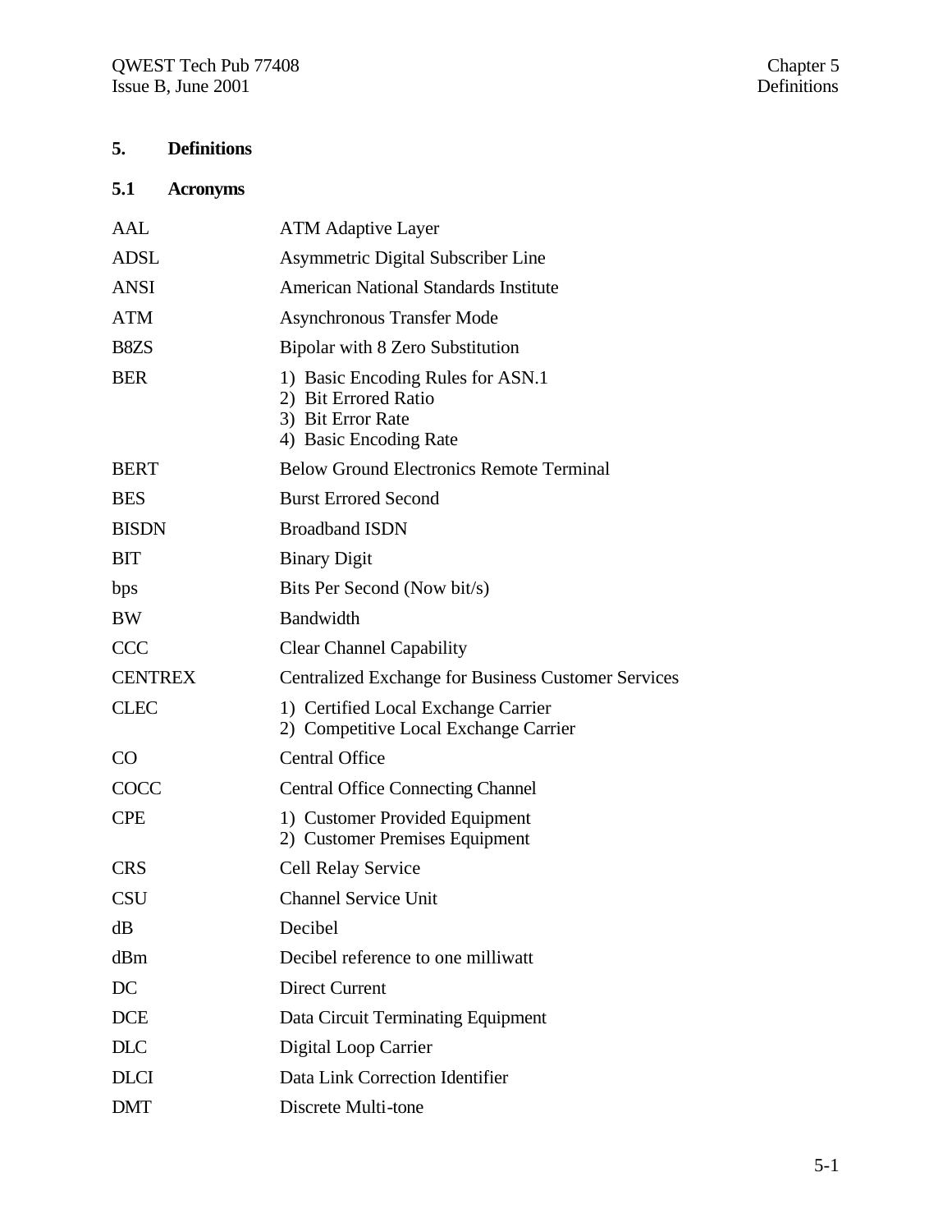# 5. Definitions

## 5.1 Acronyms

| | |
|---|---|
| AAL | ATM Adaptive Layer |
| ADSL | Asymmetric Digital Subscriber Line |
| ANSI | American National Standards Institute |
| ATM | Asynchronous Transfer Mode |
| B8ZS | Bipolar with 8 Zero Substitution |
| BER | 1) Basic Encoding Rules for ASN.1<br>2) Bit Errored Ratio<br>3) Bit Error Rate<br>4) Basic Encoding Rate |
| BERT | Below Ground Electronics Remote Terminal |
| BES | Burst Errored Second |
| BISDN | Broadband ISDN |
| BIT | Binary Digit |
| bps | Bits Per Second (Now bit/s) |
| BW | Bandwidth |
| CCC | Clear Channel Capability |
| CENTREX | Centralized Exchange for Business Customer Services |
| CLEC | 1) Certified Local Exchange Carrier<br>2) Competitive Local Exchange Carrier |
| CO | Central Office |
| COCC | Central Office Connecting Channel |
| CPE | 1) Customer Provided Equipment<br>2) Customer Premises Equipment |
| CRS | Cell Relay Service |
| CSU | Channel Service Unit |
| dB | Decibel |
| dBm | Decibel reference to one milliwatt |
| DC | Direct Current |
| DCE | Data Circuit Terminating Equipment |
| DLC | Digital Loop Carrier |
| DLCI | Data Link Correction Identifier |
| DMT | Discrete Multi-tone |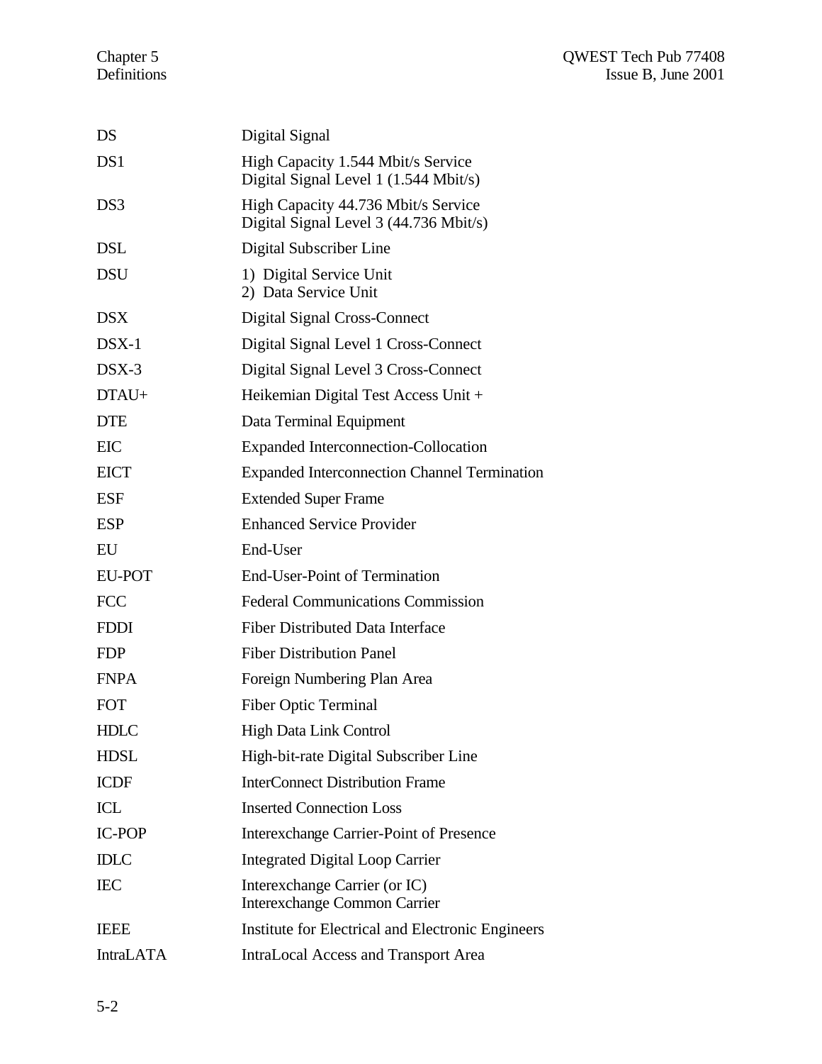| | |
|---|---|
| DS | Digital Signal |
| DS1 | High Capacity 1.544 Mbit/s Service<br>Digital Signal Level 1 (1.544 Mbit/s) |
| DS3 | High Capacity 44.736 Mbit/s Service<br>Digital Signal Level 3 (44.736 Mbit/s) |
| DSL | Digital Subscriber Line |
| DSU | 1) Digital Service Unit<br>2) Data Service Unit |
| DSX | Digital Signal Cross-Connect |
| DSX-1 | Digital Signal Level 1 Cross-Connect |
| DSX-3 | Digital Signal Level 3 Cross-Connect |
| DTAU+ | Heikemian Digital Test Access Unit + |
| DTE | Data Terminal Equipment |
| EIC | Expanded Interconnection-Collocation |
| EICT | Expanded Interconnection Channel Termination |
| ESF | Extended Super Frame |
| ESP | Enhanced Service Provider |
| EU | End-User |
| EU-POT | End-User-Point of Termination |
| FCC | Federal Communications Commission |
| FDDI | Fiber Distributed Data Interface |
| FDP | Fiber Distribution Panel |
| FNPA | Foreign Numbering Plan Area |
| FOT | Fiber Optic Terminal |
| HDLC | High Data Link Control |
| HDSL | High-bit-rate Digital Subscriber Line |
| ICDF | InterConnect Distribution Frame |
| ICL | Inserted Connection Loss |
| IC-POP | Interexchange Carrier-Point of Presence |
| IDLC | Integrated Digital Loop Carrier |
| IEC | Interexchange Carrier (or IC)<br>Interexchange Common Carrier |
| IEEE | Institute for Electrical and Electronic Engineers |
| IntraLATA | IntraLocal Access and Transport Area |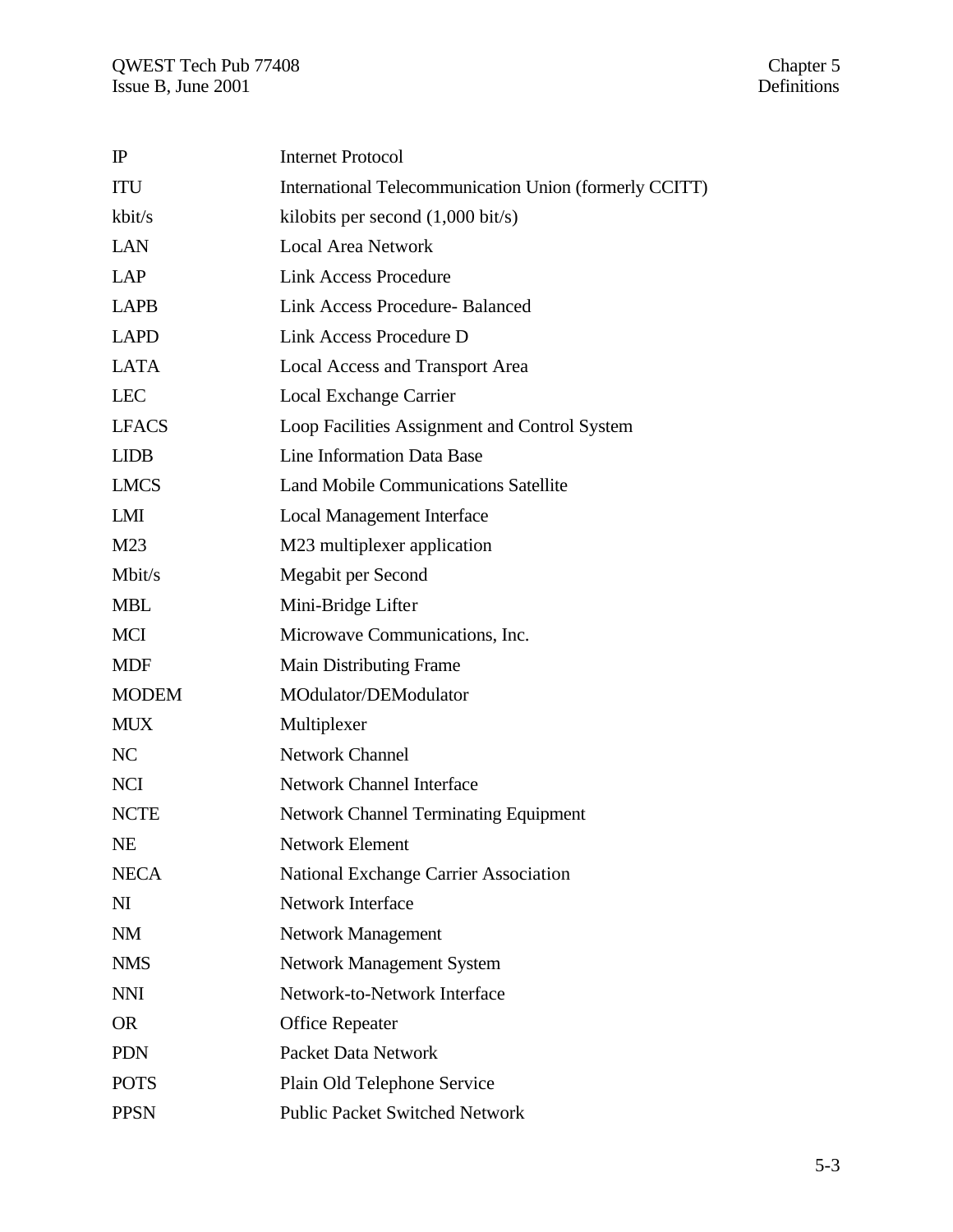| | |
|---|---|
| IP | Internet Protocol |
| ITU | International Telecommunication Union (formerly CCITT) |
| kbit/s | kilobits per second (1,000 bit/s) |
| LAN | Local Area Network |
| LAP | Link Access Procedure |
| LAPB | Link Access Procedure- Balanced |
| LAPD | Link Access Procedure D |
| LATA | Local Access and Transport Area |
| LEC | Local Exchange Carrier |
| LFACS | Loop Facilities Assignment and Control System |
| LIDB | Line Information Data Base |
| LMCS | Land Mobile Communications Satellite |
| LMI | Local Management Interface |
| M23 | M23 multiplexer application |
| Mbit/s | Megabit per Second |
| MBL | Mini-Bridge Lifter |
| MCI | Microwave Communications, Inc. |
| MDF | Main Distributing Frame |
| MODEM | MOdulator/DEModulator |
| MUX | Multiplexer |
| NC | Network Channel |
| NCI | Network Channel Interface |
| NCTE | Network Channel Terminating Equipment |
| NE | Network Element |
| NECA | National Exchange Carrier Association |
| NI | Network Interface |
| NM | Network Management |
| NMS | Network Management System |
| NNI | Network-to-Network Interface |
| OR | Office Repeater |
| PDN | Packet Data Network |
| POTS | Plain Old Telephone Service |
| PPSN | Public Packet Switched Network |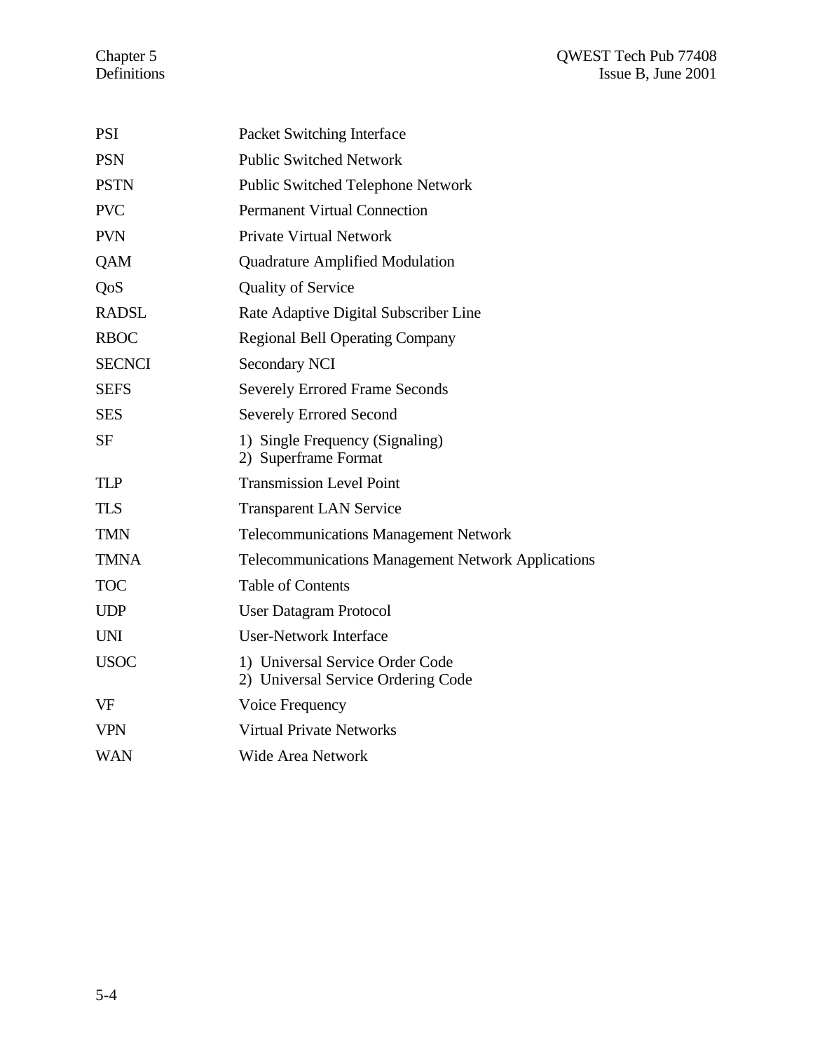| | |
|---|---|
| PSI | Packet Switching Interface |
| PSN | Public Switched Network |
| PSTN | Public Switched Telephone Network |
| PVC | Permanent Virtual Connection |
| PVN | Private Virtual Network |
| QAM | Quadrature Amplified Modulation |
| QoS | Quality of Service |
| RADSL | Rate Adaptive Digital Subscriber Line |
| RBOC | Regional Bell Operating Company |
| SECNCI | Secondary NCI |
| SEFS | Severely Errored Frame Seconds |
| SES | Severely Errored Second |
| SF | 1) Single Frequency (Signaling)<br>2) Superframe Format |
| TLP | Transmission Level Point |
| TLS | Transparent LAN Service |
| TMN | Telecommunications Management Network |
| TMNA | Telecommunications Management Network Applications |
| TOC | Table of Contents |
| UDP | User Datagram Protocol |
| UNI | User-Network Interface |
| USOC | 1) Universal Service Order Code<br>2) Universal Service Ordering Code |
| VF | Voice Frequency |
| VPN | Virtual Private Networks |
| WAN | Wide Area Network |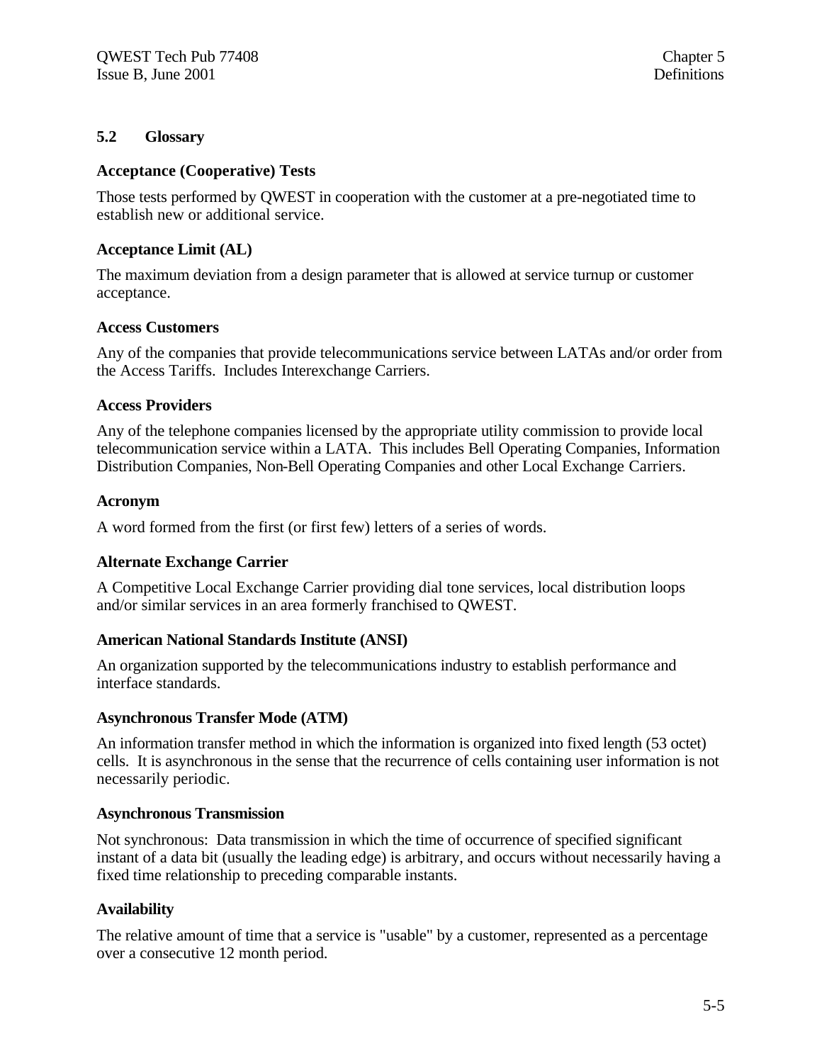## 5.2 Glossary

### Acceptance (Cooperative) Tests

Those tests performed by QWEST in cooperation with the customer at a pre-negotiated time to establish new or additional service.

### Acceptance Limit (AL)

The maximum deviation from a design parameter that is allowed at service turnup or customer acceptance.

### Access Customers

Any of the companies that provide telecommunications service between LATAs and/or order from the Access Tariffs. Includes Interexchange Carriers.

### Access Providers

Any of the telephone companies licensed by the appropriate utility commission to provide local telecommunication service within a LATA. This includes Bell Operating Companies, Information Distribution Companies, Non-Bell Operating Companies and other Local Exchange Carriers.

### Acronym

A word formed from the first (or first few) letters of a series of words.

### Alternate Exchange Carrier

A Competitive Local Exchange Carrier providing dial tone services, local distribution loops and/or similar services in an area formerly franchised to QWEST.

### American National Standards Institute (ANSI)

An organization supported by the telecommunications industry to establish performance and interface standards.

### Asynchronous Transfer Mode (ATM)

An information transfer method in which the information is organized into fixed length (53 octet) cells. It is asynchronous in the sense that the recurrence of cells containing user information is not necessarily periodic.

### Asynchronous Transmission

Not synchronous: Data transmission in which the time of occurrence of specified significant instant of a data bit (usually the leading edge) is arbitrary, and occurs without necessarily having a fixed time relationship to preceding comparable instants.

### Availability

The relative amount of time that a service is "usable" by a customer, represented as a percentage over a consecutive 12 month period.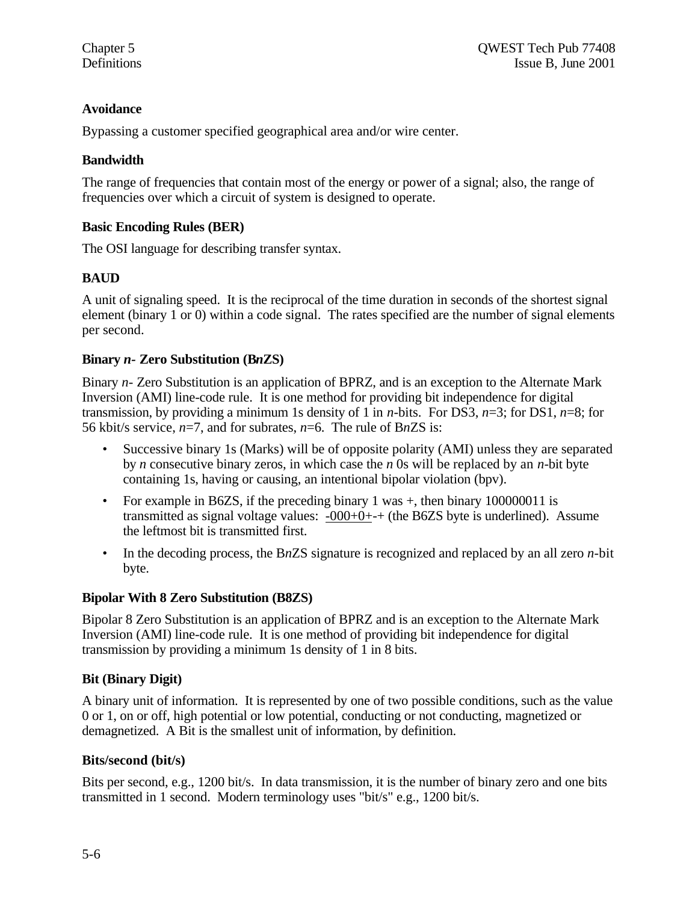**Avoidance**

Bypassing a customer specified geographical area and/or wire center.

**Bandwidth**

The range of frequencies that contain most of the energy or power of a signal; also, the range of frequencies over which a circuit of system is designed to operate.

**Basic Encoding Rules (BER)**

The OSI language for describing transfer syntax.

**BAUD**

A unit of signaling speed. It is the reciprocal of the time duration in seconds of the shortest signal element (binary 1 or 0) within a code signal. The rates specified are the number of signal elements per second.

**Binary *n*- Zero Substitution (B*n*ZS)**

Binary *n*- Zero Substitution is an application of BPRZ, and is an exception to the Alternate Mark Inversion (AMI) line-code rule. It is one method for providing bit independence for digital transmission, by providing a minimum 1s density of 1 in *n*-bits. For DS3, *n*=3; for DS1, *n*=8; for 56 kbit/s service, *n*=7, and for subrates, *n*=6. The rule of B*n*ZS is:

- Successive binary 1s (Marks) will be of opposite polarity (AMI) unless they are separated by *n* consecutive binary zeros, in which case the *n* 0s will be replaced by an *n*-bit byte containing 1s, having or causing, an intentional bipolar violation (bpv).
- For example in B6ZS, if the preceding binary 1 was +, then binary 100000011 is transmitted as signal voltage values: -000+0+-+ (the B6ZS byte is underlined). Assume the leftmost bit is transmitted first.
- In the decoding process, the B*n*ZS signature is recognized and replaced by an all zero *n*-bit byte.

**Bipolar With 8 Zero Substitution (B8ZS)**

Bipolar 8 Zero Substitution is an application of BPRZ and is an exception to the Alternate Mark Inversion (AMI) line-code rule. It is one method of providing bit independence for digital transmission by providing a minimum 1s density of 1 in 8 bits.

**Bit (Binary Digit)**

A binary unit of information. It is represented by one of two possible conditions, such as the value 0 or 1, on or off, high potential or low potential, conducting or not conducting, magnetized or demagnetized. A Bit is the smallest unit of information, by definition.

**Bits/second (bit/s)**

Bits per second, e.g., 1200 bit/s. In data transmission, it is the number of binary zero and one bits transmitted in 1 second. Modern terminology uses "bit/s" e.g., 1200 bit/s.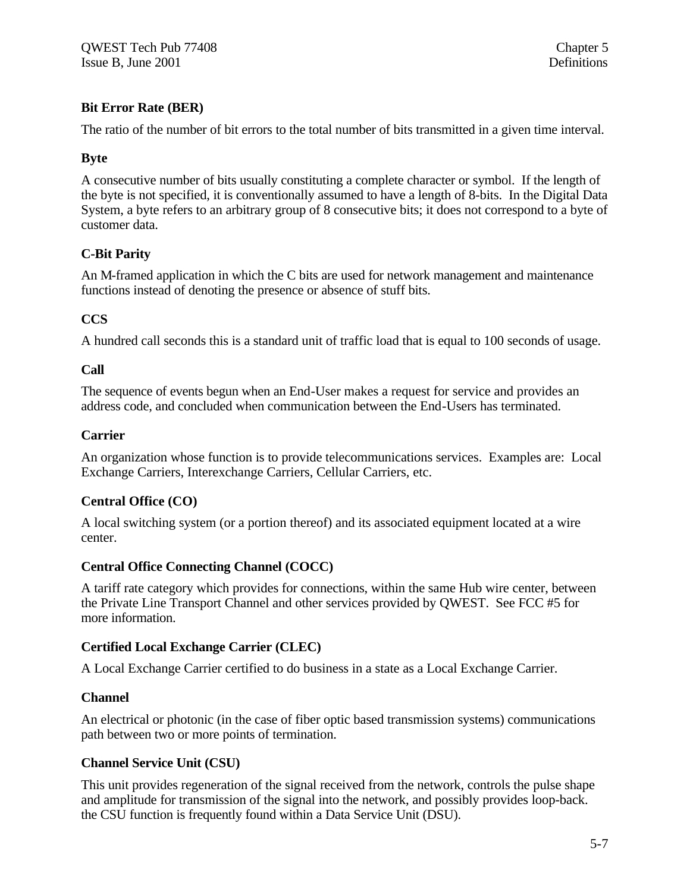### Bit Error Rate (BER)

The ratio of the number of bit errors to the total number of bits transmitted in a given time interval.

### Byte

A consecutive number of bits usually constituting a complete character or symbol. If the length of the byte is not specified, it is conventionally assumed to have a length of 8-bits. In the Digital Data System, a byte refers to an arbitrary group of 8 consecutive bits; it does not correspond to a byte of customer data.

### C-Bit Parity

An M-framed application in which the C bits are used for network management and maintenance functions instead of denoting the presence or absence of stuff bits.

### CCS

A hundred call seconds this is a standard unit of traffic load that is equal to 100 seconds of usage.

### Call

The sequence of events begun when an End-User makes a request for service and provides an address code, and concluded when communication between the End-Users has terminated.

### Carrier

An organization whose function is to provide telecommunications services. Examples are: Local Exchange Carriers, Interexchange Carriers, Cellular Carriers, etc.

### Central Office (CO)

A local switching system (or a portion thereof) and its associated equipment located at a wire center.

### Central Office Connecting Channel (COCC)

A tariff rate category which provides for connections, within the same Hub wire center, between the Private Line Transport Channel and other services provided by QWEST. See FCC #5 for more information.

### Certified Local Exchange Carrier (CLEC)

A Local Exchange Carrier certified to do business in a state as a Local Exchange Carrier.

### Channel

An electrical or photonic (in the case of fiber optic based transmission systems) communications path between two or more points of termination.

### Channel Service Unit (CSU)

This unit provides regeneration of the signal received from the network, controls the pulse shape and amplitude for transmission of the signal into the network, and possibly provides loop-back. the CSU function is frequently found within a Data Service Unit (DSU).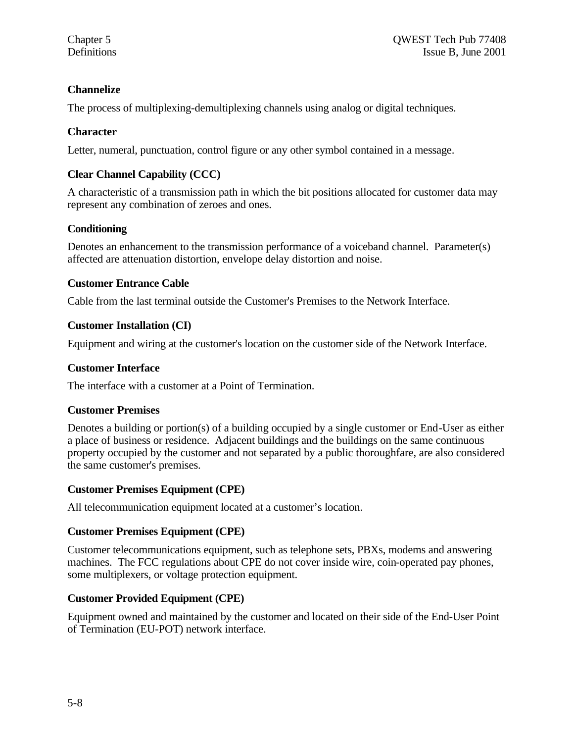**Channelize**

The process of multiplexing-demultiplexing channels using analog or digital techniques.

**Character**

Letter, numeral, punctuation, control figure or any other symbol contained in a message.

**Clear Channel Capability (CCC)**

A characteristic of a transmission path in which the bit positions allocated for customer data may represent any combination of zeroes and ones.

**Conditioning**

Denotes an enhancement to the transmission performance of a voiceband channel. Parameter(s) affected are attenuation distortion, envelope delay distortion and noise.

**Customer Entrance Cable**

Cable from the last terminal outside the Customer's Premises to the Network Interface.

**Customer Installation (CI)**

Equipment and wiring at the customer's location on the customer side of the Network Interface.

**Customer Interface**

The interface with a customer at a Point of Termination.

**Customer Premises**

Denotes a building or portion(s) of a building occupied by a single customer or End-User as either a place of business or residence. Adjacent buildings and the buildings on the same continuous property occupied by the customer and not separated by a public thoroughfare, are also considered the same customer's premises.

**Customer Premises Equipment (CPE)**

All telecommunication equipment located at a customer's location.

**Customer Premises Equipment (CPE)**

Customer telecommunications equipment, such as telephone sets, PBXs, modems and answering machines. The FCC regulations about CPE do not cover inside wire, coin-operated pay phones, some multiplexers, or voltage protection equipment.

**Customer Provided Equipment (CPE)**

Equipment owned and maintained by the customer and located on their side of the End-User Point of Termination (EU-POT) network interface.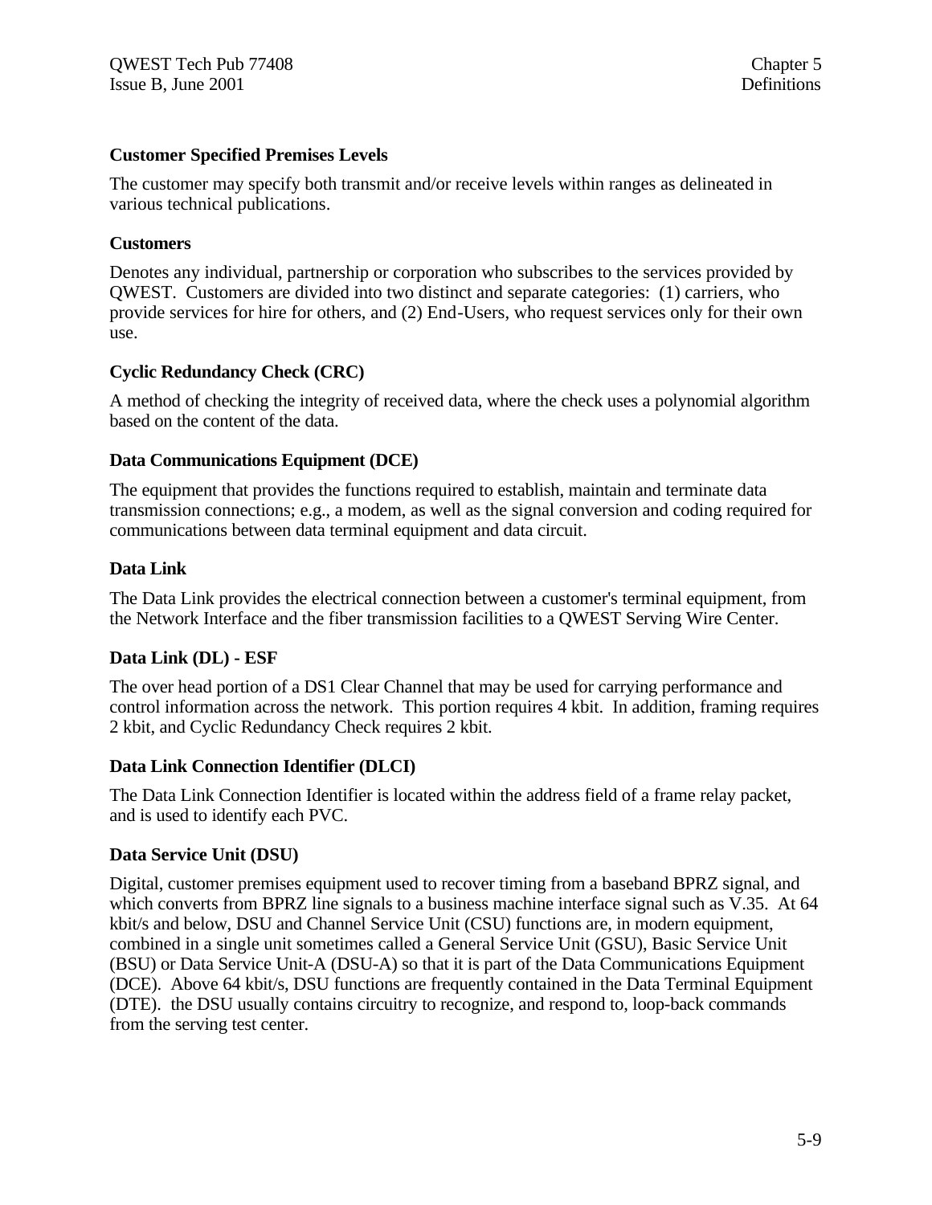**Customer Specified Premises Levels**

The customer may specify both transmit and/or receive levels within ranges as delineated in various technical publications.

**Customers**

Denotes any individual, partnership or corporation who subscribes to the services provided by QWEST. Customers are divided into two distinct and separate categories: (1) carriers, who provide services for hire for others, and (2) End-Users, who request services only for their own use.

**Cyclic Redundancy Check (CRC)**

A method of checking the integrity of received data, where the check uses a polynomial algorithm based on the content of the data.

**Data Communications Equipment (DCE)**

The equipment that provides the functions required to establish, maintain and terminate data transmission connections; e.g., a modem, as well as the signal conversion and coding required for communications between data terminal equipment and data circuit.

**Data Link**

The Data Link provides the electrical connection between a customer's terminal equipment, from the Network Interface and the fiber transmission facilities to a QWEST Serving Wire Center.

**Data Link (DL) - ESF**

The over head portion of a DS1 Clear Channel that may be used for carrying performance and control information across the network. This portion requires 4 kbit. In addition, framing requires 2 kbit, and Cyclic Redundancy Check requires 2 kbit.

**Data Link Connection Identifier (DLCI)**

The Data Link Connection Identifier is located within the address field of a frame relay packet, and is used to identify each PVC.

**Data Service Unit (DSU)**

Digital, customer premises equipment used to recover timing from a baseband BPRZ signal, and which converts from BPRZ line signals to a business machine interface signal such as V.35. At 64 kbit/s and below, DSU and Channel Service Unit (CSU) functions are, in modern equipment, combined in a single unit sometimes called a General Service Unit (GSU), Basic Service Unit (BSU) or Data Service Unit-A (DSU-A) so that it is part of the Data Communications Equipment (DCE). Above 64 kbit/s, DSU functions are frequently contained in the Data Terminal Equipment (DTE). the DSU usually contains circuitry to recognize, and respond to, loop-back commands from the serving test center.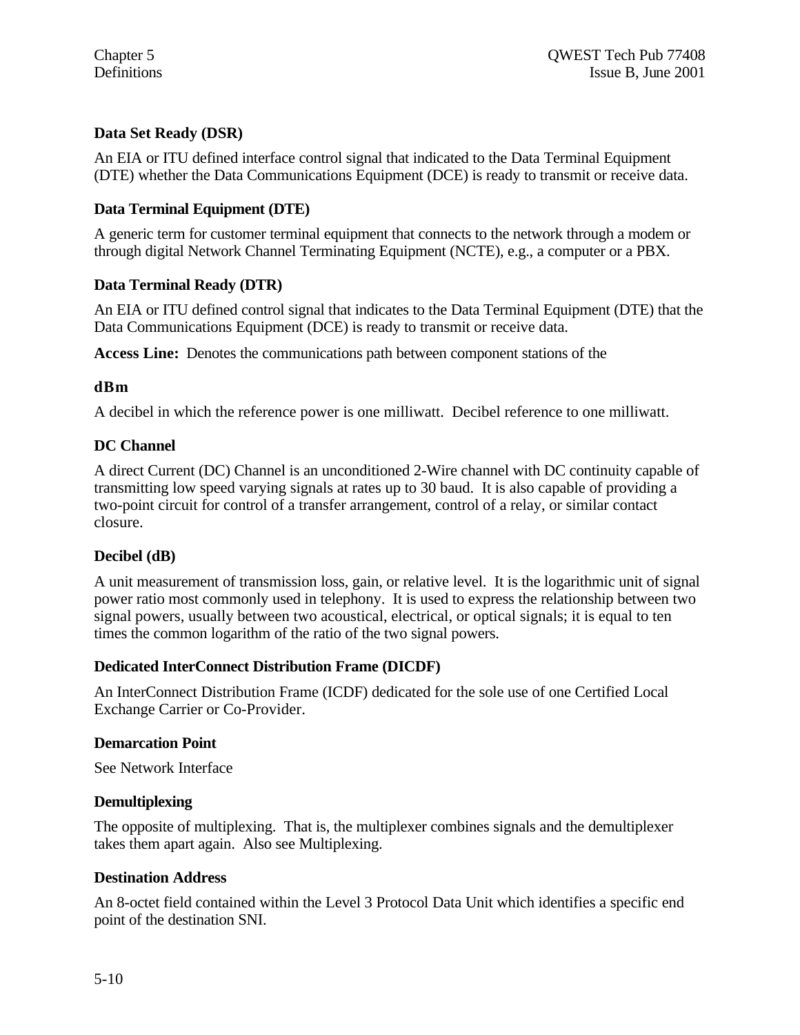**Data Set Ready (DSR)**

An EIA or ITU defined interface control signal that indicated to the Data Terminal Equipment (DTE) whether the Data Communications Equipment (DCE) is ready to transmit or receive data.

**Data Terminal Equipment (DTE)**

A generic term for customer terminal equipment that connects to the network through a modem or through digital Network Channel Terminating Equipment (NCTE), e.g., a computer or a PBX.

**Data Terminal Ready (DTR)**

An EIA or ITU defined control signal that indicates to the Data Terminal Equipment (DTE) that the Data Communications Equipment (DCE) is ready to transmit or receive data.

**Access Line:** Denotes the communications path between component stations of the

**dBm**

A decibel in which the reference power is one milliwatt. Decibel reference to one milliwatt.

**DC Channel**

A direct Current (DC) Channel is an unconditioned 2-Wire channel with DC continuity capable of transmitting low speed varying signals at rates up to 30 baud. It is also capable of providing a two-point circuit for control of a transfer arrangement, control of a relay, or similar contact closure.

**Decibel (dB)**

A unit measurement of transmission loss, gain, or relative level. It is the logarithmic unit of signal power ratio most commonly used in telephony. It is used to express the relationship between two signal powers, usually between two acoustical, electrical, or optical signals; it is equal to ten times the common logarithm of the ratio of the two signal powers.

**Dedicated InterConnect Distribution Frame (DICDF)**

An InterConnect Distribution Frame (ICDF) dedicated for the sole use of one Certified Local Exchange Carrier or Co-Provider.

**Demarcation Point**

See Network Interface

**Demultiplexing**

The opposite of multiplexing. That is, the multiplexer combines signals and the demultiplexer takes them apart again. Also see Multiplexing.

**Destination Address**

An 8-octet field contained within the Level 3 Protocol Data Unit which identifies a specific end point of the destination SNI.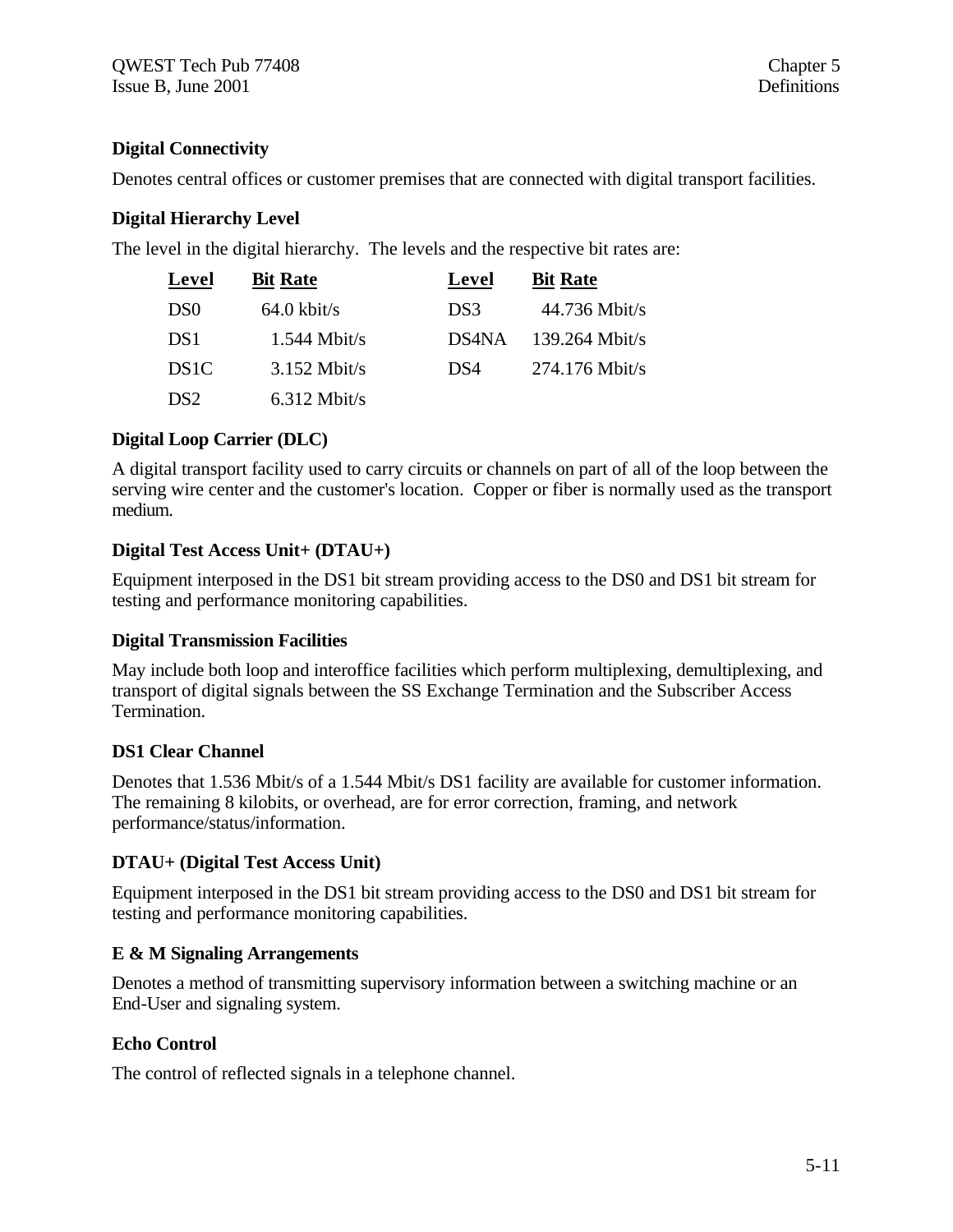### Digital Connectivity

Denotes central offices or customer premises that are connected with digital transport facilities.

### Digital Hierarchy Level

The level in the digital hierarchy. The levels and the respective bit rates are:

| Level | Bit Rate | Level | Bit Rate |
|---|---|---|---|
| DS0 | 64.0 kbit/s | DS3 | 44.736 Mbit/s |
| DS1 | 1.544 Mbit/s | DS4NA | 139.264 Mbit/s |
| DS1C | 3.152 Mbit/s | DS4 | 274.176 Mbit/s |
| DS2 | 6.312 Mbit/s | | |

### Digital Loop Carrier (DLC)

A digital transport facility used to carry circuits or channels on part of all of the loop between the serving wire center and the customer's location. Copper or fiber is normally used as the transport medium.

### Digital Test Access Unit+ (DTAU+)

Equipment interposed in the DS1 bit stream providing access to the DS0 and DS1 bit stream for testing and performance monitoring capabilities.

### Digital Transmission Facilities

May include both loop and interoffice facilities which perform multiplexing, demultiplexing, and transport of digital signals between the SS Exchange Termination and the Subscriber Access Termination.

### DS1 Clear Channel

Denotes that 1.536 Mbit/s of a 1.544 Mbit/s DS1 facility are available for customer information. The remaining 8 kilobits, or overhead, are for error correction, framing, and network performance/status/information.

### DTAU+ (Digital Test Access Unit)

Equipment interposed in the DS1 bit stream providing access to the DS0 and DS1 bit stream for testing and performance monitoring capabilities.

### E & M Signaling Arrangements

Denotes a method of transmitting supervisory information between a switching machine or an End-User and signaling system.

### Echo Control

The control of reflected signals in a telephone channel.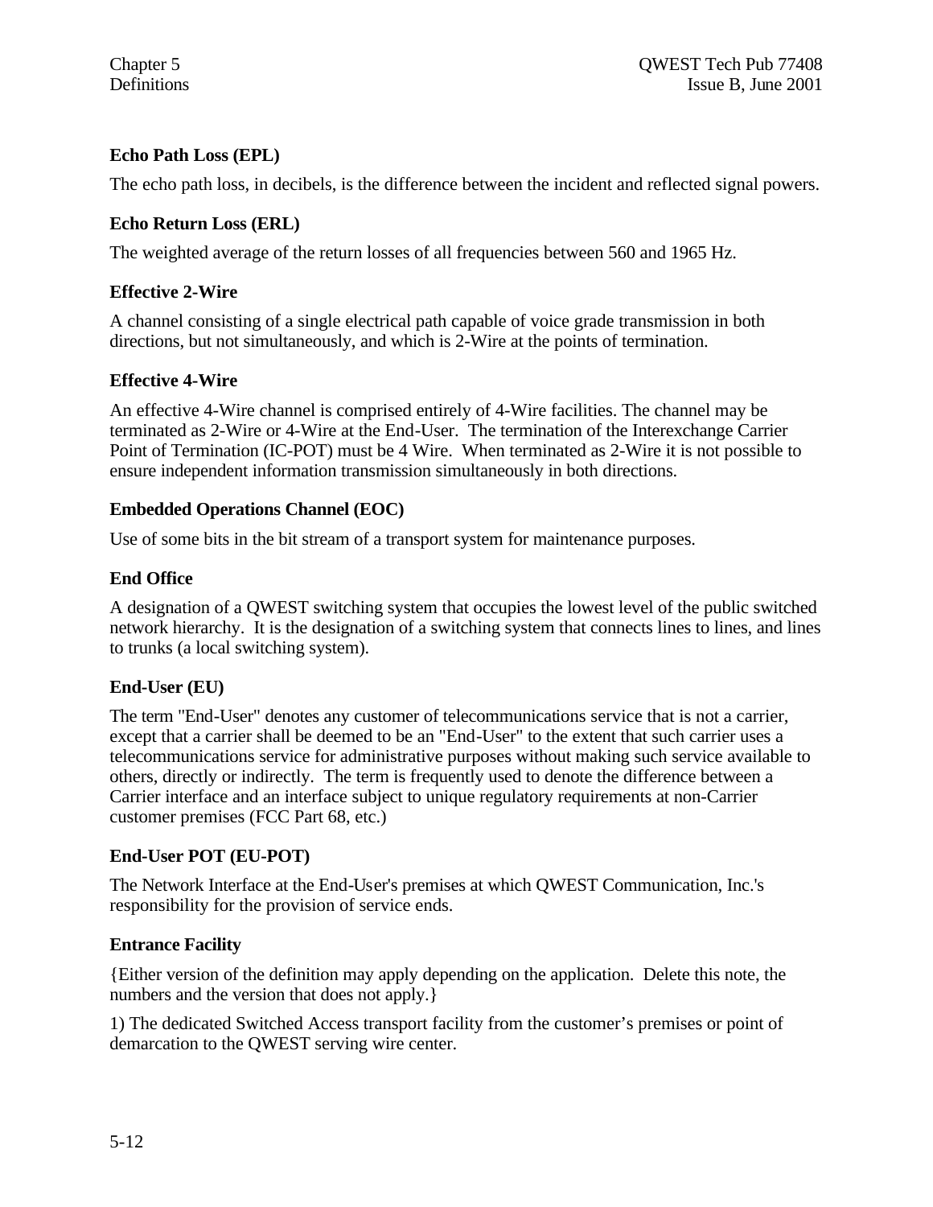### Echo Path Loss (EPL)

The echo path loss, in decibels, is the difference between the incident and reflected signal powers.

### Echo Return Loss (ERL)

The weighted average of the return losses of all frequencies between 560 and 1965 Hz.

### Effective 2-Wire

A channel consisting of a single electrical path capable of voice grade transmission in both directions, but not simultaneously, and which is 2-Wire at the points of termination.

### Effective 4-Wire

An effective 4-Wire channel is comprised entirely of 4-Wire facilities. The channel may be terminated as 2-Wire or 4-Wire at the End-User. The termination of the Interexchange Carrier Point of Termination (IC-POT) must be 4 Wire. When terminated as 2-Wire it is not possible to ensure independent information transmission simultaneously in both directions.

### Embedded Operations Channel (EOC)

Use of some bits in the bit stream of a transport system for maintenance purposes.

### End Office

A designation of a QWEST switching system that occupies the lowest level of the public switched network hierarchy. It is the designation of a switching system that connects lines to lines, and lines to trunks (a local switching system).

### End-User (EU)

The term "End-User" denotes any customer of telecommunications service that is not a carrier, except that a carrier shall be deemed to be an "End-User" to the extent that such carrier uses a telecommunications service for administrative purposes without making such service available to others, directly or indirectly. The term is frequently used to denote the difference between a Carrier interface and an interface subject to unique regulatory requirements at non-Carrier customer premises (FCC Part 68, etc.)

### End-User POT (EU-POT)

The Network Interface at the End-User's premises at which QWEST Communication, Inc.'s responsibility for the provision of service ends.

### Entrance Facility

{Either version of the definition may apply depending on the application. Delete this note, the numbers and the version that does not apply.}

1) The dedicated Switched Access transport facility from the customer's premises or point of demarcation to the QWEST serving wire center.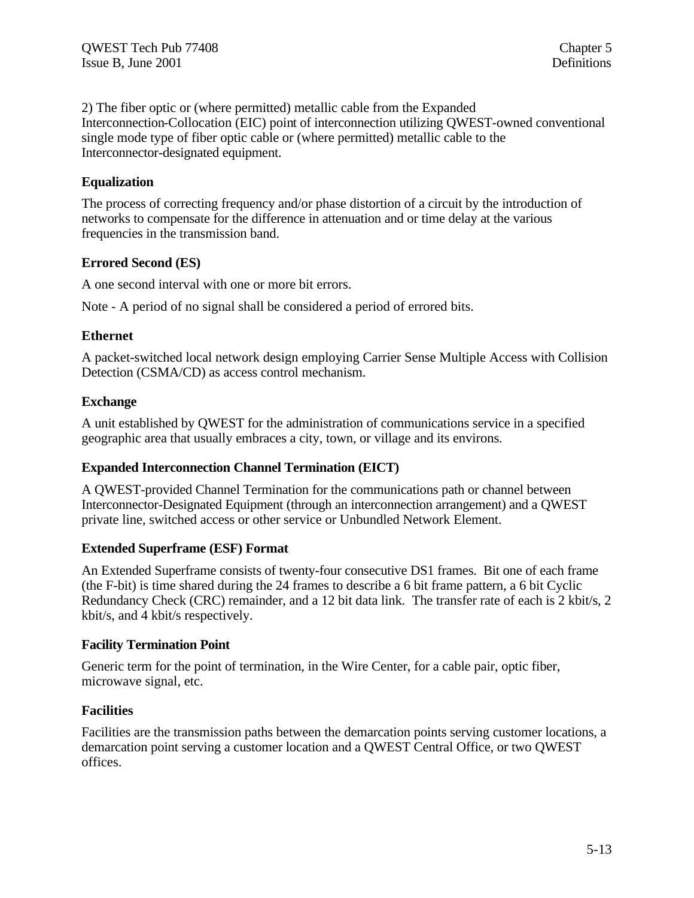2) The fiber optic or (where permitted) metallic cable from the Expanded Interconnection-Collocation (EIC) point of interconnection utilizing QWEST-owned conventional single mode type of fiber optic cable or (where permitted) metallic cable to the Interconnector-designated equipment.

### Equalization

The process of correcting frequency and/or phase distortion of a circuit by the introduction of networks to compensate for the difference in attenuation and or time delay at the various frequencies in the transmission band.

### Errored Second (ES)

A one second interval with one or more bit errors.

Note - A period of no signal shall be considered a period of errored bits.

### Ethernet

A packet-switched local network design employing Carrier Sense Multiple Access with Collision Detection (CSMA/CD) as access control mechanism.

### Exchange

A unit established by QWEST for the administration of communications service in a specified geographic area that usually embraces a city, town, or village and its environs.

### Expanded Interconnection Channel Termination (EICT)

A QWEST-provided Channel Termination for the communications path or channel between Interconnector-Designated Equipment (through an interconnection arrangement) and a QWEST private line, switched access or other service or Unbundled Network Element.

### Extended Superframe (ESF) Format

An Extended Superframe consists of twenty-four consecutive DS1 frames. Bit one of each frame (the F-bit) is time shared during the 24 frames to describe a 6 bit frame pattern, a 6 bit Cyclic Redundancy Check (CRC) remainder, and a 12 bit data link. The transfer rate of each is 2 kbit/s, 2 kbit/s, and 4 kbit/s respectively.

### Facility Termination Point

Generic term for the point of termination, in the Wire Center, for a cable pair, optic fiber, microwave signal, etc.

### Facilities

Facilities are the transmission paths between the demarcation points serving customer locations, a demarcation point serving a customer location and a QWEST Central Office, or two QWEST offices.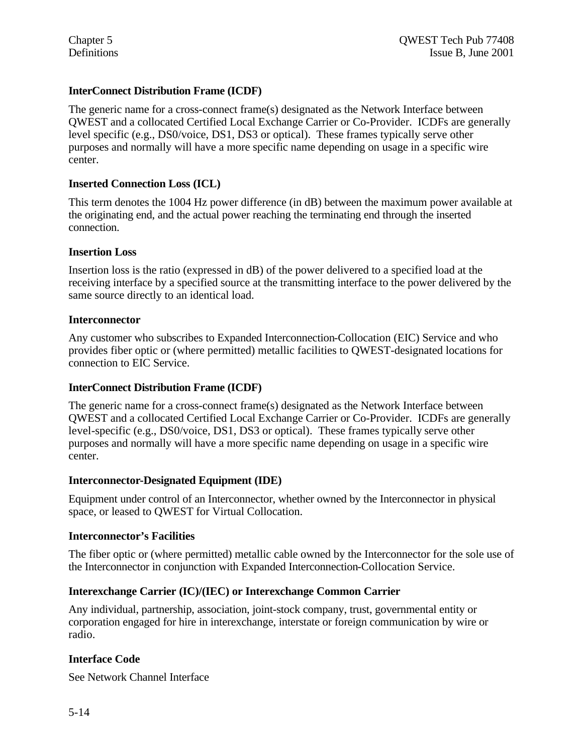**InterConnect Distribution Frame (ICDF)**

The generic name for a cross-connect frame(s) designated as the Network Interface between QWEST and a collocated Certified Local Exchange Carrier or Co-Provider. ICDFs are generally level specific (e.g., DS0/voice, DS1, DS3 or optical). These frames typically serve other purposes and normally will have a more specific name depending on usage in a specific wire center.

**Inserted Connection Loss (ICL)**

This term denotes the 1004 Hz power difference (in dB) between the maximum power available at the originating end, and the actual power reaching the terminating end through the inserted connection.

**Insertion Loss**

Insertion loss is the ratio (expressed in dB) of the power delivered to a specified load at the receiving interface by a specified source at the transmitting interface to the power delivered by the same source directly to an identical load.

**Interconnector**

Any customer who subscribes to Expanded Interconnection-Collocation (EIC) Service and who provides fiber optic or (where permitted) metallic facilities to QWEST-designated locations for connection to EIC Service.

**InterConnect Distribution Frame (ICDF)**

The generic name for a cross-connect frame(s) designated as the Network Interface between QWEST and a collocated Certified Local Exchange Carrier or Co-Provider. ICDFs are generally level-specific (e.g., DS0/voice, DS1, DS3 or optical). These frames typically serve other purposes and normally will have a more specific name depending on usage in a specific wire center.

**Interconnector-Designated Equipment (IDE)**

Equipment under control of an Interconnector, whether owned by the Interconnector in physical space, or leased to QWEST for Virtual Collocation.

**Interconnector's Facilities**

The fiber optic or (where permitted) metallic cable owned by the Interconnector for the sole use of the Interconnector in conjunction with Expanded Interconnection-Collocation Service.

**Interexchange Carrier (IC)/(IEC) or Interexchange Common Carrier**

Any individual, partnership, association, joint-stock company, trust, governmental entity or corporation engaged for hire in interexchange, interstate or foreign communication by wire or radio.

**Interface Code**

See Network Channel Interface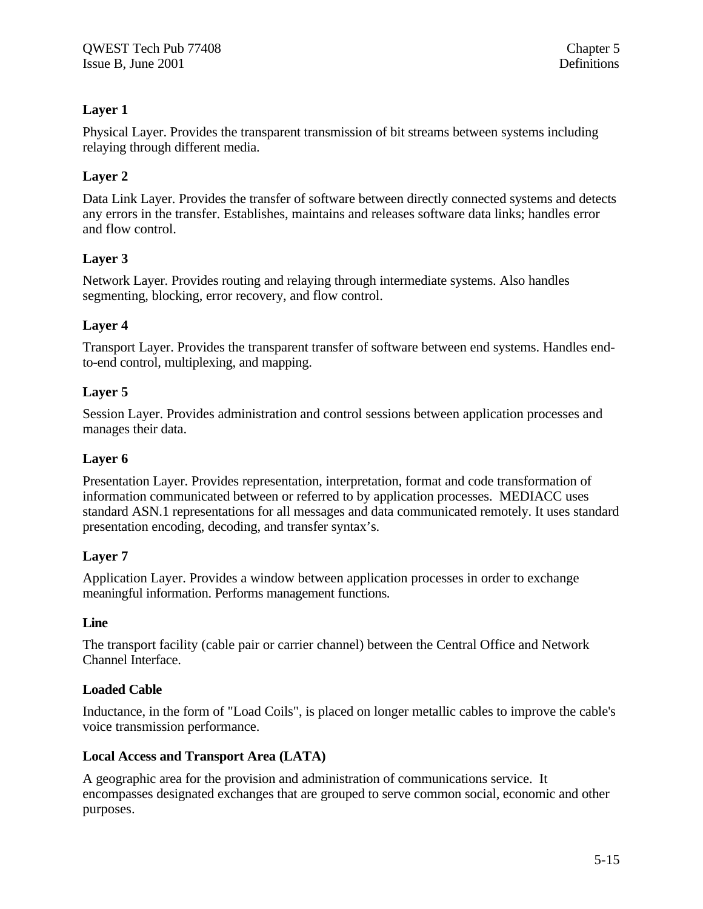**Layer 1**

Physical Layer. Provides the transparent transmission of bit streams between systems including relaying through different media.

**Layer 2**

Data Link Layer. Provides the transfer of software between directly connected systems and detects any errors in the transfer. Establishes, maintains and releases software data links; handles error and flow control.

**Layer 3**

Network Layer. Provides routing and relaying through intermediate systems. Also handles segmenting, blocking, error recovery, and flow control.

**Layer 4**

Transport Layer. Provides the transparent transfer of software between end systems. Handles end-to-end control, multiplexing, and mapping.

**Layer 5**

Session Layer. Provides administration and control sessions between application processes and manages their data.

**Layer 6**

Presentation Layer. Provides representation, interpretation, format and code transformation of information communicated between or referred to by application processes. MEDIACC uses standard ASN.1 representations for all messages and data communicated remotely. It uses standard presentation encoding, decoding, and transfer syntax's.

**Layer 7**

Application Layer. Provides a window between application processes in order to exchange meaningful information. Performs management functions.

**Line**

The transport facility (cable pair or carrier channel) between the Central Office and Network Channel Interface.

**Loaded Cable**

Inductance, in the form of "Load Coils", is placed on longer metallic cables to improve the cable's voice transmission performance.

**Local Access and Transport Area (LATA)**

A geographic area for the provision and administration of communications service. It encompasses designated exchanges that are grouped to serve common social, economic and other purposes.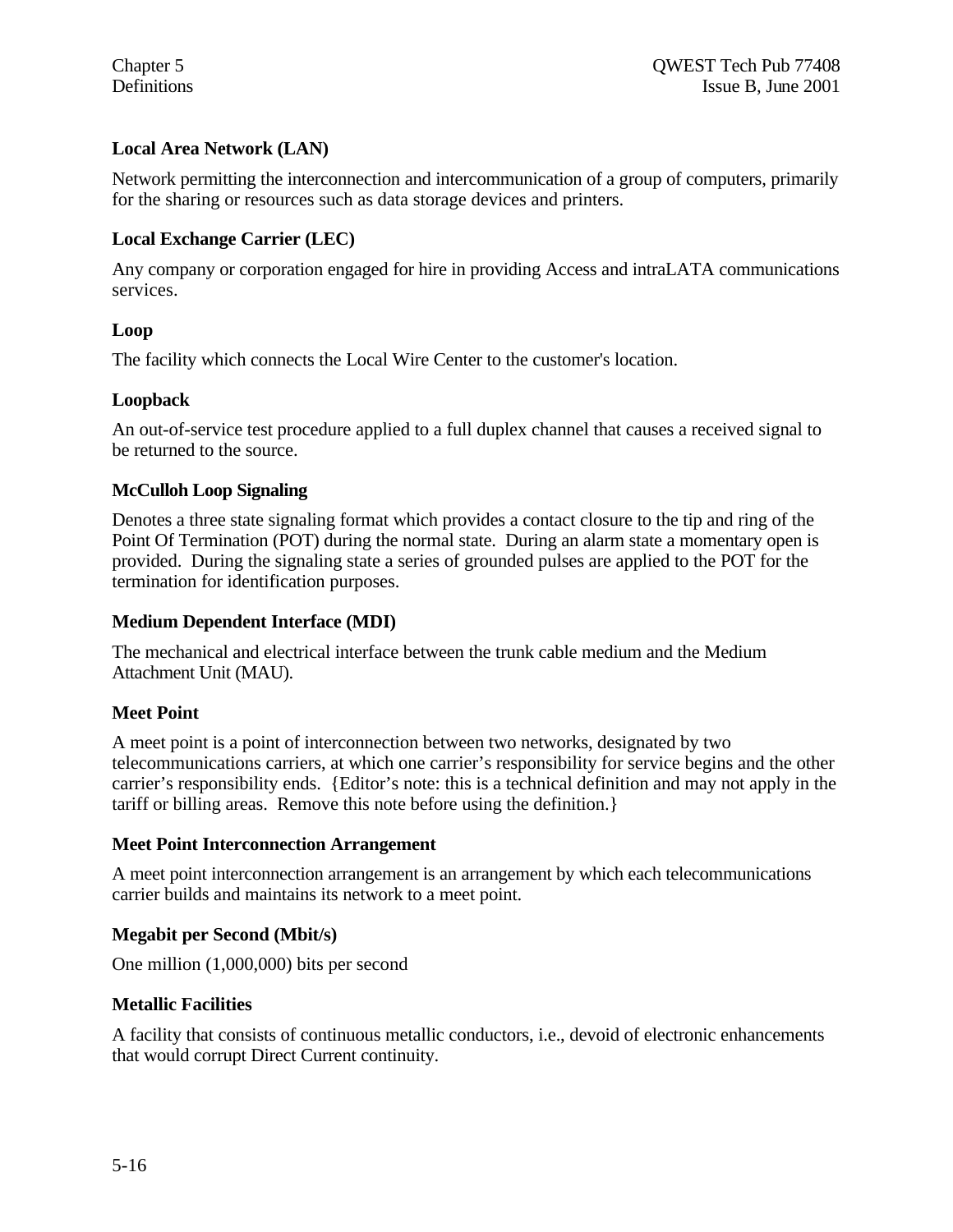### Local Area Network (LAN)

Network permitting the interconnection and intercommunication of a group of computers, primarily for the sharing or resources such as data storage devices and printers.

### Local Exchange Carrier (LEC)

Any company or corporation engaged for hire in providing Access and intraLATA communications services.

### Loop

The facility which connects the Local Wire Center to the customer's location.

### Loopback

An out-of-service test procedure applied to a full duplex channel that causes a received signal to be returned to the source.

### McCulloh Loop Signaling

Denotes a three state signaling format which provides a contact closure to the tip and ring of the Point Of Termination (POT) during the normal state. During an alarm state a momentary open is provided. During the signaling state a series of grounded pulses are applied to the POT for the termination for identification purposes.

### Medium Dependent Interface (MDI)

The mechanical and electrical interface between the trunk cable medium and the Medium Attachment Unit (MAU).

### Meet Point

A meet point is a point of interconnection between two networks, designated by two telecommunications carriers, at which one carrier's responsibility for service begins and the other carrier's responsibility ends. {Editor's note: this is a technical definition and may not apply in the tariff or billing areas. Remove this note before using the definition.}

### Meet Point Interconnection Arrangement

A meet point interconnection arrangement is an arrangement by which each telecommunications carrier builds and maintains its network to a meet point.

### Megabit per Second (Mbit/s)

One million (1,000,000) bits per second

### Metallic Facilities

A facility that consists of continuous metallic conductors, i.e., devoid of electronic enhancements that would corrupt Direct Current continuity.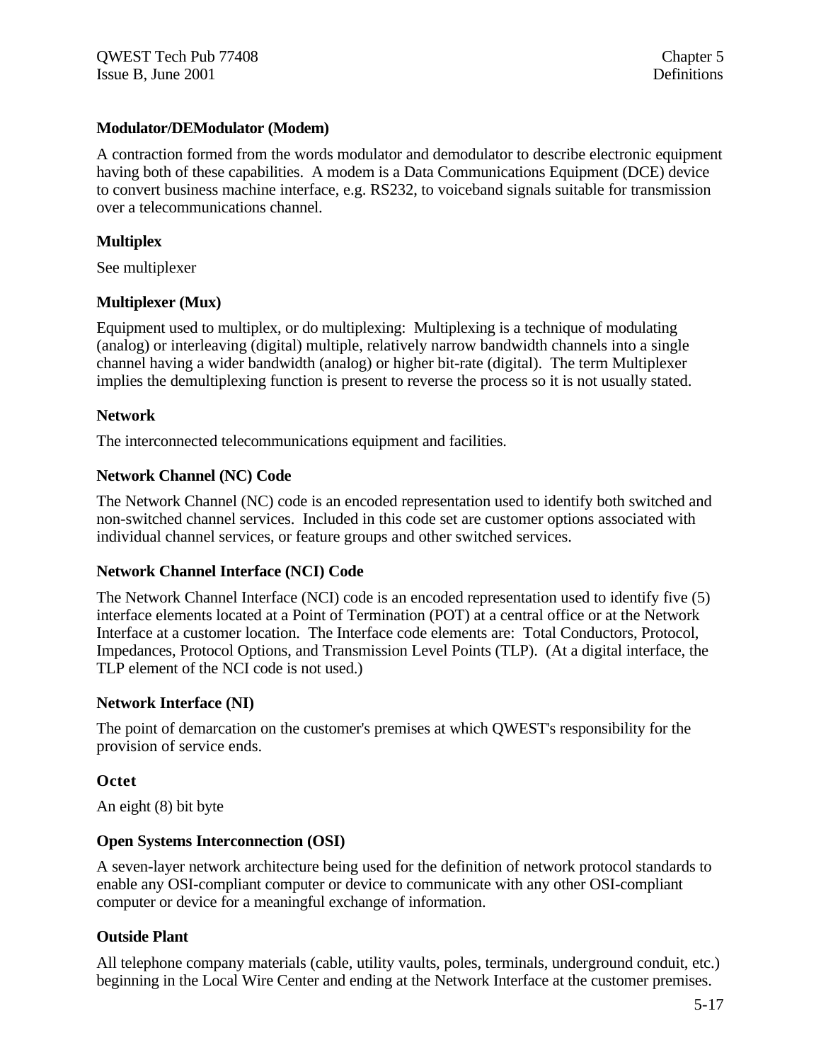**Modulator/DEModulator (Modem)**

A contraction formed from the words modulator and demodulator to describe electronic equipment having both of these capabilities. A modem is a Data Communications Equipment (DCE) device to convert business machine interface, e.g. RS232, to voiceband signals suitable for transmission over a telecommunications channel.

**Multiplex**

See multiplexer

**Multiplexer (Mux)**

Equipment used to multiplex, or do multiplexing: Multiplexing is a technique of modulating (analog) or interleaving (digital) multiple, relatively narrow bandwidth channels into a single channel having a wider bandwidth (analog) or higher bit-rate (digital). The term Multiplexer implies the demultiplexing function is present to reverse the process so it is not usually stated.

**Network**

The interconnected telecommunications equipment and facilities.

**Network Channel (NC) Code**

The Network Channel (NC) code is an encoded representation used to identify both switched and non-switched channel services. Included in this code set are customer options associated with individual channel services, or feature groups and other switched services.

**Network Channel Interface (NCI) Code**

The Network Channel Interface (NCI) code is an encoded representation used to identify five (5) interface elements located at a Point of Termination (POT) at a central office or at the Network Interface at a customer location. The Interface code elements are: Total Conductors, Protocol, Impedances, Protocol Options, and Transmission Level Points (TLP). (At a digital interface, the TLP element of the NCI code is not used.)

**Network Interface (NI)**

The point of demarcation on the customer's premises at which QWEST's responsibility for the provision of service ends.

**Octet**

An eight (8) bit byte

**Open Systems Interconnection (OSI)**

A seven-layer network architecture being used for the definition of network protocol standards to enable any OSI-compliant computer or device to communicate with any other OSI-compliant computer or device for a meaningful exchange of information.

**Outside Plant**

All telephone company materials (cable, utility vaults, poles, terminals, underground conduit, etc.) beginning in the Local Wire Center and ending at the Network Interface at the customer premises.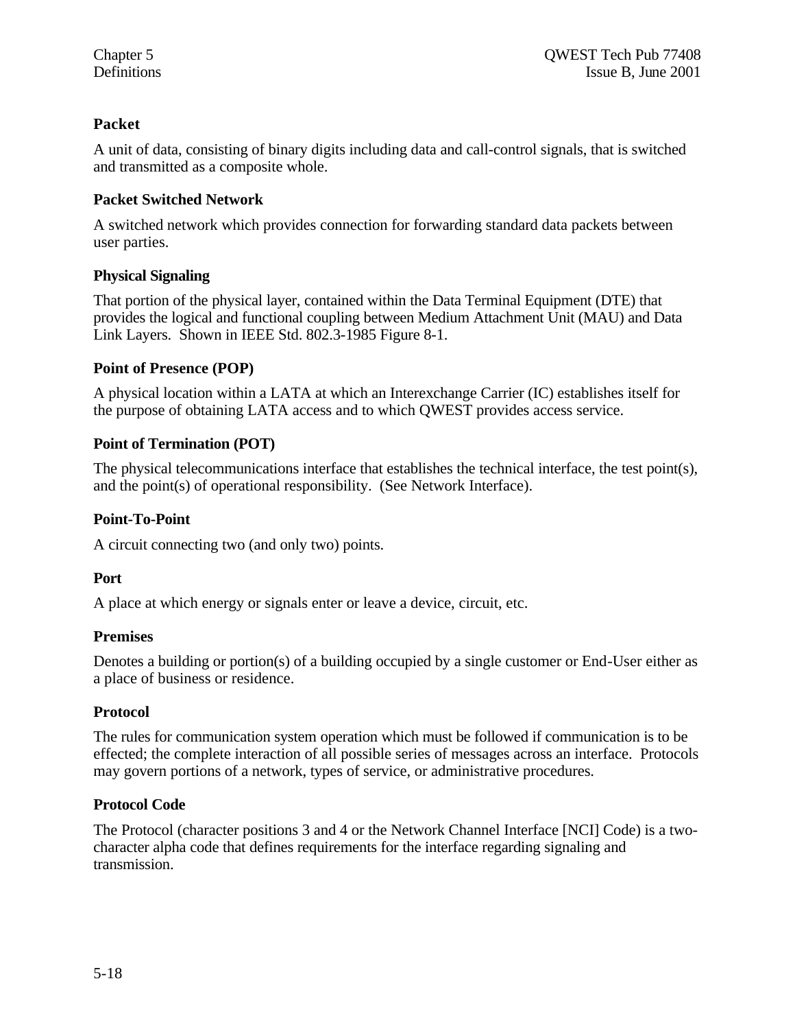### Packet

A unit of data, consisting of binary digits including data and call-control signals, that is switched and transmitted as a composite whole.

### Packet Switched Network

A switched network which provides connection for forwarding standard data packets between user parties.

### Physical Signaling

That portion of the physical layer, contained within the Data Terminal Equipment (DTE) that provides the logical and functional coupling between Medium Attachment Unit (MAU) and Data Link Layers. Shown in IEEE Std. 802.3-1985 Figure 8-1.

### Point of Presence (POP)

A physical location within a LATA at which an Interexchange Carrier (IC) establishes itself for the purpose of obtaining LATA access and to which QWEST provides access service.

### Point of Termination (POT)

The physical telecommunications interface that establishes the technical interface, the test point(s), and the point(s) of operational responsibility. (See Network Interface).

### Point-To-Point

A circuit connecting two (and only two) points.

### Port

A place at which energy or signals enter or leave a device, circuit, etc.

### Premises

Denotes a building or portion(s) of a building occupied by a single customer or End-User either as a place of business or residence.

### Protocol

The rules for communication system operation which must be followed if communication is to be effected; the complete interaction of all possible series of messages across an interface. Protocols may govern portions of a network, types of service, or administrative procedures.

### Protocol Code

The Protocol (character positions 3 and 4 or the Network Channel Interface [NCI] Code) is a two-character alpha code that defines requirements for the interface regarding signaling and transmission.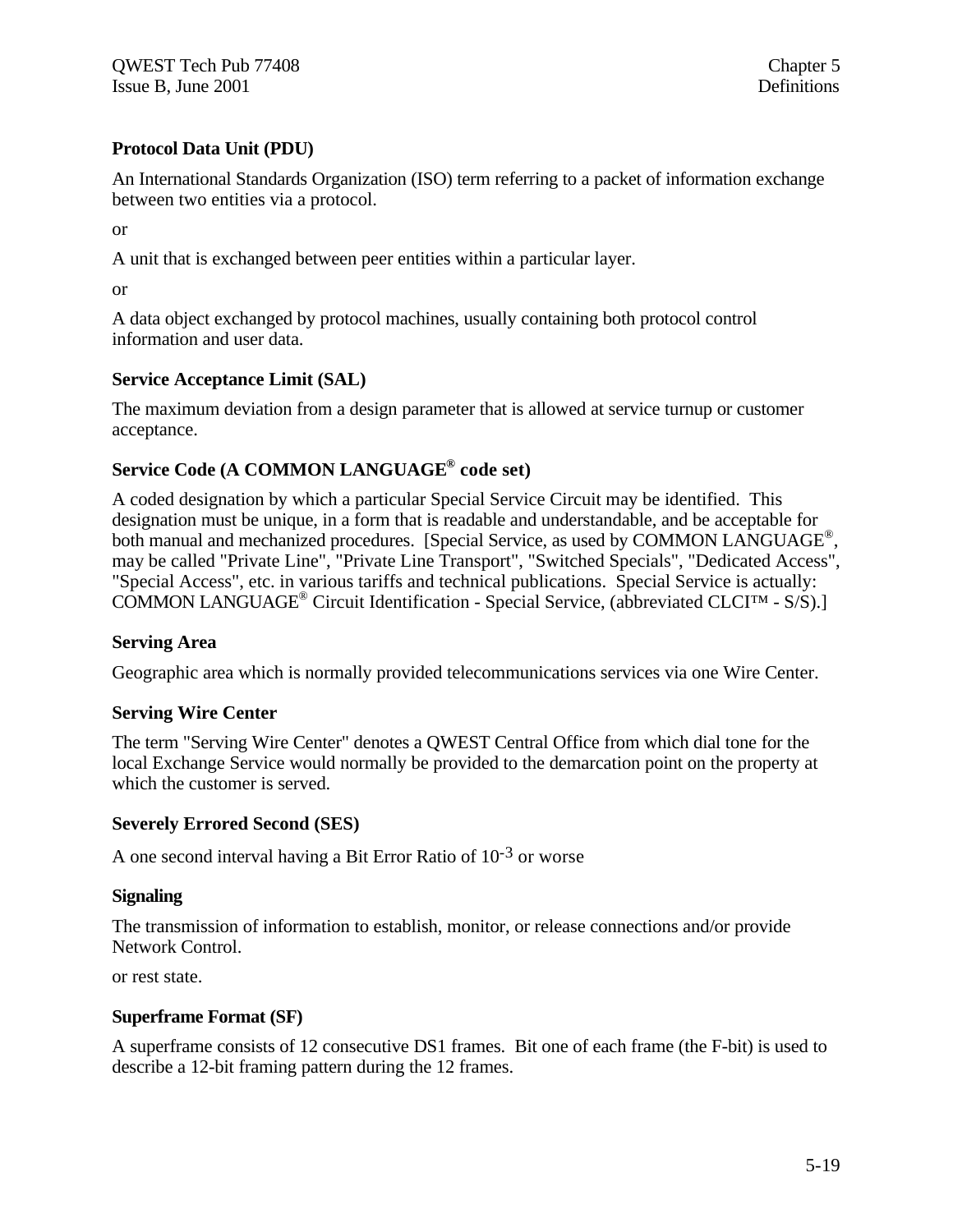### Protocol Data Unit (PDU)

An International Standards Organization (ISO) term referring to a packet of information exchange between two entities via a protocol.

or

A unit that is exchanged between peer entities within a particular layer.

or

A data object exchanged by protocol machines, usually containing both protocol control information and user data.

### Service Acceptance Limit (SAL)

The maximum deviation from a design parameter that is allowed at service turnup or customer acceptance.

### Service Code (A COMMON LANGUAGE® code set)

A coded designation by which a particular Special Service Circuit may be identified. This designation must be unique, in a form that is readable and understandable, and be acceptable for both manual and mechanized procedures. [Special Service, as used by COMMON LANGUAGE®, may be called "Private Line", "Private Line Transport", "Switched Specials", "Dedicated Access", "Special Access", etc. in various tariffs and technical publications. Special Service is actually: COMMON LANGUAGE® Circuit Identification - Special Service, (abbreviated CLCI™ - S/S).]

### Serving Area

Geographic area which is normally provided telecommunications services via one Wire Center.

### Serving Wire Center

The term "Serving Wire Center" denotes a QWEST Central Office from which dial tone for the local Exchange Service would normally be provided to the demarcation point on the property at which the customer is served.

### Severely Errored Second (SES)

A one second interval having a Bit Error Ratio of $10^{-3}$ or worse

### Signaling

The transmission of information to establish, monitor, or release connections and/or provide Network Control.

or rest state.

### Superframe Format (SF)

A superframe consists of 12 consecutive DS1 frames. Bit one of each frame (the F-bit) is used to describe a 12-bit framing pattern during the 12 frames.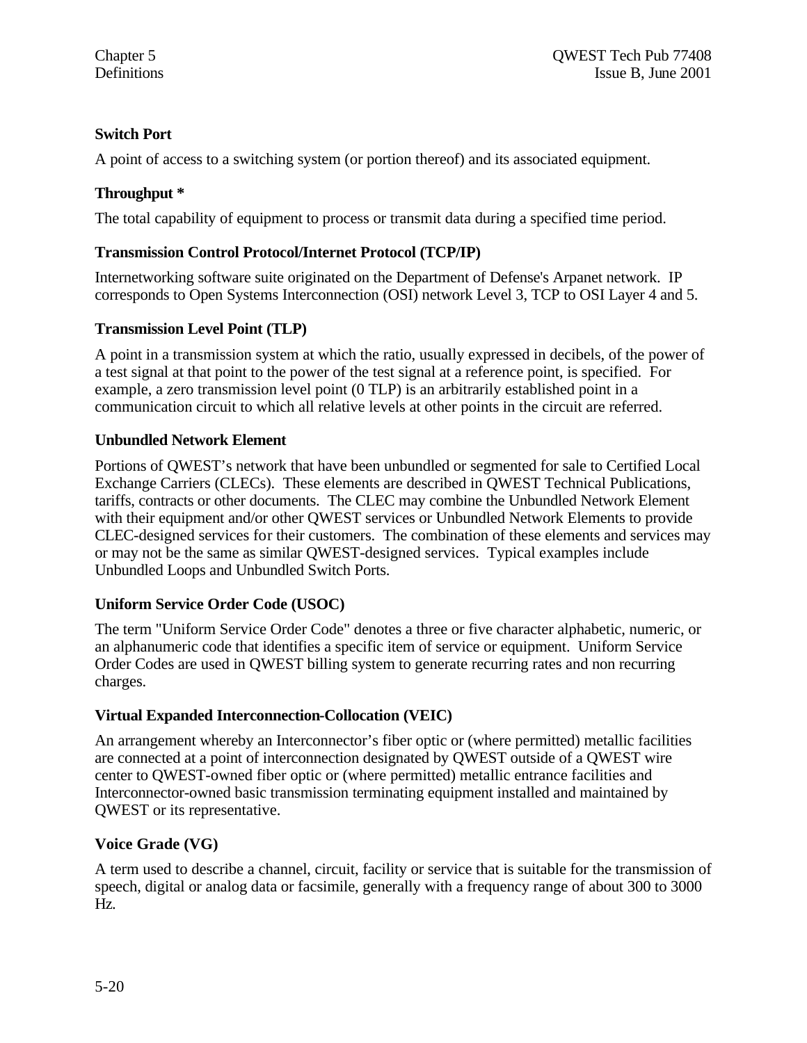**Switch Port**

A point of access to a switching system (or portion thereof) and its associated equipment.

**Throughput ***

The total capability of equipment to process or transmit data during a specified time period.

**Transmission Control Protocol/Internet Protocol (TCP/IP)**

Internetworking software suite originated on the Department of Defense's Arpanet network. IP corresponds to Open Systems Interconnection (OSI) network Level 3, TCP to OSI Layer 4 and 5.

**Transmission Level Point (TLP)**

A point in a transmission system at which the ratio, usually expressed in decibels, of the power of a test signal at that point to the power of the test signal at a reference point, is specified. For example, a zero transmission level point (0 TLP) is an arbitrarily established point in a communication circuit to which all relative levels at other points in the circuit are referred.

**Unbundled Network Element**

Portions of QWEST's network that have been unbundled or segmented for sale to Certified Local Exchange Carriers (CLECs). These elements are described in QWEST Technical Publications, tariffs, contracts or other documents. The CLEC may combine the Unbundled Network Element with their equipment and/or other QWEST services or Unbundled Network Elements to provide CLEC-designed services for their customers. The combination of these elements and services may or may not be the same as similar QWEST-designed services. Typical examples include Unbundled Loops and Unbundled Switch Ports.

**Uniform Service Order Code (USOC)**

The term "Uniform Service Order Code" denotes a three or five character alphabetic, numeric, or an alphanumeric code that identifies a specific item of service or equipment. Uniform Service Order Codes are used in QWEST billing system to generate recurring rates and non recurring charges.

**Virtual Expanded Interconnection-Collocation (VEIC)**

An arrangement whereby an Interconnector's fiber optic or (where permitted) metallic facilities are connected at a point of interconnection designated by QWEST outside of a QWEST wire center to QWEST-owned fiber optic or (where permitted) metallic entrance facilities and Interconnector-owned basic transmission terminating equipment installed and maintained by QWEST or its representative.

**Voice Grade (VG)**

A term used to describe a channel, circuit, facility or service that is suitable for the transmission of speech, digital or analog data or facsimile, generally with a frequency range of about 300 to 3000 Hz.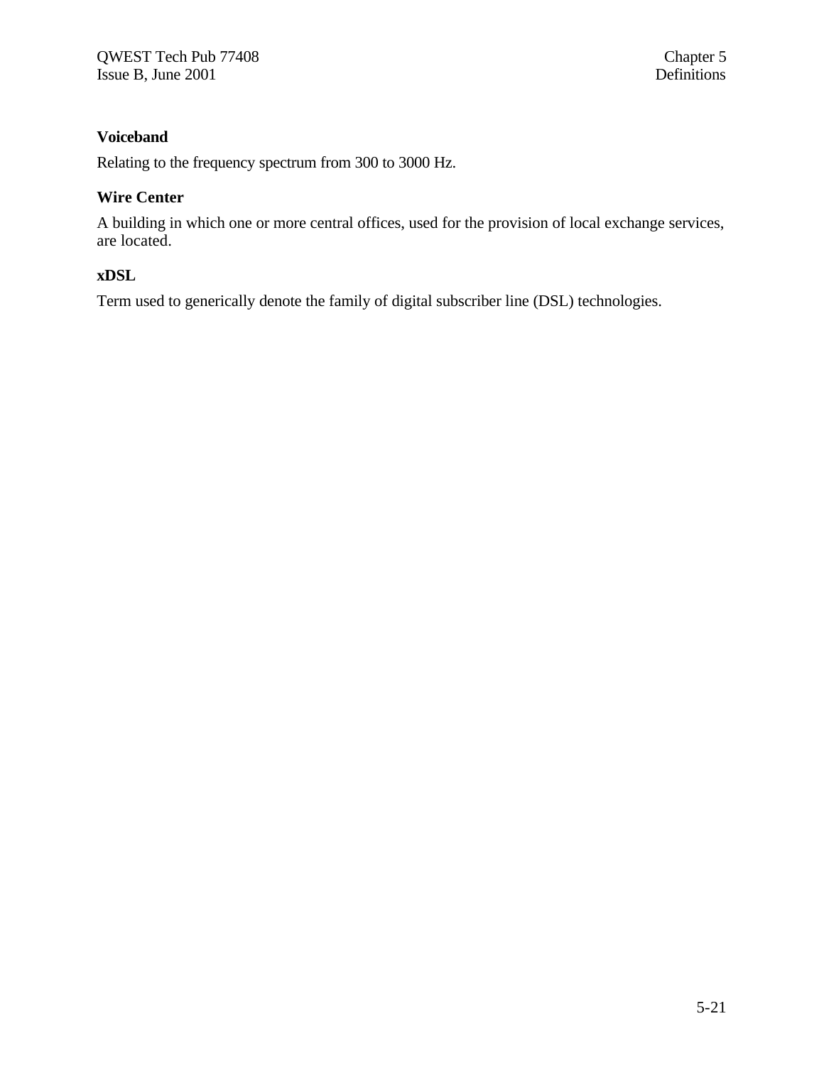**Voiceband**

Relating to the frequency spectrum from 300 to 3000 Hz.

**Wire Center**

A building in which one or more central offices, used for the provision of local exchange services, are located.

**xDSL**

Term used to generically denote the family of digital subscriber line (DSL) technologies.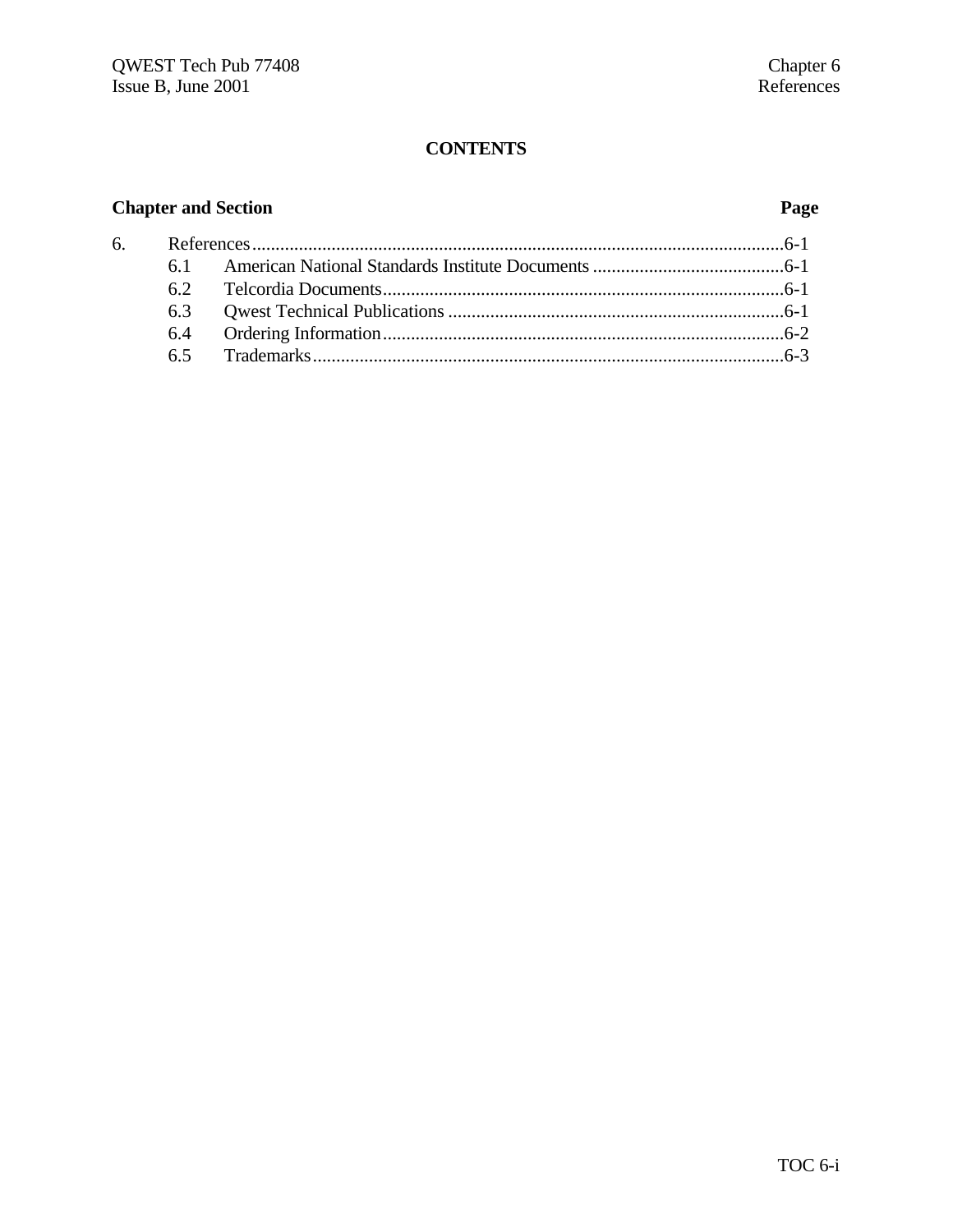**CONTENTS**

| Chapter and Section | | Page |
|---|---|---|
| 6. | References | 6-1 |
| 6.1 | American National Standards Institute Documents | 6-1 |
| 6.2 | Telcordia Documents | 6-1 |
| 6.3 | Qwest Technical Publications | 6-1 |
| 6.4 | Ordering Information | 6-2 |
| 6.5 | Trademarks | 6-3 |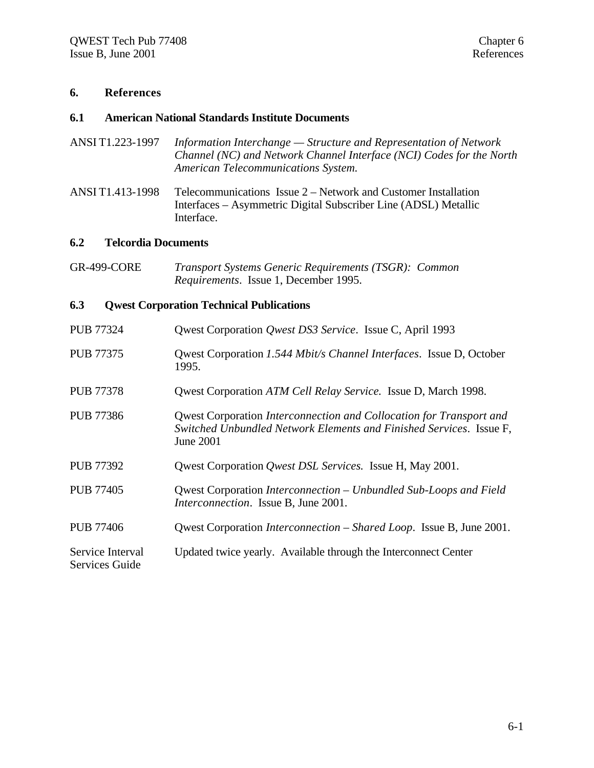# 6. References

## 6.1 American National Standards Institute Documents

ANSI T1.223-1997 *Information Interchange — Structure and Representation of Network Channel (NC) and Network Channel Interface (NCI) Codes for the North American Telecommunications System.*

ANSI T1.413-1998 Telecommunications Issue 2 – Network and Customer Installation Interfaces – Asymmetric Digital Subscriber Line (ADSL) Metallic Interface.

## 6.2 Telcordia Documents

GR-499-CORE *Transport Systems Generic Requirements (TSGR): Common Requirements*. Issue 1, December 1995.

## 6.3 Qwest Corporation Technical Publications

PUB 77324 Qwest Corporation *Qwest DS3 Service*. Issue C, April 1993

PUB 77375 Qwest Corporation *1.544 Mbit/s Channel Interfaces*. Issue D, October 1995.

PUB 77378 Qwest Corporation *ATM Cell Relay Service.* Issue D, March 1998.

PUB 77386 Qwest Corporation *Interconnection and Collocation for Transport and Switched Unbundled Network Elements and Finished Services*. Issue F, June 2001

PUB 77392 Qwest Corporation *Qwest DSL Services.* Issue H, May 2001.

PUB 77405 Qwest Corporation *Interconnection – Unbundled Sub-Loops and Field Interconnection*. Issue B, June 2001.

PUB 77406 Qwest Corporation *Interconnection – Shared Loop*. Issue B, June 2001.

Service Interval Services Guide Updated twice yearly. Available through the Interconnect Center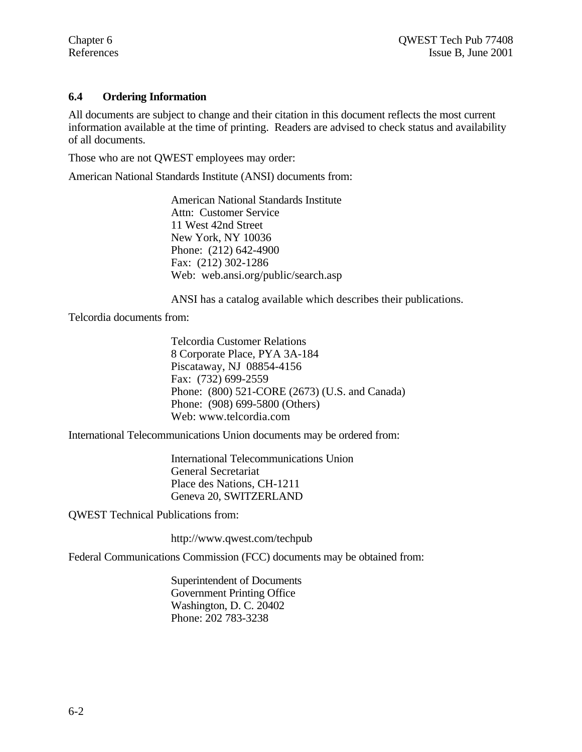### 6.4 Ordering Information

All documents are subject to change and their citation in this document reflects the most current information available at the time of printing. Readers are advised to check status and availability of all documents.

Those who are not QWEST employees may order:

American National Standards Institute (ANSI) documents from:

> American National Standards Institute
> Attn: Customer Service
> 11 West 42nd Street
> New York, NY 10036
> Phone: (212) 642-4900
> Fax: (212) 302-1286
> Web: web.ansi.org/public/search.asp
>
> ANSI has a catalog available which describes their publications.

Telcordia documents from:

> Telcordia Customer Relations
> 8 Corporate Place, PYA 3A-184
> Piscataway, NJ 08854-4156
> Fax: (732) 699-2559
> Phone: (800) 521-CORE (2673) (U.S. and Canada)
> Phone: (908) 699-5800 (Others)
> Web: www.telcordia.com

International Telecommunications Union documents may be ordered from:

> International Telecommunications Union
> General Secretariat
> Place des Nations, CH-1211
> Geneva 20, SWITZERLAND

QWEST Technical Publications from:

> http://www.qwest.com/techpub

Federal Communications Commission (FCC) documents may be obtained from:

> Superintendent of Documents
> Government Printing Office
> Washington, D. C. 20402
> Phone: 202 783-3238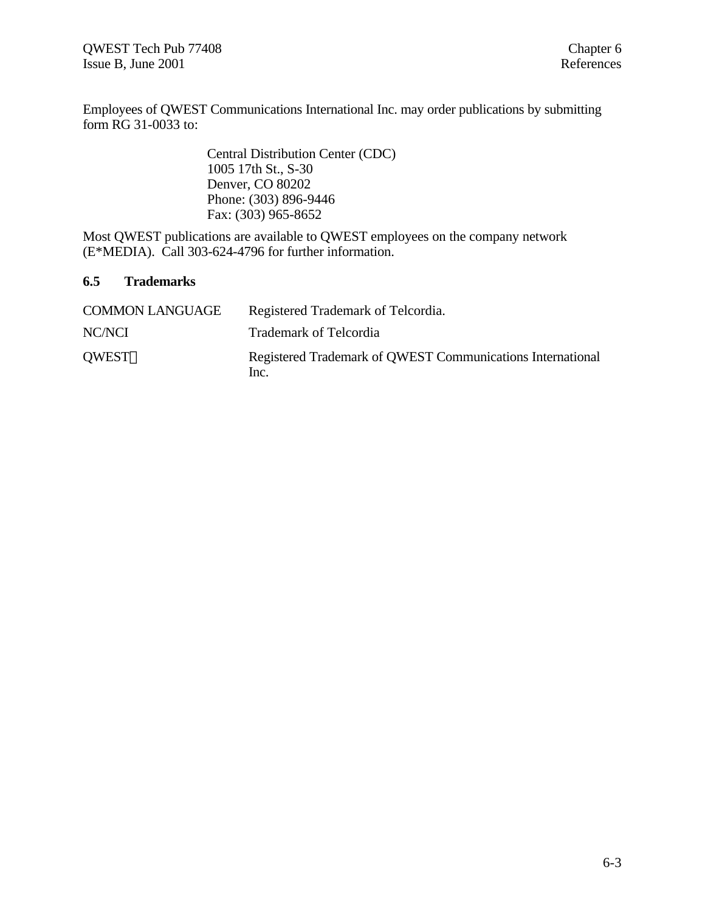Employees of QWEST Communications International Inc. may order publications by submitting form RG 31-0033 to:

Central Distribution Center (CDC)
1005 17th St., S-30
Denver, CO 80202
Phone: (303) 896-9446
Fax: (303) 965-8652

Most QWEST publications are available to QWEST employees on the company network (E*MEDIA). Call 303-624-4796 for further information.

## 6.5 Trademarks

| | |
|---|---|
| COMMON LANGUAGE | Registered Trademark of Telcordia. |
| NC/NCI | Trademark of Telcordia |
| QWEST® | Registered Trademark of QWEST Communications International Inc. |